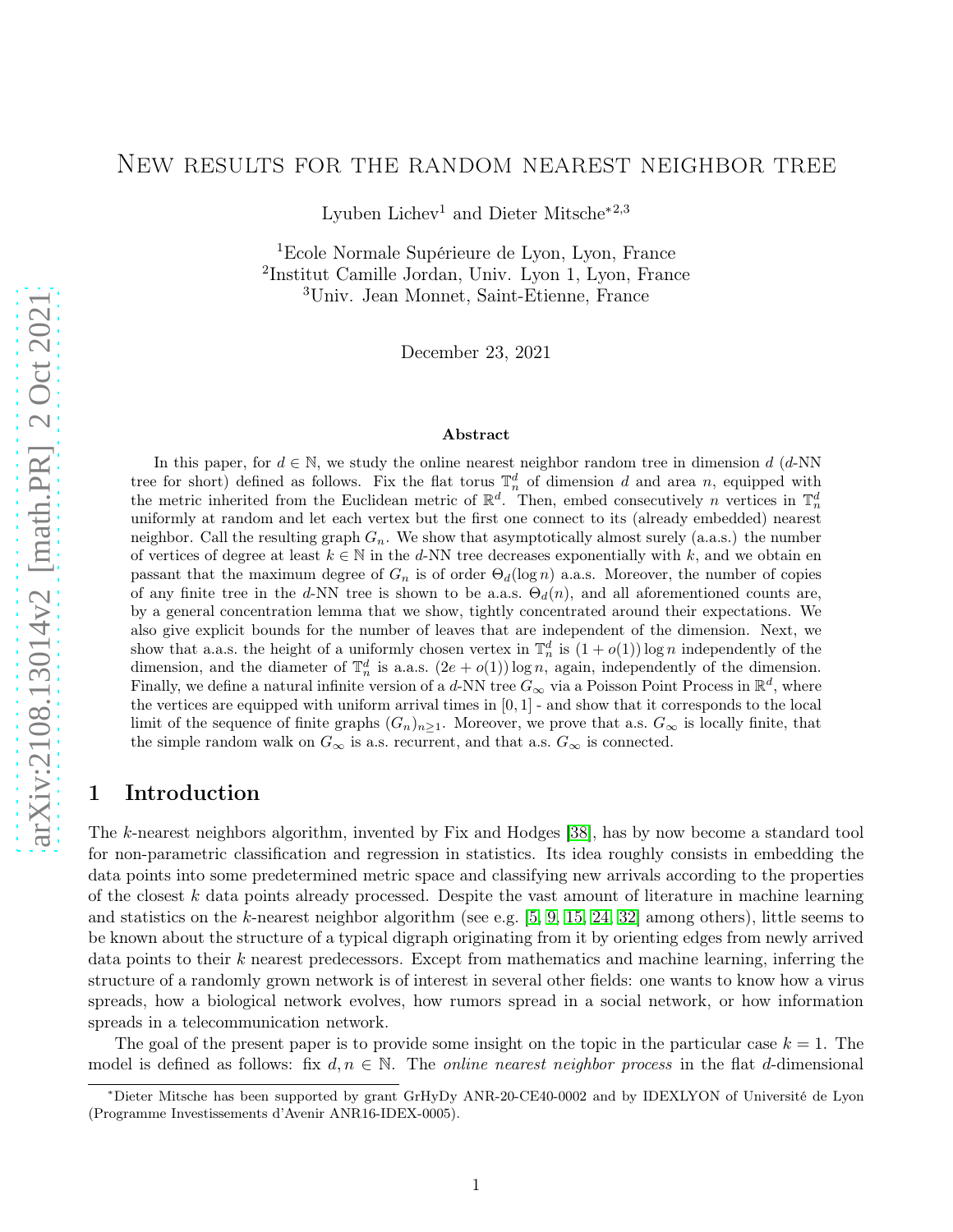# New results for the random nearest neighbor tree

Lyuben Lichev[1] and Dieter Mitsche*[2,3]

[1]Ecole Normale Supérieure de Lyon, Lyon, France
[2]Institut Camille Jordan, Univ. Lyon 1, Lyon, France
[3]Univ. Jean Monnet, Saint-Etienne, France

December 23, 2021

### Abstract

In this paper, for $d \in \mathbb{N}$, we study the online nearest neighbor random tree in dimension $d$ ($d$-NN tree for short) defined as follows. Fix the flat torus $\mathbb{T}_n^d$ of dimension $d$ and area $n$, equipped with the metric inherited from the Euclidean metric of $\mathbb{R}^d$. Then, embed consecutively $n$ vertices in $\mathbb{T}_n^d$ uniformly at random and let each vertex but the first one connect to its (already embedded) nearest neighbor. Call the resulting graph $G_n$. We show that asymptotically almost surely (a.a.s.) the number of vertices of degree at least $k \in \mathbb{N}$ in the $d$-NN tree decreases exponentially with $k$, and we obtain en passant that the maximum degree of $G_n$ is of order $\Theta_d(\log n)$ a.a.s. Moreover, the number of copies of any finite tree in the $d$-NN tree is shown to be a.a.s. $\Theta_d(n)$, and all aforementioned counts are, by a general concentration lemma that we show, tightly concentrated around their expectations. We also give explicit bounds for the number of leaves that are independent of the dimension. Next, we show that a.a.s. the height of a uniformly chosen vertex in $\mathbb{T}_n^d$ is $(1+o(1))\log n$ independently of the dimension, and the diameter of $\mathbb{T}_n^d$ is a.a.s. $(2e+o(1))\log n$, again, independently of the dimension. Finally, we define a natural infinite version of a $d$-NN tree $G_\infty$ via a Poisson Point Process in $\mathbb{R}^d$, where the vertices are equipped with uniform arrival times in $[0,1]$ - and show that it corresponds to the local limit of the sequence of finite graphs $(G_n)_{n\geq 1}$. Moreover, we prove that a.s. $G_\infty$ is locally finite, that the simple random walk on $G_\infty$ is a.s. recurrent, and that a.s. $G_\infty$ is connected.

## 1 Introduction

The $k$-nearest neighbors algorithm, invented by Fix and Hodges [38], has by now become a standard tool for non-parametric classification and regression in statistics. Its idea roughly consists in embedding the data points into some predetermined metric space and classifying new arrivals according to the properties of the closest $k$ data points already processed. Despite the vast amount of literature in machine learning and statistics on the $k$-nearest neighbor algorithm (see e.g. [5, 9, 15, 24, 32] among others), little seems to be known about the structure of a typical digraph originating from it by orienting edges from newly arrived data points to their $k$ nearest predecessors. Except from mathematics and machine learning, inferring the structure of a randomly grown network is of interest in several other fields: one wants to know how a virus spreads, how a biological network evolves, how rumors spread in a social network, or how information spreads in a telecommunication network.

The goal of the present paper is to provide some insight on the topic in the particular case $k = 1$. The model is defined as follows: fix $d, n \in \mathbb{N}$. The *online nearest neighbor process* in the flat $d$-dimensional

*Dieter Mitsche has been supported by grant GrHyDy ANR-20-CE40-0002 and by IDEXLYON of Université de Lyon (Programme Investissements d'Avenir ANR16-IDEX-0005).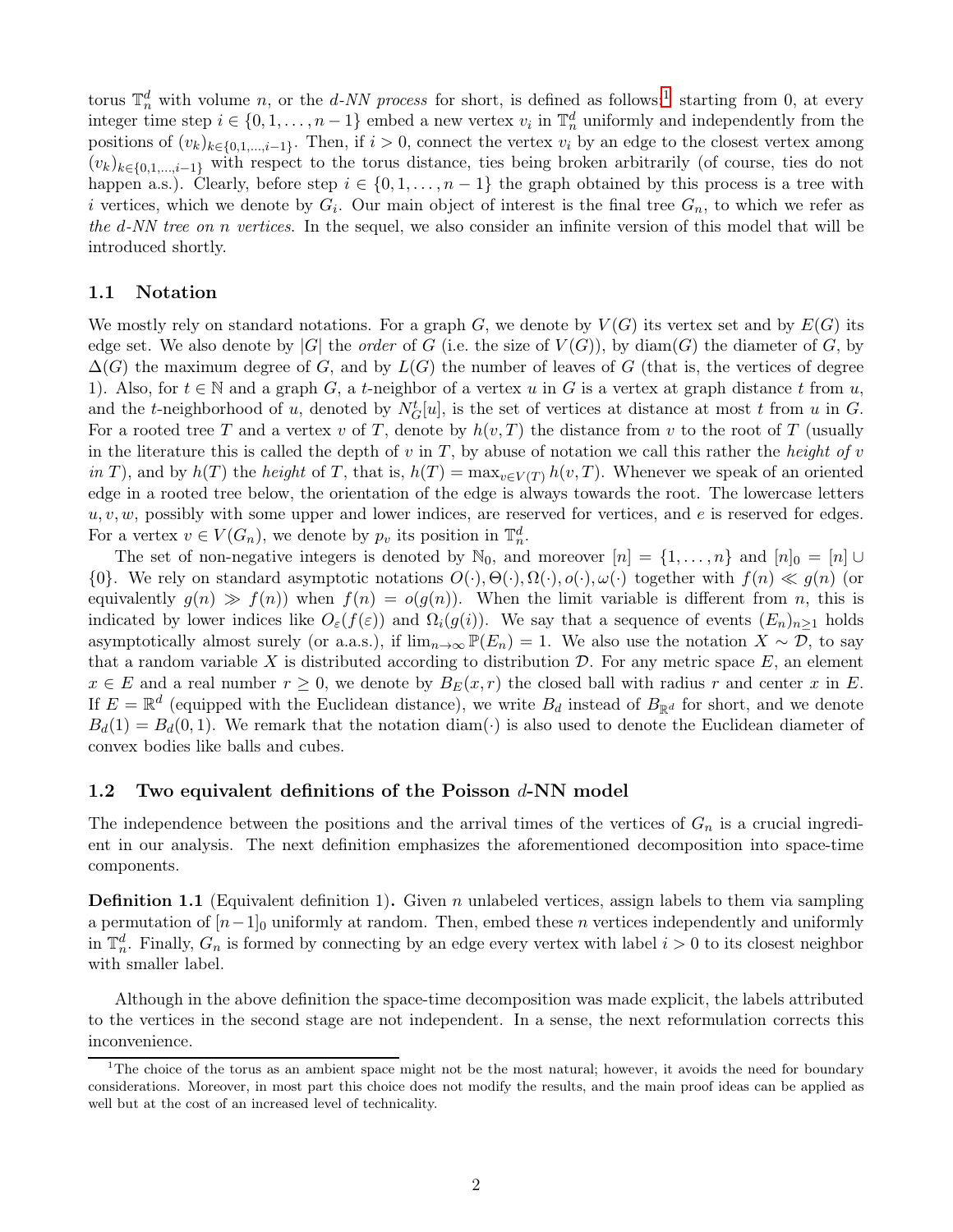torus $\mathbb{T}_n^d$ with volume $n$, or the *d-NN process* for short, is defined as follows:[1] starting from 0, at every integer time step $i \in \{0, 1, \dots, n-1\}$ embed a new vertex $v_i$ in $\mathbb{T}_n^d$ uniformly and independently from the positions of $(v_k)_{k\in\{0,1,\dots,i-1\}}$. Then, if $i > 0$, connect the vertex $v_i$ by an edge to the closest vertex among $(v_k)_{k\in\{0,1,\dots,i-1\}}$ with respect to the torus distance, ties being broken arbitrarily (of course, ties do not happen a.s.). Clearly, before step $i \in \{0, 1, \dots, n-1\}$ the graph obtained by this process is a tree with $i$ vertices, which we denote by $G_i$. Our main object of interest is the final tree $G_n$, to which we refer as *the d-NN tree on n vertices*. In the sequel, we also consider an infinite version of this model that will be introduced shortly.

### 1.1 Notation

We mostly rely on standard notations. For a graph $G$, we denote by $V(G)$ its vertex set and by $E(G)$ its edge set. We also denote by $|G|$ the *order* of $G$ (i.e. the size of $V(G)$), by $\mathrm{diam}(G)$ the diameter of $G$, by $\Delta(G)$ the maximum degree of $G$, and by $L(G)$ the number of leaves of $G$ (that is, the vertices of degree 1). Also, for $t \in \mathbb{N}$ and a graph $G$, a $t$-neighbor of a vertex $u$ in $G$ is a vertex at graph distance $t$ from $u$, and the $t$-neighborhood of $u$, denoted by $N_G^t[u]$, is the set of vertices at distance at most $t$ from $u$ in $G$. For a rooted tree $T$ and a vertex $v$ of $T$, denote by $h(v, T)$ the distance from $v$ to the root of $T$ (usually in the literature this is called the depth of $v$ in $T$, by abuse of notation we call this rather the *height of $v$ in $T$*), and by $h(T)$ the *height* of $T$, that is, $h(T) = \max_{v\in V(T)} h(v, T)$. Whenever we speak of an oriented edge in a rooted tree below, the orientation of the edge is always towards the root. The lowercase letters $u, v, w$, possibly with some upper and lower indices, are reserved for vertices, and $e$ is reserved for edges. For a vertex $v \in V(G_n)$, we denote by $p_v$ its position in $\mathbb{T}_n^d$.

The set of non-negative integers is denoted by $\mathbb{N}_0$, and moreover $[n] = \{1, \dots, n\}$ and $[n]_0 = [n] \cup \{0\}$. We rely on standard asymptotic notations $O(\cdot), \Theta(\cdot), \Omega(\cdot), o(\cdot), \omega(\cdot)$ together with $f(n) \ll g(n)$ (or equivalently $g(n) \gg f(n)$) when $f(n) = o(g(n))$. When the limit variable is different from $n$, this is indicated by lower indices like $O_\varepsilon(f(\varepsilon))$ and $\Omega_i(g(i))$. We say that a sequence of events $(E_n)_{n\geq 1}$ holds asymptotically almost surely (or a.a.s.), if $\lim_{n\to\infty} \mathbb{P}(E_n) = 1$. We also use the notation $X \sim \mathcal{D}$, to say that a random variable $X$ is distributed according to distribution $\mathcal{D}$. For any metric space $E$, an element $x \in E$ and a real number $r \geq 0$, we denote by $B_E(x, r)$ the closed ball with radius $r$ and center $x$ in $E$. If $E = \mathbb{R}^d$ (equipped with the Euclidean distance), we write $B_d$ instead of $B_{\mathbb{R}^d}$ for short, and we denote $B_d(1) = B_d(0, 1)$. We remark that the notation $\mathrm{diam}(\cdot)$ is also used to denote the Euclidean diameter of convex bodies like balls and cubes.

### 1.2 Two equivalent definitions of the Poisson $d$-NN model

The independence between the positions and the arrival times of the vertices of $G_n$ is a crucial ingredient in our analysis. The next definition emphasizes the aforementioned decomposition into space-time components.

**Definition 1.1** (Equivalent definition 1)**.** Given $n$ unlabeled vertices, assign labels to them via sampling a permutation of $[n-1]_0$ uniformly at random. Then, embed these $n$ vertices independently and uniformly in $\mathbb{T}_n^d$. Finally, $G_n$ is formed by connecting by an edge every vertex with label $i > 0$ to its closest neighbor with smaller label.

Although in the above definition the space-time decomposition was made explicit, the labels attributed to the vertices in the second stage are not independent. In a sense, the next reformulation corrects this inconvenience.

[1] The choice of the torus as an ambient space might not be the most natural; however, it avoids the need for boundary considerations. Moreover, in most part this choice does not modify the results, and the main proof ideas can be applied as well but at the cost of an increased level of technicality.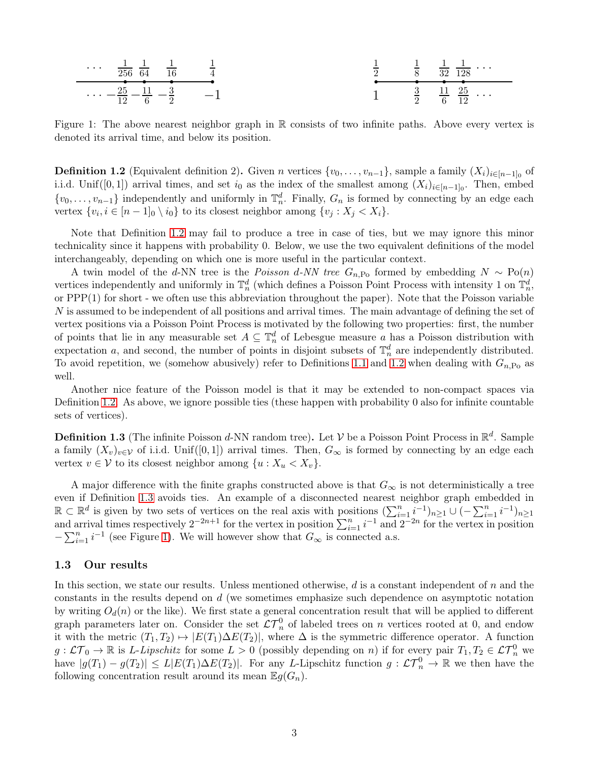Figure 1: The above nearest neighbor graph in $\mathbb{R}$ consists of two infinite paths. Above every vertex is denoted its arrival time, and below its position.

**Definition 1.2** (Equivalent definition 2)**.** Given $n$ vertices $\{v_0, \ldots, v_{n-1}\}$, sample a family $(X_i)_{i\in[n-1]_0}$ of i.i.d. Unif$([0,1])$ arrival times, and set $i_0$ as the index of the smallest among $(X_i)_{i\in[n-1]_0}$. Then, embed $\{v_0, \ldots, v_{n-1}\}$ independently and uniformly in $\mathbb{T}_n^d$. Finally, $G_n$ is formed by connecting by an edge each vertex $\{v_i, i \in [n-1]_0 \setminus i_0\}$ to its closest neighbor among $\{v_j : X_j < X_i\}$.

Note that Definition 1.2 may fail to produce a tree in case of ties, but we may ignore this minor technicality since it happens with probability 0. Below, we use the two equivalent definitions of the model interchangeably, depending on which one is more useful in the particular context.

A twin model of the $d$-NN tree is the *Poisson $d$-NN tree* $G_{n,\text{Po}}$ formed by embedding $N \sim \text{Po}(n)$ vertices independently and uniformly in $\mathbb{T}_n^d$ (which defines a Poisson Point Process with intensity 1 on $\mathbb{T}_n^d$, or PPP(1) for short - we often use this abbreviation throughout the paper). Note that the Poisson variable $N$ is assumed to be independent of all positions and arrival times. The main advantage of defining the set of vertex positions via a Poisson Point Process is motivated by the following two properties: first, the number of points that lie in any measurable set $A \subseteq \mathbb{T}_n^d$ of Lebesgue measure $a$ has a Poisson distribution with expectation $a$, and second, the number of points in disjoint subsets of $\mathbb{T}_n^d$ are independently distributed. To avoid repetition, we (somehow abusively) refer to Definitions 1.1 and 1.2 when dealing with $G_{n,\text{Po}}$ as well.

Another nice feature of the Poisson model is that it may be extended to non-compact spaces via Definition 1.2. As above, we ignore possible ties (these happen with probability 0 also for infinite countable sets of vertices).

**Definition 1.3** (The infinite Poisson $d$-NN random tree)**.** Let $\mathcal{V}$ be a Poisson Point Process in $\mathbb{R}^d$. Sample a family $(X_v)_{v\in\mathcal{V}}$ of i.i.d. Unif$([0,1])$ arrival times. Then, $G_\infty$ is formed by connecting by an edge each vertex $v \in \mathcal{V}$ to its closest neighbor among $\{u : X_u < X_v\}$.

A major difference with the finite graphs constructed above is that $G_\infty$ is not deterministically a tree even if Definition 1.3 avoids ties. An example of a disconnected nearest neighbor graph embedded in $\mathbb{R} \subset \mathbb{R}^d$ is given by two sets of vertices on the real axis with positions $(\sum_{i=1}^n i^{-1})_{n\geq 1} \cup (-\sum_{i=1}^n i^{-1})_{n\geq 1}$ and arrival times respectively $2^{-2n+1}$ for the vertex in position $\sum_{i=1}^n i^{-1}$ and $2^{-2n}$ for the vertex in position $-\sum_{i=1}^n i^{-1}$ (see Figure 1). We will however show that $G_\infty$ is connected a.s.

### 1.3 Our results

In this section, we state our results. Unless mentioned otherwise, $d$ is a constant independent of $n$ and the constants in the results depend on $d$ (we sometimes emphasize such dependence on asymptotic notation by writing $O_d(n)$ or the like). We first state a general concentration result that will be applied to different graph parameters later on. Consider the set $\mathcal{LT}_n^0$ of labeled trees on $n$ vertices rooted at 0, and endow it with the metric $(T_1, T_2) \mapsto |E(T_1)\Delta E(T_2)|$, where $\Delta$ is the symmetric difference operator. A function $g : \mathcal{LT}_0 \to \mathbb{R}$ is *$L$-Lipschitz* for some $L > 0$ (possibly depending on $n$) if for every pair $T_1, T_2 \in \mathcal{LT}_n^0$ we have $|g(T_1) - g(T_2)| \leq L|E(T_1)\Delta E(T_2)|$. For any $L$-Lipschitz function $g : \mathcal{LT}_n^0 \to \mathbb{R}$ we then have the following concentration result around its mean $\mathbb{E}g(G_n)$.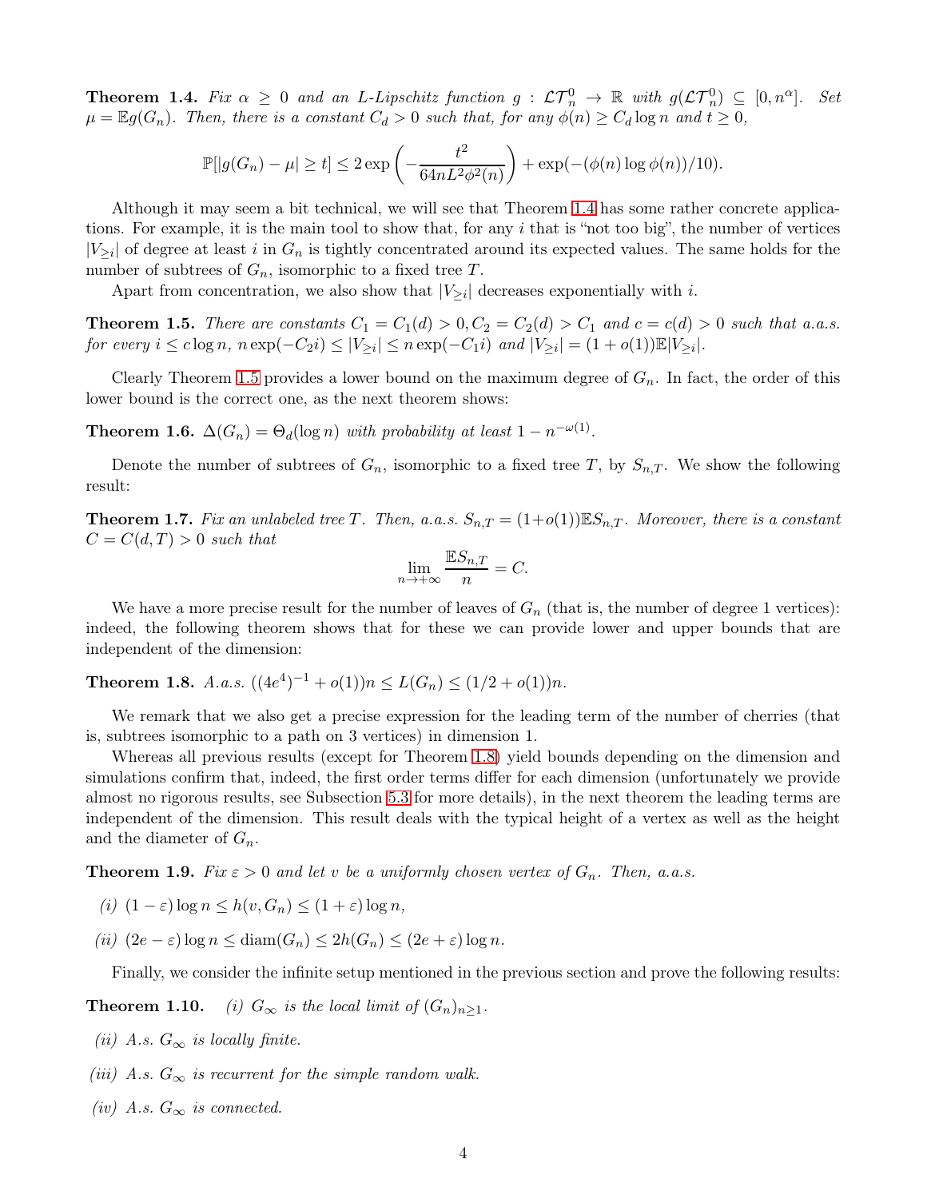**Theorem 1.4.** *Fix $\alpha \geq 0$ and an $L$-Lipschitz function $g : \mathcal{LT}_n^0 \to \mathbb{R}$ with $g(\mathcal{LT}_n^0) \subseteq [0, n^\alpha]$. Set $\mu = \mathbb{E}g(G_n)$. Then, there is a constant $C_d > 0$ such that, for any $\phi(n) \geq C_d \log n$ and $t \geq 0$,*

$$\mathbb{P}[|g(G_n) - \mu| \geq t] \leq 2 \exp\left(-\frac{t^2}{64nL^2\phi^2(n)}\right) + \exp(-(\phi(n)\log\phi(n))/10).$$

Although it may seem a bit technical, we will see that Theorem 1.4 has some rather concrete applications. For example, it is the main tool to show that, for any $i$ that is "not too big", the number of vertices $|V_{\geq i}|$ of degree at least $i$ in $G_n$ is tightly concentrated around its expected values. The same holds for the number of subtrees of $G_n$, isomorphic to a fixed tree $T$.

Apart from concentration, we also show that $|V_{\geq i}|$ decreases exponentially with $i$.

**Theorem 1.5.** *There are constants $C_1 = C_1(d) > 0, C_2 = C_2(d) > C_1$ and $c = c(d) > 0$ such that a.a.s. for every $i \leq c \log n$, $n\exp(-C_2 i) \leq |V_{\geq i}| \leq n\exp(-C_1 i)$ and $|V_{\geq i}| = (1 + o(1))\mathbb{E}|V_{\geq i}|$.*

Clearly Theorem 1.5 provides a lower bound on the maximum degree of $G_n$. In fact, the order of this lower bound is the correct one, as the next theorem shows:

**Theorem 1.6.** *$\Delta(G_n) = \Theta_d(\log n)$ with probability at least $1 - n^{-\omega(1)}$.*

Denote the number of subtrees of $G_n$, isomorphic to a fixed tree $T$, by $S_{n,T}$. We show the following result:

**Theorem 1.7.** *Fix an unlabeled tree $T$. Then, a.a.s. $S_{n,T} = (1+o(1))\mathbb{E}S_{n,T}$. Moreover, there is a constant $C = C(d, T) > 0$ such that*

$$\lim_{n\to+\infty} \frac{\mathbb{E}S_{n,T}}{n} = C.$$

We have a more precise result for the number of leaves of $G_n$ (that is, the number of degree 1 vertices): indeed, the following theorem shows that for these we can provide lower and upper bounds that are independent of the dimension:

**Theorem 1.8.** *A.a.s. $((4e^4)^{-1} + o(1))n \leq L(G_n) \leq (1/2 + o(1))n$.*

We remark that we also get a precise expression for the leading term of the number of cherries (that is, subtrees isomorphic to a path on 3 vertices) in dimension 1.

Whereas all previous results (except for Theorem 1.8) yield bounds depending on the dimension and simulations confirm that, indeed, the first order terms differ for each dimension (unfortunately we provide almost no rigorous results, see Subsection 5.3 for more details), in the next theorem the leading terms are independent of the dimension. This result deals with the typical height of a vertex as well as the height and the diameter of $G_n$.

**Theorem 1.9.** *Fix $\varepsilon > 0$ and let $v$ be a uniformly chosen vertex of $G_n$. Then, a.a.s.*

*(i)* $(1 - \varepsilon)\log n \leq h(v, G_n) \leq (1 + \varepsilon)\log n$,

*(ii)* $(2e - \varepsilon)\log n \leq \mathrm{diam}(G_n) \leq 2h(G_n) \leq (2e + \varepsilon)\log n$.

Finally, we consider the infinite setup mentioned in the previous section and prove the following results:

**Theorem 1.10.** *(i) $G_\infty$ is the local limit of $(G_n)_{n\geq 1}$.*

*(ii) A.s. $G_\infty$ is locally finite.*

*(iii) A.s. $G_\infty$ is recurrent for the simple random walk.*

*(iv) A.s. $G_\infty$ is connected.*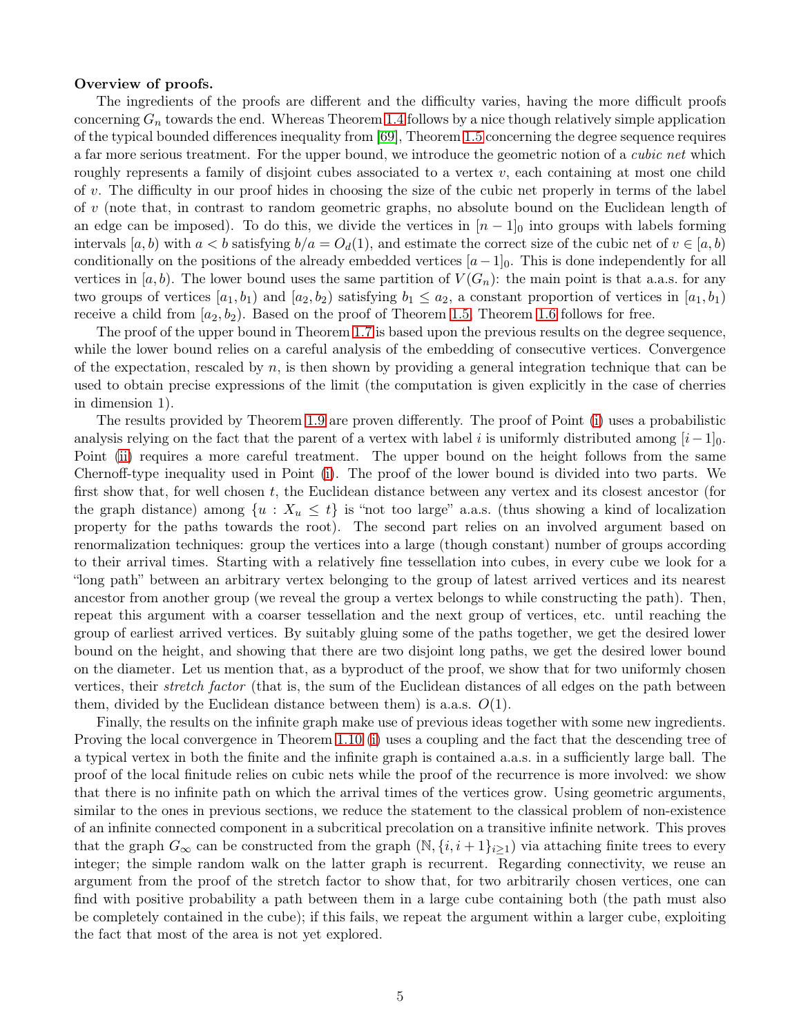**Overview of proofs.**

The ingredients of the proofs are different and the difficulty varies, having the more difficult proofs concerning $G_n$ towards the end. Whereas Theorem 1.4 follows by a nice though relatively simple application of the typical bounded differences inequality from [69], Theorem 1.5 concerning the degree sequence requires a far more serious treatment. For the upper bound, we introduce the geometric notion of a *cubic net* which roughly represents a family of disjoint cubes associated to a vertex $v$, each containing at most one child of $v$. The difficulty in our proof hides in choosing the size of the cubic net properly in terms of the label of $v$ (note that, in contrast to random geometric graphs, no absolute bound on the Euclidean length of an edge can be imposed). To do this, we divide the vertices in $[n-1]_0$ into groups with labels forming intervals $[a,b)$ with $a < b$ satisfying $b/a = O_d(1)$, and estimate the correct size of the cubic net of $v \in [a,b)$ conditionally on the positions of the already embedded vertices $[a-1]_0$. This is done independently for all vertices in $[a,b)$. The lower bound uses the same partition of $V(G_n)$: the main point is that a.a.s. for any two groups of vertices $[a_1,b_1)$ and $[a_2,b_2)$ satisfying $b_1 \le a_2$, a constant proportion of vertices in $[a_1,b_1)$ receive a child from $[a_2,b_2)$. Based on the proof of Theorem 1.5, Theorem 1.6 follows for free.

The proof of the upper bound in Theorem 1.7 is based upon the previous results on the degree sequence, while the lower bound relies on a careful analysis of the embedding of consecutive vertices. Convergence of the expectation, rescaled by $n$, is then shown by providing a general integration technique that can be used to obtain precise expressions of the limit (the computation is given explicitly in the case of cherries in dimension 1).

The results provided by Theorem 1.9 are proven differently. The proof of Point (i) uses a probabilistic analysis relying on the fact that the parent of a vertex with label $i$ is uniformly distributed among $[i-1]_0$. Point (ii) requires a more careful treatment. The upper bound on the height follows from the same Chernoff-type inequality used in Point (i). The proof of the lower bound is divided into two parts. We first show that, for well chosen $t$, the Euclidean distance between any vertex and its closest ancestor (for the graph distance) among $\{u : X_u \le t\}$ is "not too large" a.a.s. (thus showing a kind of localization property for the paths towards the root). The second part relies on an involved argument based on renormalization techniques: group the vertices into a large (though constant) number of groups according to their arrival times. Starting with a relatively fine tessellation into cubes, in every cube we look for a "long path" between an arbitrary vertex belonging to the group of latest arrived vertices and its nearest ancestor from another group (we reveal the group a vertex belongs to while constructing the path). Then, repeat this argument with a coarser tessellation and the next group of vertices, etc. until reaching the group of earliest arrived vertices. By suitably gluing some of the paths together, we get the desired lower bound on the height, and showing that there are two disjoint long paths, we get the desired lower bound on the diameter. Let us mention that, as a byproduct of the proof, we show that for two uniformly chosen vertices, their *stretch factor* (that is, the sum of the Euclidean distances of all edges on the path between them, divided by the Euclidean distance between them) is a.a.s. $O(1)$.

Finally, the results on the infinite graph make use of previous ideas together with some new ingredients. Proving the local convergence in Theorem 1.10 (i) uses a coupling and the fact that the descending tree of a typical vertex in both the finite and the infinite graph is contained a.a.s. in a sufficiently large ball. The proof of the local finitude relies on cubic nets while the proof of the recurrence is more involved: we show that there is no infinite path on which the arrival times of the vertices grow. Using geometric arguments, similar to the ones in previous sections, we reduce the statement to the classical problem of non-existence of an infinite connected component in a subcritical precolation on a transitive infinite network. This proves that the graph $G_\infty$ can be constructed from the graph $(\mathbb{N}, \{i, i+1\}_{i\ge 1})$ via attaching finite trees to every integer; the simple random walk on the latter graph is recurrent. Regarding connectivity, we reuse an argument from the proof of the stretch factor to show that, for two arbitrarily chosen vertices, one can find with positive probability a path between them in a large cube containing both (the path must also be completely contained in the cube); if this fails, we repeat the argument within a larger cube, exploiting the fact that most of the area is not yet explored.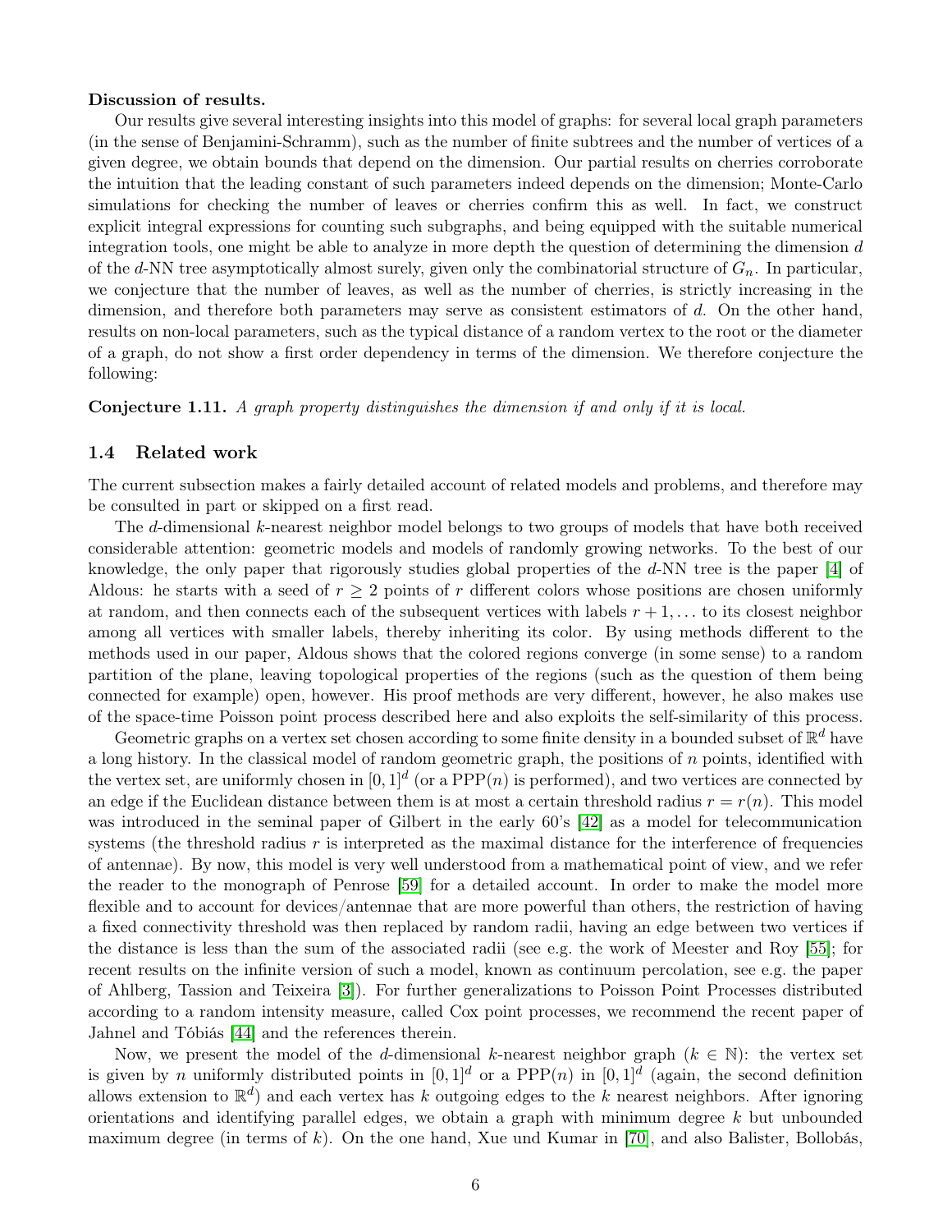**Discussion of results.**

Our results give several interesting insights into this model of graphs: for several local graph parameters (in the sense of Benjamini-Schramm), such as the number of finite subtrees and the number of vertices of a given degree, we obtain bounds that depend on the dimension. Our partial results on cherries corroborate the intuition that the leading constant of such parameters indeed depends on the dimension; Monte-Carlo simulations for checking the number of leaves or cherries confirm this as well. In fact, we construct explicit integral expressions for counting such subgraphs, and being equipped with the suitable numerical integration tools, one might be able to analyze in more depth the question of determining the dimension $d$ of the $d$-NN tree asymptotically almost surely, given only the combinatorial structure of $G_n$. In particular, we conjecture that the number of leaves, as well as the number of cherries, is strictly increasing in the dimension, and therefore both parameters may serve as consistent estimators of $d$. On the other hand, results on non-local parameters, such as the typical distance of a random vertex to the root or the diameter of a graph, do not show a first order dependency in terms of the dimension. We therefore conjecture the following:

**Conjecture 1.11.** *A graph property distinguishes the dimension if and only if it is local.*

## 1.4 Related work

The current subsection makes a fairly detailed account of related models and problems, and therefore may be consulted in part or skipped on a first read.

The $d$-dimensional $k$-nearest neighbor model belongs to two groups of models that have both received considerable attention: geometric models and models of randomly growing networks. To the best of our knowledge, the only paper that rigorously studies global properties of the $d$-NN tree is the paper [4] of Aldous: he starts with a seed of $r \geq 2$ points of $r$ different colors whose positions are chosen uniformly at random, and then connects each of the subsequent vertices with labels $r+1, \dots$ to its closest neighbor among all vertices with smaller labels, thereby inheriting its color. By using methods different to the methods used in our paper, Aldous shows that the colored regions converge (in some sense) to a random partition of the plane, leaving topological properties of the regions (such as the question of them being connected for example) open, however. His proof methods are very different, however, he also makes use of the space-time Poisson point process described here and also exploits the self-similarity of this process.

Geometric graphs on a vertex set chosen according to some finite density in a bounded subset of $\mathbb{R}^d$ have a long history. In the classical model of random geometric graph, the positions of $n$ points, identified with the vertex set, are uniformly chosen in $[0,1]^d$ (or a $\mathrm{PPP}(n)$ is performed), and two vertices are connected by an edge if the Euclidean distance between them is at most a certain threshold radius $r = r(n)$. This model was introduced in the seminal paper of Gilbert in the early 60's [42] as a model for telecommunication systems (the threshold radius $r$ is interpreted as the maximal distance for the interference of frequencies of antennae). By now, this model is very well understood from a mathematical point of view, and we refer the reader to the monograph of Penrose [59] for a detailed account. In order to make the model more flexible and to account for devices/antennae that are more powerful than others, the restriction of having a fixed connectivity threshold was then replaced by random radii, having an edge between two vertices if the distance is less than the sum of the associated radii (see e.g. the work of Meester and Roy [55]; for recent results on the infinite version of such a model, known as continuum percolation, see e.g. the paper of Ahlberg, Tassion and Teixeira [3]). For further generalizations to Poisson Point Processes distributed according to a random intensity measure, called Cox point processes, we recommend the recent paper of Jahnel and Tóbiás [44] and the references therein.

Now, we present the model of the $d$-dimensional $k$-nearest neighbor graph ($k \in \mathbb{N}$): the vertex set is given by $n$ uniformly distributed points in $[0,1]^d$ or a $\mathrm{PPP}(n)$ in $[0,1]^d$ (again, the second definition allows extension to $\mathbb{R}^d$) and each vertex has $k$ outgoing edges to the $k$ nearest neighbors. After ignoring orientations and identifying parallel edges, we obtain a graph with minimum degree $k$ but unbounded maximum degree (in terms of $k$). On the one hand, Xue und Kumar in [70], and also Balister, Bollobás,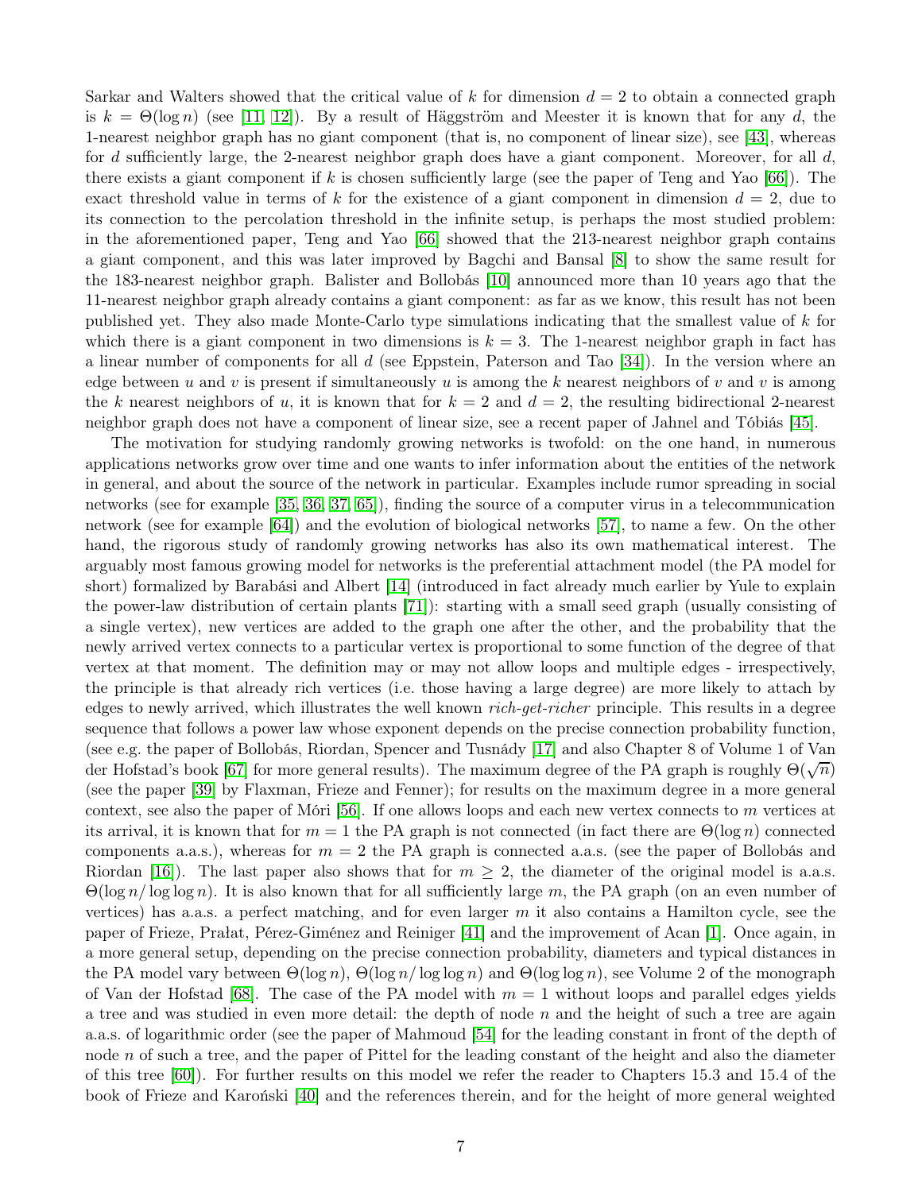Sarkar and Walters showed that the critical value of $k$ for dimension $d = 2$ to obtain a connected graph is $k = \Theta(\log n)$ (see [11, 12]). By a result of Häggström and Meester it is known that for any $d$, the 1-nearest neighbor graph has no giant component (that is, no component of linear size), see [43], whereas for $d$ sufficiently large, the 2-nearest neighbor graph does have a giant component. Moreover, for all $d$, there exists a giant component if $k$ is chosen sufficiently large (see the paper of Teng and Yao [66]). The exact threshold value in terms of $k$ for the existence of a giant component in dimension $d = 2$, due to its connection to the percolation threshold in the infinite setup, is perhaps the most studied problem: in the aforementioned paper, Teng and Yao [66] showed that the 213-nearest neighbor graph contains a giant component, and this was later improved by Bagchi and Bansal [8] to show the same result for the 183-nearest neighbor graph. Balister and Bollobás [10] announced more than 10 years ago that the 11-nearest neighbor graph already contains a giant component: as far as we know, this result has not been published yet. They also made Monte-Carlo type simulations indicating that the smallest value of $k$ for which there is a giant component in two dimensions is $k = 3$. The 1-nearest neighbor graph in fact has a linear number of components for all $d$ (see Eppstein, Paterson and Tao [34]). In the version where an edge between $u$ and $v$ is present if simultaneously $u$ is among the $k$ nearest neighbors of $v$ and $v$ is among the $k$ nearest neighbors of $u$, it is known that for $k = 2$ and $d = 2$, the resulting bidirectional 2-nearest neighbor graph does not have a component of linear size, see a recent paper of Jahnel and Tóbiás [45].

The motivation for studying randomly growing networks is twofold: on the one hand, in numerous applications networks grow over time and one wants to infer information about the entities of the network in general, and about the source of the network in particular. Examples include rumor spreading in social networks (see for example [35, 36, 37, 65]), finding the source of a computer virus in a telecommunication network (see for example [64]) and the evolution of biological networks [57], to name a few. On the other hand, the rigorous study of randomly growing networks has also its own mathematical interest. The arguably most famous growing model for networks is the preferential attachment model (the PA model for short) formalized by Barabási and Albert [14] (introduced in fact already much earlier by Yule to explain the power-law distribution of certain plants [71]): starting with a small seed graph (usually consisting of a single vertex), new vertices are added to the graph one after the other, and the probability that the newly arrived vertex connects to a particular vertex is proportional to some function of the degree of that vertex at that moment. The definition may or may not allow loops and multiple edges - irrespectively, the principle is that already rich vertices (i.e. those having a large degree) are more likely to attach by edges to newly arrived, which illustrates the well known *rich-get-richer* principle. This results in a degree sequence that follows a power law whose exponent depends on the precise connection probability function, (see e.g. the paper of Bollobás, Riordan, Spencer and Tusnády [17] and also Chapter 8 of Volume 1 of Van der Hofstad's book [67] for more general results). The maximum degree of the PA graph is roughly $\Theta(\sqrt{n})$ (see the paper [39] by Flaxman, Frieze and Fenner); for results on the maximum degree in a more general context, see also the paper of Móri [56]. If one allows loops and each new vertex connects to $m$ vertices at its arrival, it is known that for $m = 1$ the PA graph is not connected (in fact there are $\Theta(\log n)$ connected components a.a.s.), whereas for $m = 2$ the PA graph is connected a.a.s. (see the paper of Bollobás and Riordan [16]). The last paper also shows that for $m \geq 2$, the diameter of the original model is a.a.s. $\Theta(\log n/\log\log n)$. It is also known that for all sufficiently large $m$, the PA graph (on an even number of vertices) has a.a.s. a perfect matching, and for even larger $m$ it also contains a Hamilton cycle, see the paper of Frieze, Prałat, Pérez-Giménez and Reiniger [41] and the improvement of Acan [1]. Once again, in a more general setup, depending on the precise connection probability, diameters and typical distances in the PA model vary between $\Theta(\log n)$, $\Theta(\log n/\log\log n)$ and $\Theta(\log\log n)$, see Volume 2 of the monograph of Van der Hofstad [68]. The case of the PA model with $m = 1$ without loops and parallel edges yields a tree and was studied in even more detail: the depth of node $n$ and the height of such a tree are again a.a.s. of logarithmic order (see the paper of Mahmoud [54] for the leading constant in front of the depth of node $n$ of such a tree, and the paper of Pittel for the leading constant of the height and also the diameter of this tree [60]). For further results on this model we refer the reader to Chapters 15.3 and 15.4 of the book of Frieze and Karoński [40] and the references therein, and for the height of more general weighted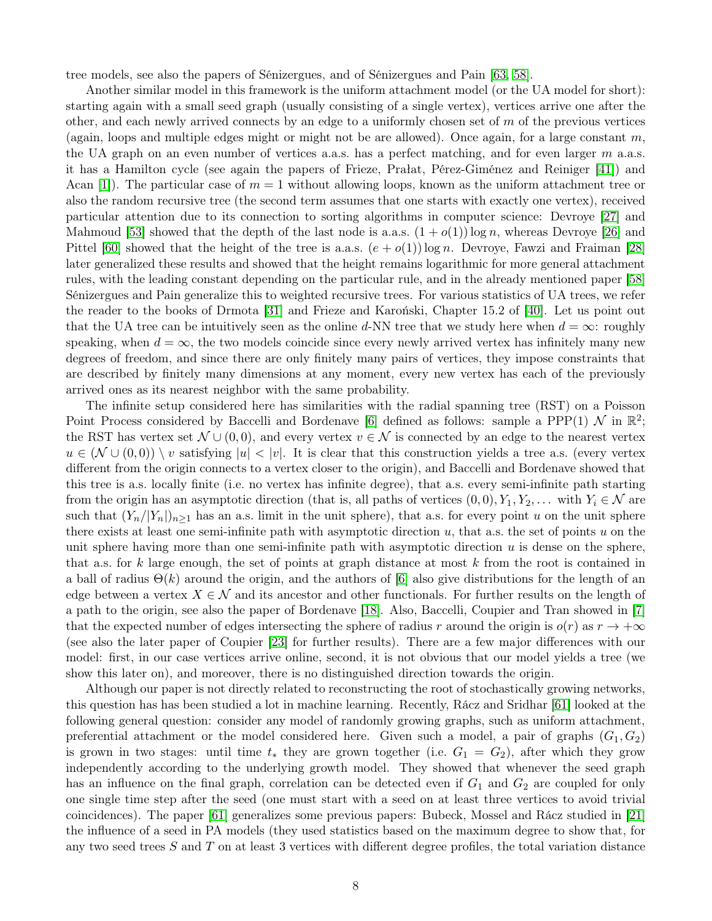tree models, see also the papers of Sénizergues, and of Sénizergues and Pain [63, 58].

Another similar model in this framework is the uniform attachment model (or the UA model for short): starting again with a small seed graph (usually consisting of a single vertex), vertices arrive one after the other, and each newly arrived connects by an edge to a uniformly chosen set of $m$ of the previous vertices (again, loops and multiple edges might or might not be are allowed). Once again, for a large constant $m$, the UA graph on an even number of vertices a.a.s. has a perfect matching, and for even larger $m$ a.a.s. it has a Hamilton cycle (see again the papers of Frieze, Prałat, Pérez-Giménez and Reiniger [41]) and Acan [1]). The particular case of $m = 1$ without allowing loops, known as the uniform attachment tree or also the random recursive tree (the second term assumes that one starts with exactly one vertex), received particular attention due to its connection to sorting algorithms in computer science: Devroye [27] and Mahmoud [53] showed that the depth of the last node is a.a.s. $(1 + o(1)) \log n$, whereas Devroye [26] and Pittel [60] showed that the height of the tree is a.a.s. $(e + o(1)) \log n$. Devroye, Fawzi and Fraiman [28] later generalized these results and showed that the height remains logarithmic for more general attachment rules, with the leading constant depending on the particular rule, and in the already mentioned paper [58] Sénizergues and Pain generalize this to weighted recursive trees. For various statistics of UA trees, we refer the reader to the books of Drmota [31] and Frieze and Karoński, Chapter 15.2 of [40]. Let us point out that the UA tree can be intuitively seen as the online $d$-NN tree that we study here when $d = \infty$: roughly speaking, when $d = \infty$, the two models coincide since every newly arrived vertex has infinitely many new degrees of freedom, and since there are only finitely many pairs of vertices, they impose constraints that are described by finitely many dimensions at any moment, every new vertex has each of the previously arrived ones as its nearest neighbor with the same probability.

The infinite setup considered here has similarities with the radial spanning tree (RST) on a Poisson Point Process considered by Baccelli and Bordenave [6] defined as follows: sample a PPP(1) $\mathcal{N}$ in $\mathbb{R}^2$; the RST has vertex set $\mathcal{N} \cup (0,0)$, and every vertex $v \in \mathcal{N}$ is connected by an edge to the nearest vertex $u \in (\mathcal{N} \cup (0,0)) \setminus v$ satisfying $|u| < |v|$. It is clear that this construction yields a tree a.s. (every vertex different from the origin connects to a vertex closer to the origin), and Baccelli and Bordenave showed that this tree is a.s. locally finite (i.e. no vertex has infinite degree), that a.s. every semi-infinite path starting from the origin has an asymptotic direction (that is, all paths of vertices $(0,0), Y_1, Y_2, \ldots$ with $Y_i \in \mathcal{N}$ are such that $(Y_n/|Y_n|)_{n\geq 1}$ has an a.s. limit in the unit sphere), that a.s. for every point $u$ on the unit sphere there exists at least one semi-infinite path with asymptotic direction $u$, that a.s. the set of points $u$ on the unit sphere having more than one semi-infinite path with asymptotic direction $u$ is dense on the sphere, that a.s. for $k$ large enough, the set of points at graph distance at most $k$ from the root is contained in a ball of radius $\Theta(k)$ around the origin, and the authors of [6] also give distributions for the length of an edge between a vertex $X \in \mathcal{N}$ and its ancestor and other functionals. For further results on the length of a path to the origin, see also the paper of Bordenave [18]. Also, Baccelli, Coupier and Tran showed in [7] that the expected number of edges intersecting the sphere of radius $r$ around the origin is $o(r)$ as $r \to +\infty$ (see also the later paper of Coupier [23] for further results). There are a few major differences with our model: first, in our case vertices arrive online, second, it is not obvious that our model yields a tree (we show this later on), and moreover, there is no distinguished direction towards the origin.

Although our paper is not directly related to reconstructing the root of stochastically growing networks, this question has has been studied a lot in machine learning. Recently, Rácz and Sridhar [61] looked at the following general question: consider any model of randomly growing graphs, such as uniform attachment, preferential attachment or the model considered here. Given such a model, a pair of graphs $(G_1, G_2)$ is grown in two stages: until time $t_*$ they are grown together (i.e. $G_1 = G_2$), after which they grow independently according to the underlying growth model. They showed that whenever the seed graph has an influence on the final graph, correlation can be detected even if $G_1$ and $G_2$ are coupled for only one single time step after the seed (one must start with a seed on at least three vertices to avoid trivial coincidences). The paper [61] generalizes some previous papers: Bubeck, Mossel and Rácz studied in [21] the influence of a seed in PA models (they used statistics based on the maximum degree to show that, for any two seed trees $S$ and $T$ on at least 3 vertices with different degree profiles, the total variation distance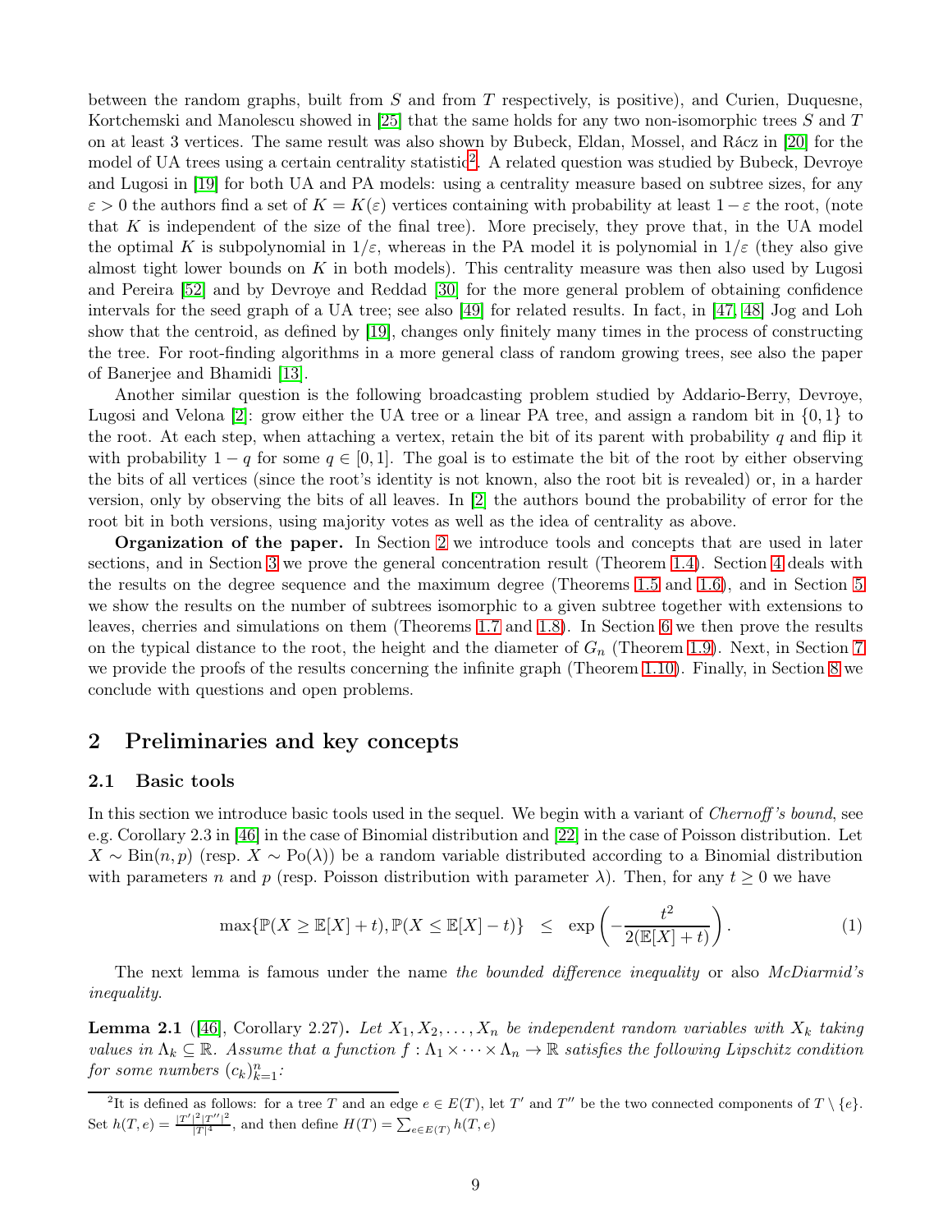between the random graphs, built from $S$ and from $T$ respectively, is positive), and Curien, Duquesne, Kortchemski and Manolescu showed in [25] that the same holds for any two non-isomorphic trees $S$ and $T$ on at least 3 vertices. The same result was also shown by Bubeck, Eldan, Mossel, and Rácz in [20] for the model of UA trees using a certain centrality statistic[2]. A related question was studied by Bubeck, Devroye and Lugosi in [19] for both UA and PA models: using a centrality measure based on subtree sizes, for any $\varepsilon > 0$ the authors find a set of $K = K(\varepsilon)$ vertices containing with probability at least $1-\varepsilon$ the root, (note that $K$ is independent of the size of the final tree). More precisely, they prove that, in the UA model the optimal $K$ is subpolynomial in $1/\varepsilon$, whereas in the PA model it is polynomial in $1/\varepsilon$ (they also give almost tight lower bounds on $K$ in both models). This centrality measure was then also used by Lugosi and Pereira [52] and by Devroye and Reddad [30] for the more general problem of obtaining confidence intervals for the seed graph of a UA tree; see also [49] for related results. In fact, in [47, 48] Jog and Loh show that the centroid, as defined by [19], changes only finitely many times in the process of constructing the tree. For root-finding algorithms in a more general class of random growing trees, see also the paper of Banerjee and Bhamidi [13].

Another similar question is the following broadcasting problem studied by Addario-Berry, Devroye, Lugosi and Velona [2]: grow either the UA tree or a linear PA tree, and assign a random bit in $\{0, 1\}$ to the root. At each step, when attaching a vertex, retain the bit of its parent with probability $q$ and flip it with probability $1-q$ for some $q \in [0, 1]$. The goal is to estimate the bit of the root by either observing the bits of all vertices (since the root's identity is not known, also the root bit is revealed) or, in a harder version, only by observing the bits of all leaves. In [2] the authors bound the probability of error for the root bit in both versions, using majority votes as well as the idea of centrality as above.

**Organization of the paper.** In Section 2 we introduce tools and concepts that are used in later sections, and in Section 3 we prove the general concentration result (Theorem 1.4). Section 4 deals with the results on the degree sequence and the maximum degree (Theorems 1.5 and 1.6), and in Section 5 we show the results on the number of subtrees isomorphic to a given subtree together with extensions to leaves, cherries and simulations on them (Theorems 1.7 and 1.8). In Section 6 we then prove the results on the typical distance to the root, the height and the diameter of $G_n$ (Theorem 1.9). Next, in Section 7 we provide the proofs of the results concerning the infinite graph (Theorem 1.10). Finally, in Section 8 we conclude with questions and open problems.

## 2 Preliminaries and key concepts

### 2.1 Basic tools

In this section we introduce basic tools used in the sequel. We begin with a variant of *Chernoff's bound*, see e.g. Corollary 2.3 in [46] in the case of Binomial distribution and [22] in the case of Poisson distribution. Let $X \sim \mathrm{Bin}(n, p)$ (resp. $X \sim \mathrm{Po}(\lambda)$) be a random variable distributed according to a Binomial distribution with parameters $n$ and $p$ (resp. Poisson distribution with parameter $\lambda$). Then, for any $t \geq 0$ we have

$$\max\{\mathbb{P}(X \geq \mathbb{E}[X] + t), \mathbb{P}(X \leq \mathbb{E}[X] - t)\} \quad \leq \quad \exp\left(-\frac{t^2}{2(\mathbb{E}[X] + t)}\right). \tag{1}$$

The next lemma is famous under the name *the bounded difference inequality* or also *McDiarmid's inequality*.

**Lemma 2.1** ([46], Corollary 2.27). *Let $X_1, X_2, \ldots, X_n$ be independent random variables with $X_k$ taking values in $\Lambda_k \subseteq \mathbb{R}$. Assume that a function $f : \Lambda_1 \times \cdots \times \Lambda_n \to \mathbb{R}$ satisfies the following Lipschitz condition for some numbers $(c_k)_{k=1}^n$:*

[2] It is defined as follows: for a tree $T$ and an edge $e \in E(T)$, let $T'$ and $T''$ be the two connected components of $T \setminus \{e\}$. Set $h(T, e) = \frac{|T'|^2|T''|^2}{|T|^4}$, and then define $H(T) = \sum_{e \in E(T)} h(T, e)$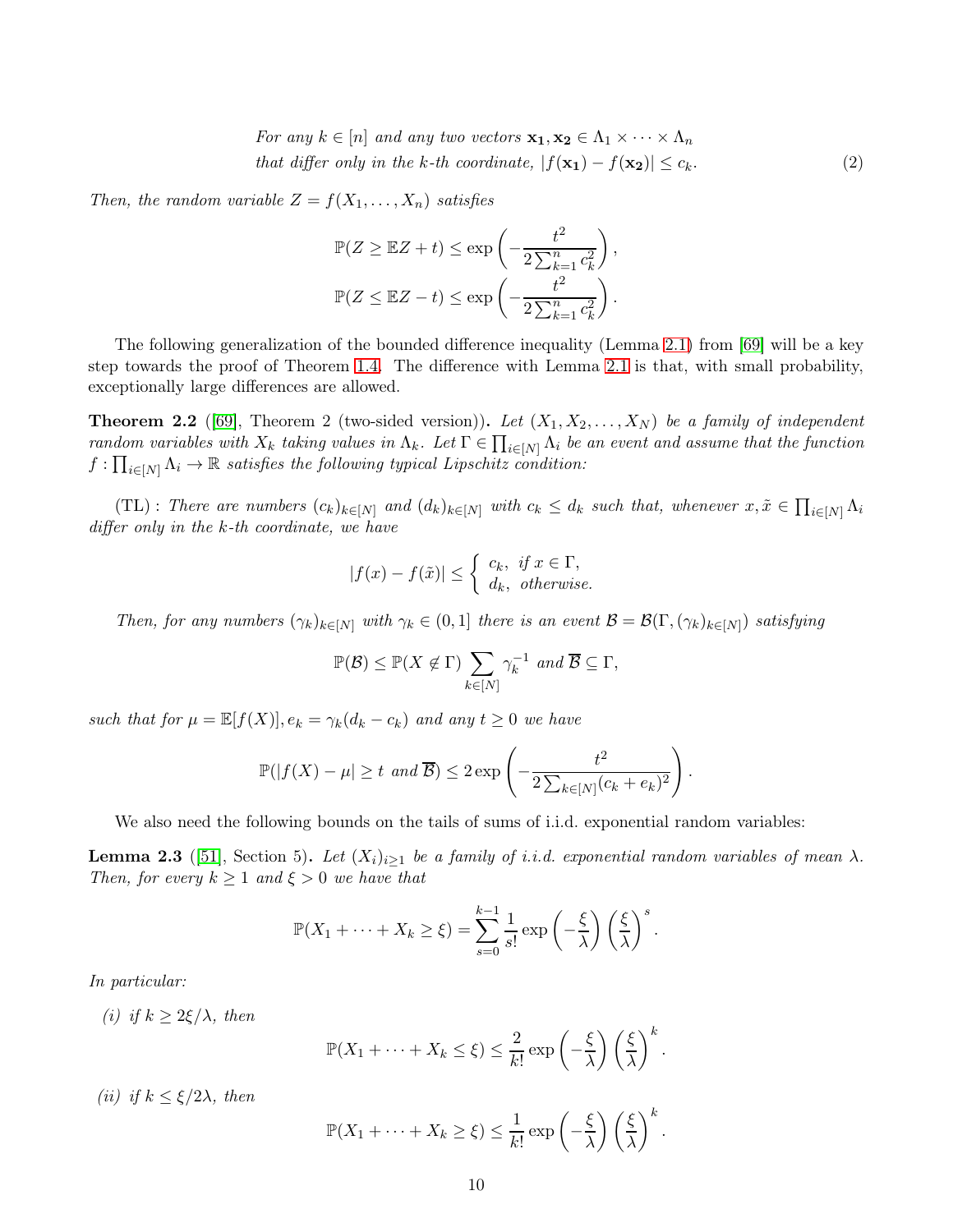*For any $k \in [n]$ and any two vectors $\mathbf{x_1}, \mathbf{x_2} \in \Lambda_1 \times \cdots \times \Lambda_n$ that differ only in the $k$-th coordinate, $|f(\mathbf{x_1}) - f(\mathbf{x_2})| \le c_k$.* (2)

*Then, the random variable $Z = f(X_1, \dots, X_n)$ satisfies*

$$\mathbb{P}(Z \ge \mathbb{E}Z + t) \le \exp\left(-\frac{t^2}{2\sum_{k=1}^n c_k^2}\right),$$
$$\mathbb{P}(Z \le \mathbb{E}Z - t) \le \exp\left(-\frac{t^2}{2\sum_{k=1}^n c_k^2}\right).$$

The following generalization of the bounded difference inequality (Lemma 2.1) from [69] will be a key step towards the proof of Theorem 1.4. The difference with Lemma 2.1 is that, with small probability, exceptionally large differences are allowed.

**Theorem 2.2** ([69], Theorem 2 (two-sided version))**.** *Let $(X_1, X_2, \dots, X_N)$ be a family of independent random variables with $X_k$ taking values in $\Lambda_k$. Let $\Gamma \in \prod_{i\in[N]} \Lambda_i$ be an event and assume that the function $f : \prod_{i\in[N]} \Lambda_i \to \mathbb{R}$ satisfies the following typical Lipschitz condition:*

(TL) : *There are numbers $(c_k)_{k\in[N]}$ and $(d_k)_{k\in[N]}$ with $c_k \le d_k$ such that, whenever $x, \tilde{x} \in \prod_{i\in[N]} \Lambda_i$ differ only in the $k$-th coordinate, we have*

$$|f(x) - f(\tilde{x})| \le \begin{cases} c_k, & \text{if } x \in \Gamma, \\ d_k, & \text{otherwise.} \end{cases}$$

*Then, for any numbers $(\gamma_k)_{k\in[N]}$ with $\gamma_k \in (0,1]$ there is an event $\mathcal{B} = \mathcal{B}(\Gamma, (\gamma_k)_{k\in[N]})$ satisfying*

$$\mathbb{P}(\mathcal{B}) \le \mathbb{P}(X \notin \Gamma) \sum_{k\in[N]} \gamma_k^{-1} \text{ and } \overline{\mathcal{B}} \subseteq \Gamma,$$

*such that for $\mu = \mathbb{E}[f(X)], e_k = \gamma_k(d_k - c_k)$ and any $t \ge 0$ we have*

$$\mathbb{P}(|f(X) - \mu| \ge t \text{ and } \overline{\mathcal{B}}) \le 2\exp\left(-\frac{t^2}{2\sum_{k\in[N]}(c_k + e_k)^2}\right).$$

We also need the following bounds on the tails of sums of i.i.d. exponential random variables:

**Lemma 2.3** ([51], Section 5)**.** *Let $(X_i)_{i\ge1}$ be a family of i.i.d. exponential random variables of mean $\lambda$. Then, for every $k \ge 1$ and $\xi > 0$ we have that*

$$\mathbb{P}(X_1 + \cdots + X_k \ge \xi) = \sum_{s=0}^{k-1} \frac{1}{s!} \exp\left(-\frac{\xi}{\lambda}\right)\left(\frac{\xi}{\lambda}\right)^s.$$

*In particular:*

*(i) if $k \ge 2\xi/\lambda$, then*

$$\mathbb{P}(X_1 + \cdots + X_k \le \xi) \le \frac{2}{k!} \exp\left(-\frac{\xi}{\lambda}\right)\left(\frac{\xi}{\lambda}\right)^k.$$

*(ii) if $k \le \xi/2\lambda$, then*

$$\mathbb{P}(X_1 + \cdots + X_k \ge \xi) \le \frac{1}{k!} \exp\left(-\frac{\xi}{\lambda}\right)\left(\frac{\xi}{\lambda}\right)^k.$$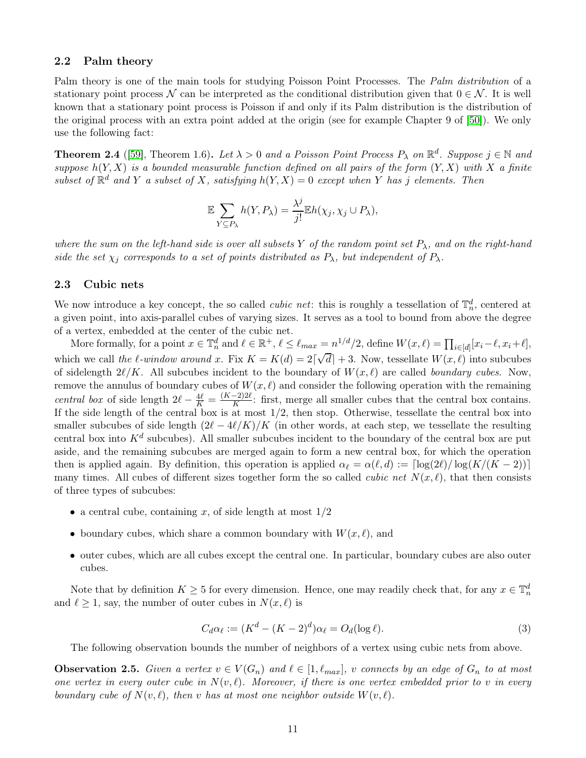## 2.2 Palm theory

Palm theory is one of the main tools for studying Poisson Point Processes. The *Palm distribution* of a stationary point process $\mathcal{N}$ can be interpreted as the conditional distribution given that $0 \in \mathcal{N}$. It is well known that a stationary point process is Poisson if and only if its Palm distribution is the distribution of the original process with an extra point added at the origin (see for example Chapter 9 of [50]). We only use the following fact:

**Theorem 2.4** ([59], Theorem 1.6)**.** *Let $\lambda > 0$ and a Poisson Point Process $P_\lambda$ on $\mathbb{R}^d$. Suppose $j \in \mathbb{N}$ and suppose $h(Y, X)$ is a bounded measurable function defined on all pairs of the form $(Y, X)$ with $X$ a finite subset of $\mathbb{R}^d$ and $Y$ a subset of $X$, satisfying $h(Y, X) = 0$ except when $Y$ has $j$ elements. Then*

$$\mathbb{E} \sum_{Y \subseteq P_\lambda} h(Y, P_\lambda) = \frac{\lambda^j}{j!} \mathbb{E} h(\chi_j, \chi_j \cup P_\lambda),$$

*where the sum on the left-hand side is over all subsets $Y$ of the random point set $P_\lambda$, and on the right-hand side the set $\chi_j$ corresponds to a set of points distributed as $P_\lambda$, but independent of $P_\lambda$.*

## 2.3 Cubic nets

We now introduce a key concept, the so called *cubic net*: this is roughly a tessellation of $\mathbb{T}_n^d$, centered at a given point, into axis-parallel cubes of varying sizes. It serves as a tool to bound from above the degree of a vertex, embedded at the center of the cubic net.

More formally, for a point $x \in \mathbb{T}_n^d$ and $\ell \in \mathbb{R}^+$, $\ell \leq \ell_{max} = n^{1/d}/2$, define $W(x, \ell) = \prod_{i \in [d]} [x_i - \ell, x_i + \ell]$, which we call *the $\ell$-window around $x$*. Fix $K = K(d) = 2\lceil \sqrt{d} \rceil + 3$. Now, tessellate $W(x, \ell)$ into subcubes of sidelength $2\ell/K$. All subcubes incident to the boundary of $W(x, \ell)$ are called *boundary cubes*. Now, remove the annulus of boundary cubes of $W(x, \ell)$ and consider the following operation with the remaining *central box* of side length $2\ell - \frac{4\ell}{K} = \frac{(K-2)2\ell}{K}$: first, merge all smaller cubes that the central box contains. If the side length of the central box is at most $1/2$, then stop. Otherwise, tessellate the central box into smaller subcubes of side length $(2\ell - 4\ell/K)/K$ (in other words, at each step, we tessellate the resulting central box into $K^d$ subcubes). All smaller subcubes incident to the boundary of the central box are put aside, and the remaining subcubes are merged again to form a new central box, for which the operation then is applied again. By definition, this operation is applied $\alpha_\ell = \alpha(\ell, d) := \lceil \log(2\ell)/\log(K/(K-2)) \rceil$ many times. All cubes of different sizes together form the so called *cubic net* $N(x, \ell)$, that then consists of three types of subcubes:

- a central cube, containing $x$, of side length at most $1/2$
- boundary cubes, which share a common boundary with $W(x, \ell)$, and
- outer cubes, which are all cubes except the central one. In particular, boundary cubes are also outer cubes.

Note that by definition $K \geq 5$ for every dimension. Hence, one may readily check that, for any $x \in \mathbb{T}_n^d$ and $\ell \geq 1$, say, the number of outer cubes in $N(x, \ell)$ is

$$C_d \alpha_\ell := (K^d - (K-2)^d)\alpha_\ell = O_d(\log \ell). \tag{3}$$

The following observation bounds the number of neighbors of a vertex using cubic nets from above.

**Observation 2.5.** *Given a vertex $v \in V(G_n)$ and $\ell \in [1, \ell_{max}]$, $v$ connects by an edge of $G_n$ to at most one vertex in every outer cube in $N(v, \ell)$. Moreover, if there is one vertex embedded prior to $v$ in every boundary cube of $N(v, \ell)$, then $v$ has at most one neighbor outside $W(v, \ell)$.*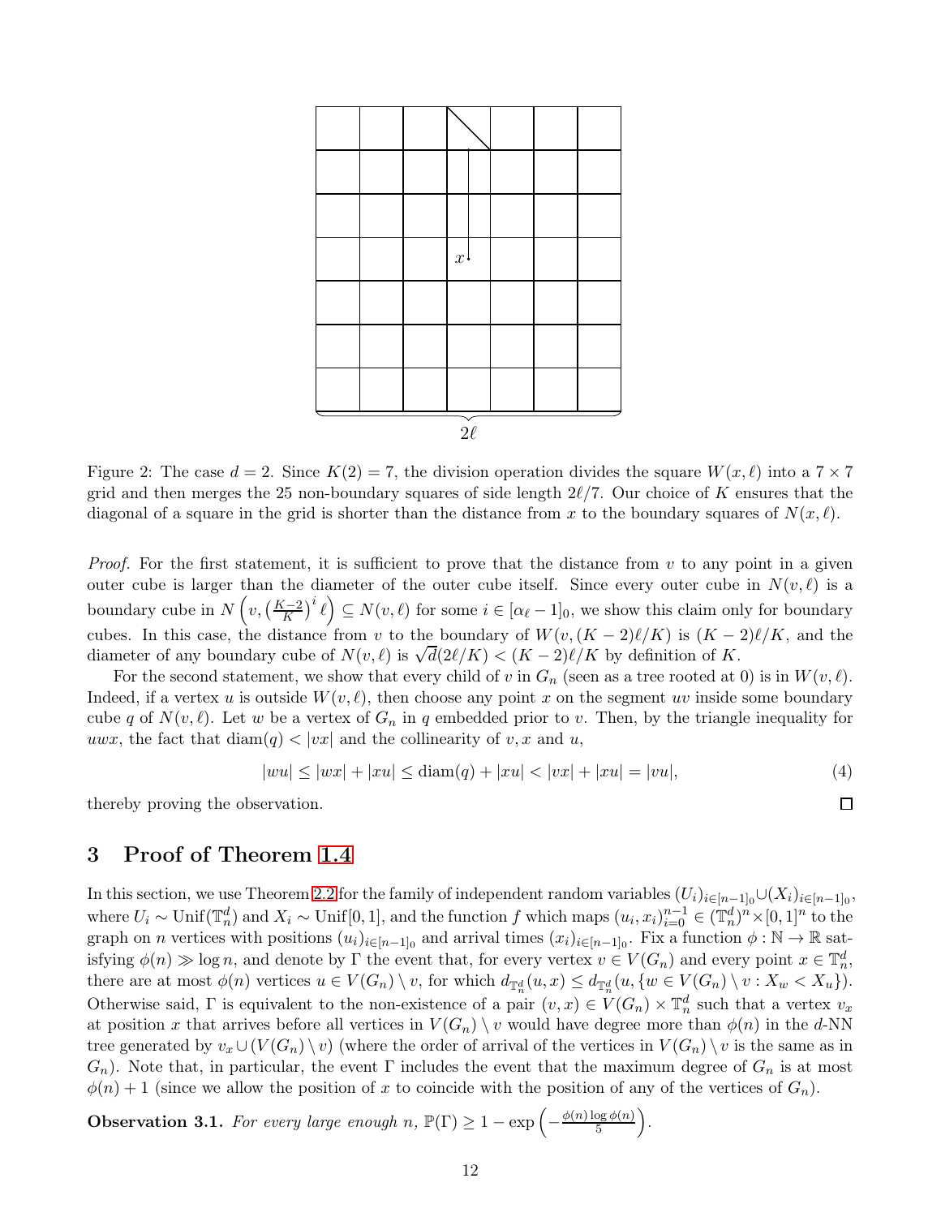Figure 2: The case $d = 2$. Since $K(2) = 7$, the division operation divides the square $W(x, \ell)$ into a $7 \times 7$ grid and then merges the 25 non-boundary squares of side length $2\ell/7$. Our choice of $K$ ensures that the diagonal of a square in the grid is shorter than the distance from $x$ to the boundary squares of $N(x, \ell)$.

*Proof.* For the first statement, it is sufficient to prove that the distance from $v$ to any point in a given outer cube is larger than the diameter of the outer cube itself. Since every outer cube in $N(v, \ell)$ is a boundary cube in $N\left(v, \left(\frac{K-2}{K}\right)^i \ell\right) \subseteq N(v, \ell)$ for some $i \in [\alpha_\ell - 1]_0$, we show this claim only for boundary cubes. In this case, the distance from $v$ to the boundary of $W(v, (K-2)\ell/K)$ is $(K-2)\ell/K$, and the diameter of any boundary cube of $N(v, \ell)$ is $\sqrt{d}(2\ell/K) < (K-2)\ell/K$ by definition of $K$.

For the second statement, we show that every child of $v$ in $G_n$ (seen as a tree rooted at 0) is in $W(v, \ell)$. Indeed, if a vertex $u$ is outside $W(v, \ell)$, then choose any point $x$ on the segment $uv$ inside some boundary cube $q$ of $N(v, \ell)$. Let $w$ be a vertex of $G_n$ in $q$ embedded prior to $v$. Then, by the triangle inequality for $uwx$, the fact that $\mathrm{diam}(q) < |vx|$ and the collinearity of $v, x$ and $u$,

$$|wu| \leq |wx| + |xu| \leq \mathrm{diam}(q) + |xu| < |vx| + |xu| = |vu|, \tag{4}$$

thereby proving the observation. $\square$

## 3 Proof of Theorem 1.4

In this section, we use Theorem 2.2 for the family of independent random variables $(U_i)_{i \in [n-1]_0} \cup (X_i)_{i \in [n-1]_0}$, where $U_i \sim \mathrm{Unif}(\mathbb{T}_n^d)$ and $X_i \sim \mathrm{Unif}[0, 1]$, and the function $f$ which maps $(u_i, x_i)_{i=0}^{n-1} \in (\mathbb{T}_n^d)^n \times [0, 1]^n$ to the graph on $n$ vertices with positions $(u_i)_{i \in [n-1]_0}$ and arrival times $(x_i)_{i \in [n-1]_0}$. Fix a function $\phi : \mathbb{N} \to \mathbb{R}$ satisfying $\phi(n) \gg \log n$, and denote by $\Gamma$ the event that, for every vertex $v \in V(G_n)$ and every point $x \in \mathbb{T}_n^d$, there are at most $\phi(n)$ vertices $u \in V(G_n) \setminus v$, for which $d_{\mathbb{T}_n^d}(u, x) \leq d_{\mathbb{T}_n^d}(u, \{w \in V(G_n) \setminus v : X_w < X_u\})$. Otherwise said, $\Gamma$ is equivalent to the non-existence of a pair $(v, x) \in V(G_n) \times \mathbb{T}_n^d$ such that a vertex $v_x$ at position $x$ that arrives before all vertices in $V(G_n) \setminus v$ would have degree more than $\phi(n)$ in the $d$-NN tree generated by $v_x \cup (V(G_n) \setminus v)$ (where the order of arrival of the vertices in $V(G_n) \setminus v$ is the same as in $G_n$). Note that, in particular, the event $\Gamma$ includes the event that the maximum degree of $G_n$ is at most $\phi(n) + 1$ (since we allow the position of $x$ to coincide with the position of any of the vertices of $G_n$).

**Observation 3.1.** *For every large enough $n$, $\mathbb{P}(\Gamma) \geq 1 - \exp\left(-\frac{\phi(n) \log \phi(n)}{5}\right)$.*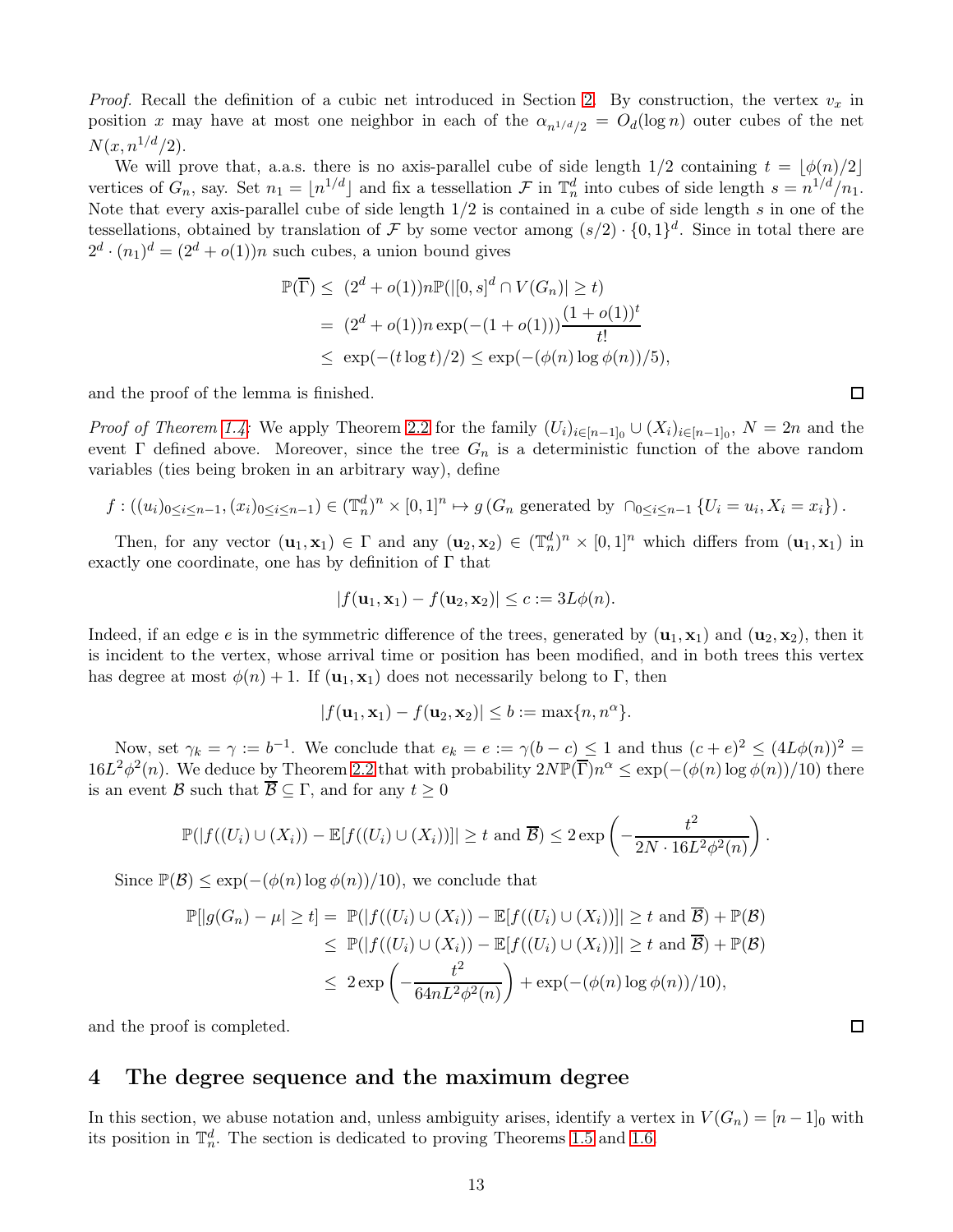*Proof.* Recall the definition of a cubic net introduced in Section 2. By construction, the vertex $v_x$ in position $x$ may have at most one neighbor in each of the $\alpha_{n^{1/d}/2} = O_d(\log n)$ outer cubes of the net $N(x, n^{1/d}/2)$.

We will prove that, a.a.s. there is no axis-parallel cube of side length $1/2$ containing $t = \lfloor \phi(n)/2 \rfloor$ vertices of $G_n$, say. Set $n_1 = \lfloor n^{1/d} \rfloor$ and fix a tessellation $\mathcal{F}$ in $\mathbb{T}_n^d$ into cubes of side length $s = n^{1/d}/n_1$. Note that every axis-parallel cube of side length $1/2$ is contained in a cube of side length $s$ in one of the tessellations, obtained by translation of $\mathcal{F}$ by some vector among $(s/2) \cdot \{0,1\}^d$. Since in total there are $2^d \cdot (n_1)^d = (2^d + o(1))n$ such cubes, a union bound gives

$$
\begin{aligned}
\mathbb{P}(\overline{\Gamma}) \leq\ & (2^d + o(1))n\mathbb{P}(|[0,s]^d \cap V(G_n)| \geq t) \\
=\ & (2^d + o(1))n \exp(-(1+o(1)))\frac{(1+o(1))^t}{t!} \\
\leq\ & \exp(-(t \log t)/2) \leq \exp(-(\phi(n)\log\phi(n))/5),
\end{aligned}
$$

and the proof of the lemma is finished. $\square$

*Proof of Theorem 1.4:* We apply Theorem 2.2 for the family $(U_i)_{i \in [n-1]_0} \cup (X_i)_{i \in [n-1]_0}$, $N = 2n$ and the event $\Gamma$ defined above. Moreover, since the tree $G_n$ is a deterministic function of the above random variables (ties being broken in an arbitrary way), define

$$
f : ((u_i)_{0 \leq i \leq n-1}, (x_i)_{0 \leq i \leq n-1}) \in (\mathbb{T}_n^d)^n \times [0,1]^n \mapsto g\left(G_n \text{ generated by } \cap_{0 \leq i \leq n-1} \{U_i = u_i, X_i = x_i\}\right).
$$

Then, for any vector $(\mathbf{u}_1, \mathbf{x}_1) \in \Gamma$ and any $(\mathbf{u}_2, \mathbf{x}_2) \in (\mathbb{T}_n^d)^n \times [0,1]^n$ which differs from $(\mathbf{u}_1, \mathbf{x}_1)$ in exactly one coordinate, one has by definition of $\Gamma$ that

$$
|f(\mathbf{u}_1, \mathbf{x}_1) - f(\mathbf{u}_2, \mathbf{x}_2)| \leq c := 3L\phi(n).
$$

Indeed, if an edge $e$ is in the symmetric difference of the trees, generated by $(\mathbf{u}_1, \mathbf{x}_1)$ and $(\mathbf{u}_2, \mathbf{x}_2)$, then it is incident to the vertex, whose arrival time or position has been modified, and in both trees this vertex has degree at most $\phi(n) + 1$. If $(\mathbf{u}_1, \mathbf{x}_1)$ does not necessarily belong to $\Gamma$, then

$$
|f(\mathbf{u}_1, \mathbf{x}_1) - f(\mathbf{u}_2, \mathbf{x}_2)| \leq b := \max\{n, n^\alpha\}.
$$

Now, set $\gamma_k = \gamma := b^{-1}$. We conclude that $e_k = e := \gamma(b - c) \leq 1$ and thus $(c+e)^2 \leq (4L\phi(n))^2 = 16L^2\phi^2(n)$. We deduce by Theorem 2.2 that with probability $2N\mathbb{P}(\overline{\Gamma})n^\alpha \leq \exp(-(\phi(n)\log\phi(n))/10)$ there is an event $\mathcal{B}$ such that $\overline{\mathcal{B}} \subseteq \Gamma$, and for any $t \geq 0$

$$
\mathbb{P}(|f((U_i) \cup (X_i)) - \mathbb{E}[f((U_i) \cup (X_i))]| \geq t \text{ and } \overline{\mathcal{B}}) \leq 2\exp\left(-\frac{t^2}{2N \cdot 16L^2\phi^2(n)}\right).
$$

Since $\mathbb{P}(\mathcal{B}) \leq \exp(-(\phi(n)\log\phi(n))/10)$, we conclude that

$$
\begin{aligned}
\mathbb{P}[|g(G_n) - \mu| \geq t] =\ & \mathbb{P}(|f((U_i) \cup (X_i)) - \mathbb{E}[f((U_i) \cup (X_i))]| \geq t \text{ and } \overline{\mathcal{B}}) + \mathbb{P}(\mathcal{B}) \\
\leq\ & \mathbb{P}(|f((U_i) \cup (X_i)) - \mathbb{E}[f((U_i) \cup (X_i))]| \geq t \text{ and } \overline{\mathcal{B}}) + \mathbb{P}(\mathcal{B}) \\
\leq\ & 2\exp\left(-\frac{t^2}{64nL^2\phi^2(n)}\right) + \exp(-(\phi(n)\log\phi(n))/10),
\end{aligned}
$$

and the proof is completed. $\square$

## 4 The degree sequence and the maximum degree

In this section, we abuse notation and, unless ambiguity arises, identify a vertex in $V(G_n) = [n-1]_0$ with its position in $\mathbb{T}_n^d$. The section is dedicated to proving Theorems 1.5 and 1.6.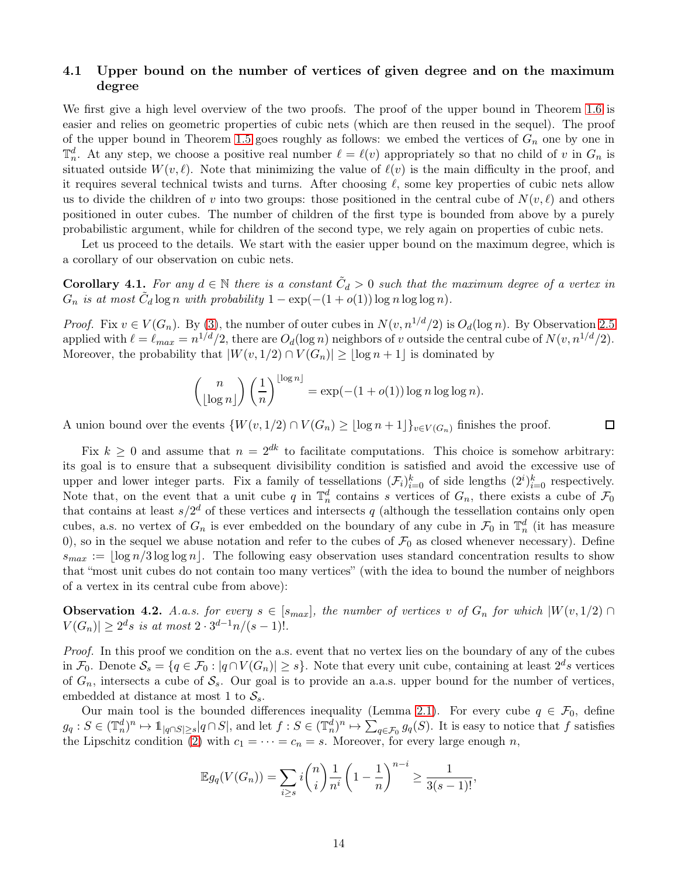### 4.1 Upper bound on the number of vertices of given degree and on the maximum degree

We first give a high level overview of the two proofs. The proof of the upper bound in Theorem 1.6 is easier and relies on geometric properties of cubic nets (which are then reused in the sequel). The proof of the upper bound in Theorem 1.5 goes roughly as follows: we embed the vertices of $G_n$ one by one in $\mathbb{T}_n^d$. At any step, we choose a positive real number $\ell = \ell(v)$ appropriately so that no child of $v$ in $G_n$ is situated outside $W(v, \ell)$. Note that minimizing the value of $\ell(v)$ is the main difficulty in the proof, and it requires several technical twists and turns. After choosing $\ell$, some key properties of cubic nets allow us to divide the children of $v$ into two groups: those positioned in the central cube of $N(v, \ell)$ and others positioned in outer cubes. The number of children of the first type is bounded from above by a purely probabilistic argument, while for children of the second type, we rely again on properties of cubic nets.

Let us proceed to the details. We start with the easier upper bound on the maximum degree, which is a corollary of our observation on cubic nets.

**Corollary 4.1.** *For any $d \in \mathbb{N}$ there is a constant $\tilde{C}_d > 0$ such that the maximum degree of a vertex in $G_n$ is at most $\tilde{C}_d \log n$ with probability $1 - \exp(-(1 + o(1)) \log n \log\log n)$.*

*Proof.* Fix $v \in V(G_n)$. By (3), the number of outer cubes in $N(v, n^{1/d}/2)$ is $O_d(\log n)$. By Observation 2.5 applied with $\ell = \ell_{max} = n^{1/d}/2$, there are $O_d(\log n)$ neighbors of $v$ outside the central cube of $N(v, n^{1/d}/2)$. Moreover, the probability that $|W(v, 1/2) \cap V(G_n)| \geq \lfloor \log n + 1 \rfloor$ is dominated by

$$\binom{n}{\lfloor \log n \rfloor} \left(\frac{1}{n}\right)^{\lfloor \log n \rfloor} = \exp(-(1 + o(1)) \log n \log\log n).$$

A union bound over the events $\{W(v, 1/2) \cap V(G_n) \geq \lfloor \log n + 1 \rfloor\}_{v \in V(G_n)}$ finishes the proof. $\square$

Fix $k \geq 0$ and assume that $n = 2^{dk}$ to facilitate computations. This choice is somehow arbitrary: its goal is to ensure that a subsequent divisibility condition is satisfied and avoid the excessive use of upper and lower integer parts. Fix a family of tessellations $(\mathcal{F}_i)_{i=0}^k$ of side lengths $(2^i)_{i=0}^k$ respectively. Note that, on the event that a unit cube $q$ in $\mathbb{T}_n^d$ contains $s$ vertices of $G_n$, there exists a cube of $\mathcal{F}_0$ that contains at least $s/2^d$ of these vertices and intersects $q$ (although the tessellation contains only open cubes, a.s. no vertex of $G_n$ is ever embedded on the boundary of any cube in $\mathcal{F}_0$ in $\mathbb{T}_n^d$ (it has measure 0), so in the sequel we abuse notation and refer to the cubes of $\mathcal{F}_0$ as closed whenever necessary). Define $s_{max} := \lfloor \log n / 3 \log\log n \rfloor$. The following easy observation uses standard concentration results to show that "most unit cubes do not contain too many vertices" (with the idea to bound the number of neighbors of a vertex in its central cube from above):

**Observation 4.2.** *A.a.s. for every $s \in [s_{max}]$, the number of vertices $v$ of $G_n$ for which $|W(v, 1/2) \cap V(G_n)| \geq 2^d s$ is at most $2 \cdot 3^{d-1} n/(s-1)!$.*

*Proof.* In this proof we condition on the a.s. event that no vertex lies on the boundary of any of the cubes in $\mathcal{F}_0$. Denote $\mathcal{S}_s = \{q \in \mathcal{F}_0 : |q \cap V(G_n)| \geq s\}$. Note that every unit cube, containing at least $2^d s$ vertices of $G_n$, intersects a cube of $\mathcal{S}_s$. Our goal is to provide an a.a.s. upper bound for the number of vertices, embedded at distance at most 1 to $\mathcal{S}_s$.

Our main tool is the bounded differences inequality (Lemma 2.1). For every cube $q \in \mathcal{F}_0$, define $g_q : S \in (\mathbb{T}_n^d)^n \mapsto \mathbb{1}_{|q \cap S| \geq s} |q \cap S|$, and let $f : S \in (\mathbb{T}_n^d)^n \mapsto \sum_{q \in \mathcal{F}_0} g_q(S)$. It is easy to notice that $f$ satisfies the Lipschitz condition (2) with $c_1 = \cdots = c_n = s$. Moreover, for every large enough $n$,

$$\mathbb{E} g_q(V(G_n)) = \sum_{i \geq s} i \binom{n}{i} \frac{1}{n^i} \left(1 - \frac{1}{n}\right)^{n-i} \geq \frac{1}{3(s-1)!},$$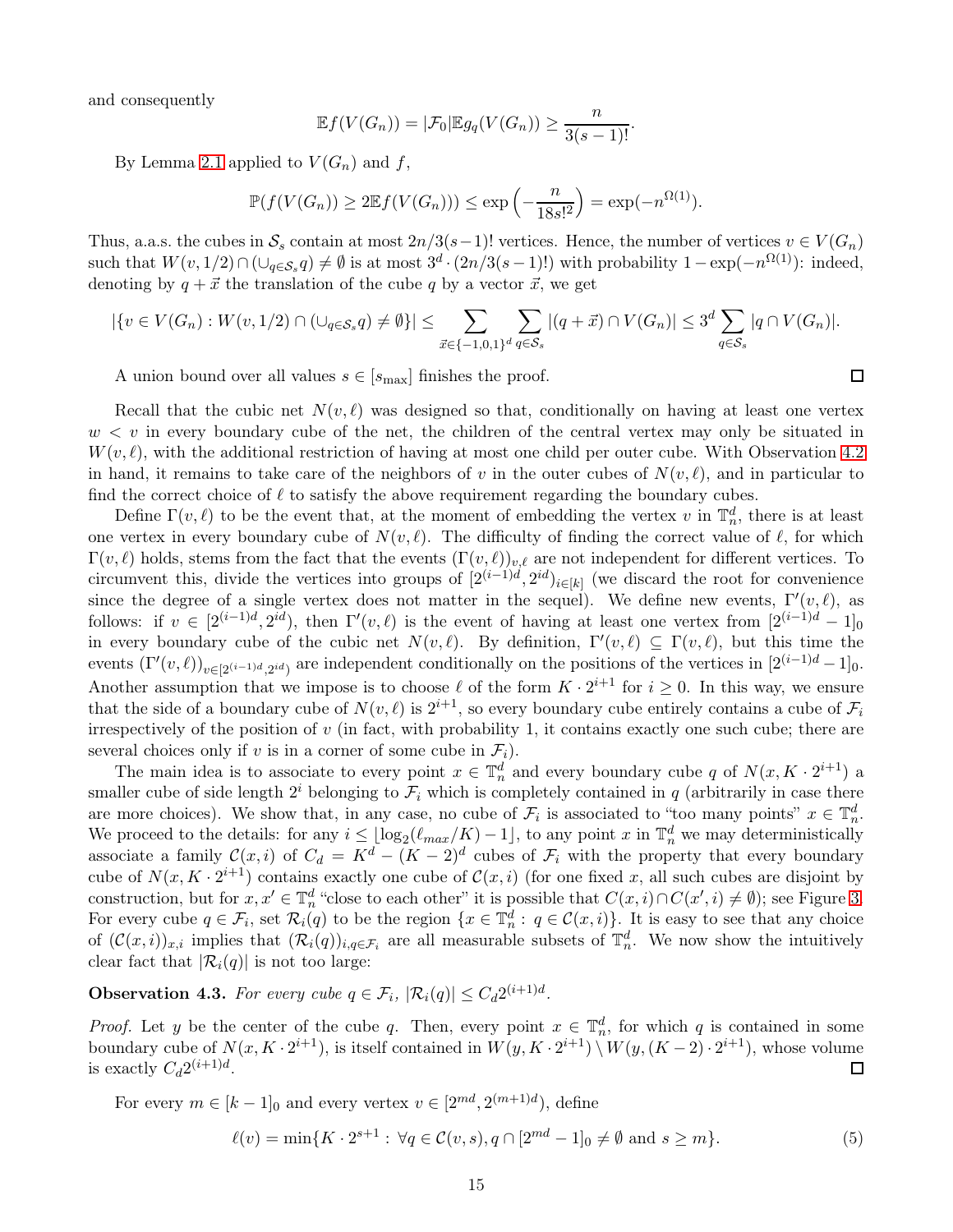and consequently

$$\mathbb{E} f(V(G_n)) = |\mathcal{F}_0| \mathbb{E} g_q(V(G_n)) \geq \frac{n}{3(s-1)!}.$$

By Lemma 2.1 applied to $V(G_n)$ and $f$,

$$\mathbb{P}(f(V(G_n)) \geq 2\mathbb{E} f(V(G_n))) \leq \exp\left(-\frac{n}{18s!^2}\right) = \exp(-n^{\Omega(1)}).$$

Thus, a.a.s. the cubes in $\mathcal{S}_s$ contain at most $2n/3(s-1)!$ vertices. Hence, the number of vertices $v \in V(G_n)$ such that $W(v, 1/2) \cap (\cup_{q \in \mathcal{S}_s} q) \neq \emptyset$ is at most $3^d \cdot (2n/3(s-1)!)$ with probability $1 - \exp(-n^{\Omega(1)})$: indeed, denoting by $q + \vec{x}$ the translation of the cube $q$ by a vector $\vec{x}$, we get

$$|\{v \in V(G_n) : W(v, 1/2) \cap (\cup_{q \in \mathcal{S}_s} q) \neq \emptyset\}| \leq \sum_{\vec{x} \in \{-1,0,1\}^d} \sum_{q \in \mathcal{S}_s} |(q + \vec{x}) \cap V(G_n)| \leq 3^d \sum_{q \in \mathcal{S}_s} |q \cap V(G_n)|.$$

A union bound over all values $s \in [s_{\max}]$ finishes the proof. $\square$

Recall that the cubic net $N(v, \ell)$ was designed so that, conditionally on having at least one vertex $w < v$ in every boundary cube of the net, the children of the central vertex may only be situated in $W(v, \ell)$, with the additional restriction of having at most one child per outer cube. With Observation 4.2 in hand, it remains to take care of the neighbors of $v$ in the outer cubes of $N(v, \ell)$, and in particular to find the correct choice of $\ell$ to satisfy the above requirement regarding the boundary cubes.

Define $\Gamma(v, \ell)$ to be the event that, at the moment of embedding the vertex $v$ in $\mathbb{T}_n^d$, there is at least one vertex in every boundary cube of $N(v, \ell)$. The difficulty of finding the correct value of $\ell$, for which $\Gamma(v, \ell)$ holds, stems from the fact that the events $(\Gamma(v, \ell))_{v,\ell}$ are not independent for different vertices. To circumvent this, divide the vertices into groups of $[2^{(i-1)d}, 2^{id})_{i \in [k]}$ (we discard the root for convenience since the degree of a single vertex does not matter in the sequel). We define new events, $\Gamma'(v, \ell)$, as follows: if $v \in [2^{(i-1)d}, 2^{id})$, then $\Gamma'(v, \ell)$ is the event of having at least one vertex from $[2^{(i-1)d} - 1]_0$ in every boundary cube of the cubic net $N(v, \ell)$. By definition, $\Gamma'(v, \ell) \subseteq \Gamma(v, \ell)$, but this time the events $(\Gamma'(v, \ell))_{v \in [2^{(i-1)d}, 2^{id})}$ are independent conditionally on the positions of the vertices in $[2^{(i-1)d} - 1]_0$. Another assumption that we impose is to choose $\ell$ of the form $K \cdot 2^{i+1}$ for $i \geq 0$. In this way, we ensure that the side of a boundary cube of $N(v, \ell)$ is $2^{i+1}$, so every boundary cube entirely contains a cube of $\mathcal{F}_i$ irrespectively of the position of $v$ (in fact, with probability 1, it contains exactly one such cube; there are several choices only if $v$ is in a corner of some cube in $\mathcal{F}_i$).

The main idea is to associate to every point $x \in \mathbb{T}_n^d$ and every boundary cube $q$ of $N(x, K \cdot 2^{i+1})$ a smaller cube of side length $2^i$ belonging to $\mathcal{F}_i$ which is completely contained in $q$ (arbitrarily in case there are more choices). We show that, in any case, no cube of $\mathcal{F}_i$ is associated to "too many points" $x \in \mathbb{T}_n^d$. We proceed to the details: for any $i \leq \lfloor \log_2(\ell_{max}/K) - 1 \rfloor$, to any point $x$ in $\mathbb{T}_n^d$ we may deterministically associate a family $\mathcal{C}(x, i)$ of $C_d = K^d - (K-2)^d$ cubes of $\mathcal{F}_i$ with the property that every boundary cube of $N(x, K \cdot 2^{i+1})$ contains exactly one cube of $\mathcal{C}(x, i)$ (for one fixed $x$, all such cubes are disjoint by construction, but for $x, x' \in \mathbb{T}_n^d$ "close to each other" it is possible that $C(x, i) \cap C(x', i) \neq \emptyset$); see Figure 3. For every cube $q \in \mathcal{F}_i$, set $\mathcal{R}_i(q)$ to be the region $\{x \in \mathbb{T}_n^d : q \in \mathcal{C}(x, i)\}$. It is easy to see that any choice of $(\mathcal{C}(x, i))_{x,i}$ implies that $(\mathcal{R}_i(q))_{i, q \in \mathcal{F}_i}$ are all measurable subsets of $\mathbb{T}_n^d$. We now show the intuitively clear fact that $|\mathcal{R}_i(q)|$ is not too large:

**Observation 4.3.** *For every cube $q \in \mathcal{F}_i$, $|\mathcal{R}_i(q)| \leq C_d 2^{(i+1)d}$.*

*Proof.* Let $y$ be the center of the cube $q$. Then, every point $x \in \mathbb{T}_n^d$, for which $q$ is contained in some boundary cube of $N(x, K \cdot 2^{i+1})$, is itself contained in $W(y, K \cdot 2^{i+1}) \setminus W(y, (K-2) \cdot 2^{i+1})$, whose volume is exactly $C_d 2^{(i+1)d}$. $\square$

For every $m \in [k-1]_0$ and every vertex $v \in [2^{md}, 2^{(m+1)d})$, define

$$\ell(v) = \min\{K \cdot 2^{s+1} : \forall q \in \mathcal{C}(v, s), q \cap [2^{md} - 1]_0 \neq \emptyset \text{ and } s \geq m\}. \tag{5}$$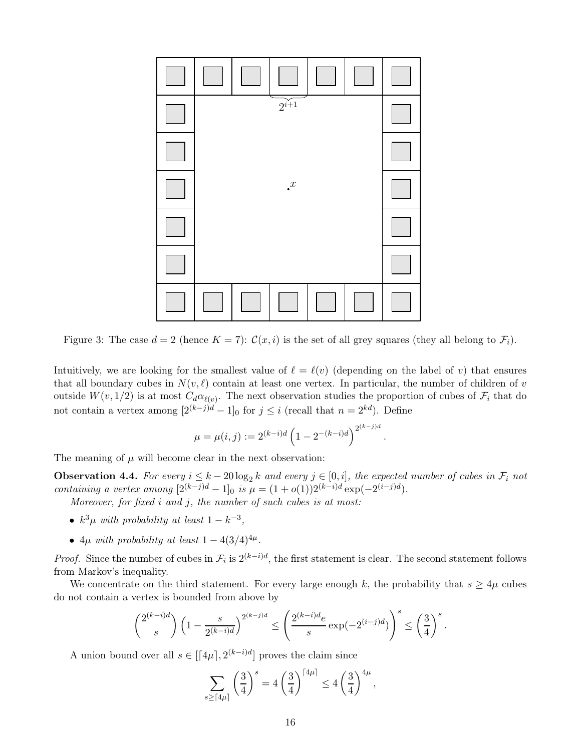Figure 3: The case $d = 2$ (hence $K = 7$): $\mathcal{C}(x, i)$ is the set of all grey squares (they all belong to $\mathcal{F}_i$).

Intuitively, we are looking for the smallest value of $\ell = \ell(v)$ (depending on the label of $v$) that ensures that all boundary cubes in $N(v, \ell)$ contain at least one vertex. In particular, the number of children of $v$ outside $W(v, 1/2)$ is at most $C_d \alpha_{\ell(v)}$. The next observation studies the proportion of cubes of $\mathcal{F}_i$ that do not contain a vertex among $[2^{(k-j)d} - 1]_0$ for $j \leq i$ (recall that $n = 2^{kd}$). Define

$$\mu = \mu(i, j) := 2^{(k-i)d} \left(1 - 2^{-(k-i)d}\right)^{2^{(k-j)d}}.$$

The meaning of $\mu$ will become clear in the next observation:

**Observation 4.4.** *For every $i \leq k - 20 \log_2 k$ and every $j \in [0, i]$, the expected number of cubes in $\mathcal{F}_i$ not containing a vertex among $[2^{(k-j)d} - 1]_0$ is $\mu = (1 + o(1)) 2^{(k-i)d} \exp(-2^{(i-j)d})$.*

*Moreover, for fixed $i$ and $j$, the number of such cubes is at most:*

- *$k^3 \mu$ with probability at least $1 - k^{-3}$,*
- *$4\mu$ with probability at least $1 - 4(3/4)^{4\mu}$.*

*Proof.* Since the number of cubes in $\mathcal{F}_i$ is $2^{(k-i)d}$, the first statement is clear. The second statement follows from Markov's inequality.

We concentrate on the third statement. For every large enough $k$, the probability that $s \geq 4\mu$ cubes do not contain a vertex is bounded from above by

$$\binom{2^{(k-i)d}}{s} \left(1 - \frac{s}{2^{(k-i)d}}\right)^{2^{(k-j)d}} \leq \left(\frac{2^{(k-i)d} e}{s} \exp(-2^{(i-j)d})\right)^s \leq \left(\frac{3}{4}\right)^s.$$

A union bound over all $s \in [\lceil 4\mu \rceil, 2^{(k-i)d}]$ proves the claim since

$$\sum_{s \geq \lceil 4\mu \rceil} \left(\frac{3}{4}\right)^s = 4 \left(\frac{3}{4}\right)^{\lceil 4\mu \rceil} \leq 4 \left(\frac{3}{4}\right)^{4\mu},$$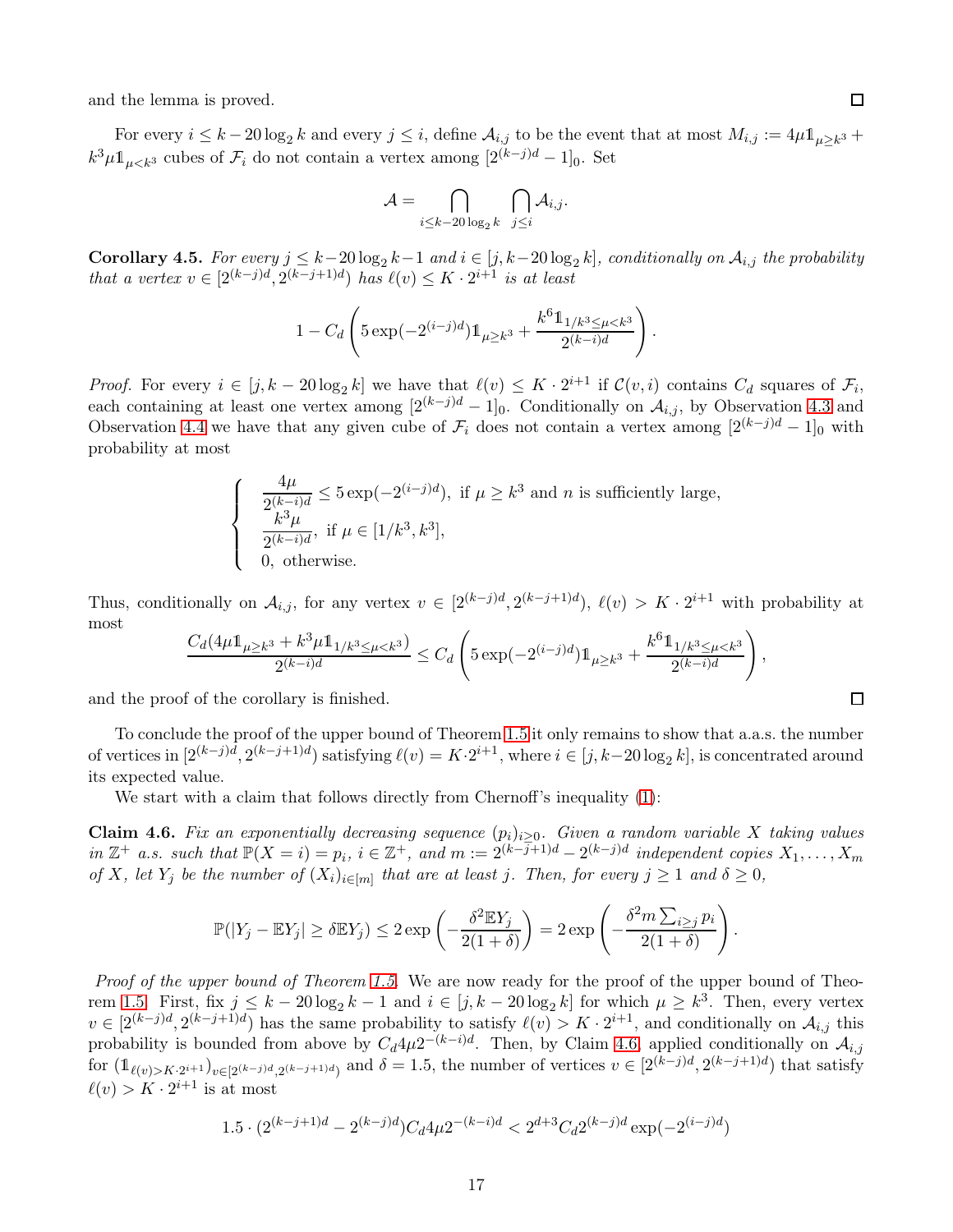and the lemma is proved. ∎

For every $i \le k - 20\log_2 k$ and every $j \le i$, define $\mathcal{A}_{i,j}$ to be the event that at most $M_{i,j} := 4\mu \mathbb{1}_{\mu \ge k^3} + k^3\mu \mathbb{1}_{\mu < k^3}$ cubes of $\mathcal{F}_i$ do not contain a vertex among $[2^{(k-j)d} - 1]_0$. Set

$$\mathcal{A} = \bigcap_{i \le k - 20\log_2 k} \bigcap_{j \le i} \mathcal{A}_{i,j}.$$

**Corollary 4.5.** *For every $j \le k - 20\log_2 k - 1$ and $i \in [j, k - 20\log_2 k]$, conditionally on $\mathcal{A}_{i,j}$ the probability that a vertex $v \in [2^{(k-j)d}, 2^{(k-j+1)d})$ has $\ell(v) \le K \cdot 2^{i+1}$ is at least*

$$1 - C_d\left(5\exp(-2^{(i-j)d})\mathbb{1}_{\mu \ge k^3} + \frac{k^6 \mathbb{1}_{1/k^3 \le \mu < k^3}}{2^{(k-i)d}}\right).$$

*Proof.* For every $i \in [j, k - 20\log_2 k]$ we have that $\ell(v) \le K \cdot 2^{i+1}$ if $\mathcal{C}(v, i)$ contains $C_d$ squares of $\mathcal{F}_i$, each containing at least one vertex among $[2^{(k-j)d} - 1]_0$. Conditionally on $\mathcal{A}_{i,j}$, by Observation 4.3 and Observation 4.4 we have that any given cube of $\mathcal{F}_i$ does not contain a vertex among $[2^{(k-j)d} - 1]_0$ with probability at most

$$\begin{cases} \dfrac{4\mu}{2^{(k-i)d}} \le 5\exp(-2^{(i-j)d}), \text{ if } \mu \ge k^3 \text{ and } n \text{ is sufficiently large,} \\ \dfrac{k^3\mu}{2^{(k-i)d}}, \text{ if } \mu \in [1/k^3, k^3], \\ 0, \text{ otherwise.} \end{cases}$$

Thus, conditionally on $\mathcal{A}_{i,j}$, for any vertex $v \in [2^{(k-j)d}, 2^{(k-j+1)d})$, $\ell(v) > K \cdot 2^{i+1}$ with probability at most

$$\frac{C_d(4\mu \mathbb{1}_{\mu \ge k^3} + k^3\mu \mathbb{1}_{1/k^3 \le \mu < k^3})}{2^{(k-i)d}} \le C_d\left(5\exp(-2^{(i-j)d})\mathbb{1}_{\mu \ge k^3} + \frac{k^6 \mathbb{1}_{1/k^3 \le \mu < k^3}}{2^{(k-i)d}}\right),$$

and the proof of the corollary is finished. ∎

To conclude the proof of the upper bound of Theorem 1.5 it only remains to show that a.a.s. the number of vertices in $[2^{(k-j)d}, 2^{(k-j+1)d})$ satisfying $\ell(v) = K \cdot 2^{i+1}$, where $i \in [j, k - 20\log_2 k]$, is concentrated around its expected value.

We start with a claim that follows directly from Chernoff's inequality (1):

**Claim 4.6.** *Fix an exponentially decreasing sequence $(p_i)_{i \ge 0}$. Given a random variable $X$ taking values in $\mathbb{Z}^+$ a.s. such that $\mathbb{P}(X = i) = p_i$, $i \in \mathbb{Z}^+$, and $m := 2^{(k-j+1)d} - 2^{(k-j)d}$ independent copies $X_1, \ldots, X_m$ of $X$, let $Y_j$ be the number of $(X_i)_{i \in [m]}$ that are at least $j$. Then, for every $j \ge 1$ and $\delta \ge 0$,*

$$\mathbb{P}(|Y_j - \mathbb{E}Y_j| \ge \delta \mathbb{E}Y_j) \le 2\exp\left(-\frac{\delta^2 \mathbb{E}Y_j}{2(1+\delta)}\right) = 2\exp\left(-\frac{\delta^2 m \sum_{i \ge j} p_i}{2(1+\delta)}\right).$$

*Proof of the upper bound of Theorem 1.5.* We are now ready for the proof of the upper bound of Theorem 1.5. First, fix $j \le k - 20\log_2 k - 1$ and $i \in [j, k - 20\log_2 k]$ for which $\mu \ge k^3$. Then, every vertex $v \in [2^{(k-j)d}, 2^{(k-j+1)d})$ has the same probability to satisfy $\ell(v) > K \cdot 2^{i+1}$, and conditionally on $\mathcal{A}_{i,j}$ this probability is bounded from above by $C_d 4\mu 2^{-(k-i)d}$. Then, by Claim 4.6 applied conditionally on $\mathcal{A}_{i,j}$ for $(\mathbb{1}_{\ell(v) > K \cdot 2^{i+1}})_{v \in [2^{(k-j)d}, 2^{(k-j+1)d})}$ and $\delta = 1.5$, the number of vertices $v \in [2^{(k-j)d}, 2^{(k-j+1)d})$ that satisfy $\ell(v) > K \cdot 2^{i+1}$ is at most

$$1.5 \cdot (2^{(k-j+1)d} - 2^{(k-j)d})C_d 4\mu 2^{-(k-i)d} < 2^{d+3}C_d 2^{(k-j)d}\exp(-2^{(i-j)d})$$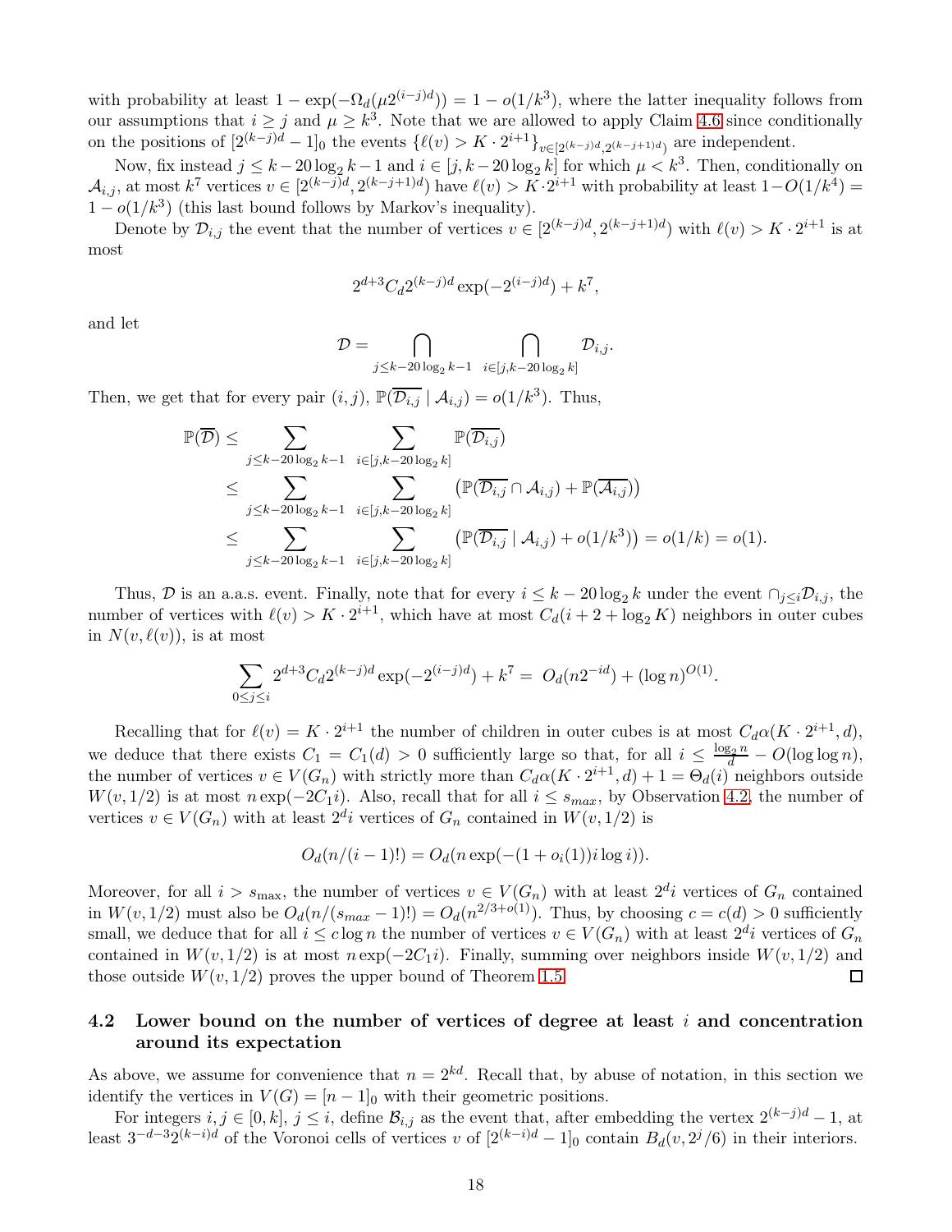with probability at least $1 - \exp(-\Omega_d(\mu 2^{(i-j)d})) = 1 - o(1/k^3)$, where the latter inequality follows from our assumptions that $i \geq j$ and $\mu \geq k^3$. Note that we are allowed to apply Claim 4.6 since conditionally on the positions of $[2^{(k-j)d} - 1]_0$ the events $\{\ell(v) > K \cdot 2^{i+1}\}_{v \in [2^{(k-j)d}, 2^{(k-j+1)d})}$ are independent.

Now, fix instead $j \leq k - 20\log_2 k - 1$ and $i \in [j, k - 20\log_2 k]$ for which $\mu < k^3$. Then, conditionally on $\mathcal{A}_{i,j}$, at most $k^7$ vertices $v \in [2^{(k-j)d}, 2^{(k-j+1)d})$ have $\ell(v) > K \cdot 2^{i+1}$ with probability at least $1 - O(1/k^4) = 1 - o(1/k^3)$ (this last bound follows by Markov's inequality).

Denote by $\mathcal{D}_{i,j}$ the event that the number of vertices $v \in [2^{(k-j)d}, 2^{(k-j+1)d})$ with $\ell(v) > K \cdot 2^{i+1}$ is at most

$$2^{d+3} C_d 2^{(k-j)d} \exp(-2^{(i-j)d}) + k^7,$$

and let

$$\mathcal{D} = \bigcap_{j \leq k - 20\log_2 k - 1} \; \bigcap_{i \in [j, k-20\log_2 k]} \mathcal{D}_{i,j}.$$

Then, we get that for every pair $(i,j)$, $\mathbb{P}(\overline{\mathcal{D}_{i,j}} \mid \mathcal{A}_{i,j}) = o(1/k^3)$. Thus,

$$\begin{aligned}
\mathbb{P}(\overline{\mathcal{D}}) &\leq \sum_{j \leq k - 20\log_2 k - 1} \; \sum_{i \in [j, k-20\log_2 k]} \mathbb{P}(\overline{\mathcal{D}_{i,j}}) \\
&\leq \sum_{j \leq k - 20\log_2 k - 1} \; \sum_{i \in [j, k-20\log_2 k]} \left(\mathbb{P}(\overline{\mathcal{D}_{i,j}} \cap \mathcal{A}_{i,j}) + \mathbb{P}(\overline{\mathcal{A}_{i,j}})\right) \\
&\leq \sum_{j \leq k - 20\log_2 k - 1} \; \sum_{i \in [j, k-20\log_2 k]} \left(\mathbb{P}(\overline{\mathcal{D}_{i,j}} \mid \mathcal{A}_{i,j}) + o(1/k^3)\right) = o(1/k) = o(1).
\end{aligned}$$

Thus, $\mathcal{D}$ is an a.a.s. event. Finally, note that for every $i \leq k - 20\log_2 k$ under the event $\cap_{j \leq i} \mathcal{D}_{i,j}$, the number of vertices with $\ell(v) > K \cdot 2^{i+1}$, which have at most $C_d(i + 2 + \log_2 K)$ neighbors in outer cubes in $N(v, \ell(v))$, is at most

$$\sum_{0 \leq j \leq i} 2^{d+3} C_d 2^{(k-j)d} \exp(-2^{(i-j)d}) + k^7 = \; O_d(n 2^{-id}) + (\log n)^{O(1)}.$$

Recalling that for $\ell(v) = K \cdot 2^{i+1}$ the number of children in outer cubes is at most $C_d \alpha(K \cdot 2^{i+1}, d)$, we deduce that there exists $C_1 = C_1(d) > 0$ sufficiently large so that, for all $i \leq \frac{\log_2 n}{d} - O(\log\log n)$, the number of vertices $v \in V(G_n)$ with strictly more than $C_d \alpha(K \cdot 2^{i+1}, d) + 1 = \Theta_d(i)$ neighbors outside $W(v, 1/2)$ is at most $n \exp(-2C_1 i)$. Also, recall that for all $i \leq s_{max}$, by Observation 4.2, the number of vertices $v \in V(G_n)$ with at least $2^d i$ vertices of $G_n$ contained in $W(v, 1/2)$ is

$$O_d(n/(i-1)!) = O_d(n \exp(-(1 + o_i(1)) i \log i)).$$

Moreover, for all $i > s_{\max}$, the number of vertices $v \in V(G_n)$ with at least $2^d i$ vertices of $G_n$ contained in $W(v, 1/2)$ must also be $O_d(n/(s_{max} - 1)!) = O_d(n^{2/3 + o(1)})$. Thus, by choosing $c = c(d) > 0$ sufficiently small, we deduce that for all $i \leq c \log n$ the number of vertices $v \in V(G_n)$ with at least $2^d i$ vertices of $G_n$ contained in $W(v, 1/2)$ is at most $n \exp(-2C_1 i)$. Finally, summing over neighbors inside $W(v, 1/2)$ and those outside $W(v, 1/2)$ proves the upper bound of Theorem 1.5. $\square$

### 4.2 Lower bound on the number of vertices of degree at least $i$ and concentration around its expectation

As above, we assume for convenience that $n = 2^{kd}$. Recall that, by abuse of notation, in this section we identify the vertices in $V(G) = [n-1]_0$ with their geometric positions.

For integers $i, j \in [0, k]$, $j \leq i$, define $\mathcal{B}_{i,j}$ as the event that, after embedding the vertex $2^{(k-j)d} - 1$, at least $3^{-d-3} 2^{(k-i)d}$ of the Voronoi cells of vertices $v$ of $[2^{(k-i)d} - 1]_0$ contain $B_d(v, 2^j/6)$ in their interiors.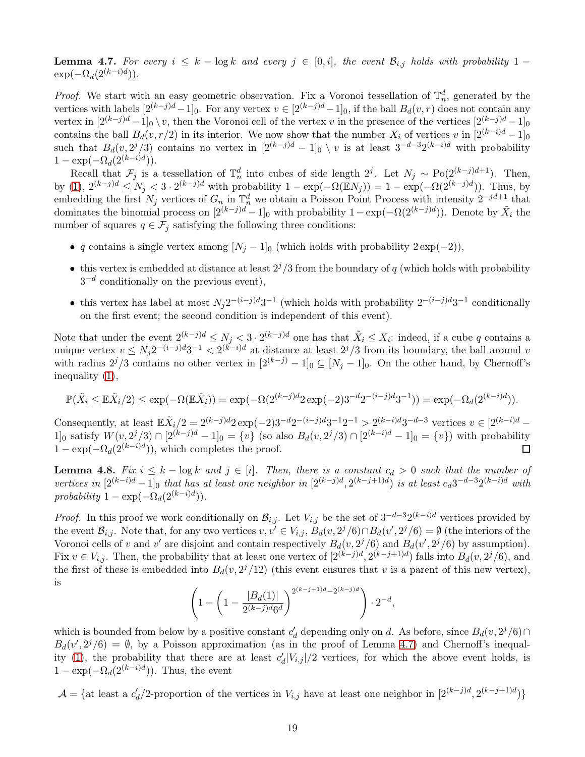**Lemma 4.7.** *For every $i \le k - \log k$ and every $j \in [0, i]$, the event $\mathcal{B}_{i,j}$ holds with probability $1 - \exp(-\Omega_d(2^{(k-i)d}))$.*

*Proof.* We start with an easy geometric observation. Fix a Voronoi tessellation of $\mathbb{T}_n^d$, generated by the vertices with labels $[2^{(k-j)d} - 1]_0$. For any vertex $v \in [2^{(k-j)d} - 1]_0$, if the ball $B_d(v, r)$ does not contain any vertex in $[2^{(k-j)d} - 1]_0 \setminus v$, then the Voronoi cell of the vertex $v$ in the presence of the vertices $[2^{(k-j)d} - 1]_0$ contains the ball $B_d(v, r/2)$ in its interior. We now show that the number $X_i$ of vertices $v$ in $[2^{(k-i)d} - 1]_0$ such that $B_d(v, 2^j/3)$ contains no vertex in $[2^{(k-j)d} - 1]_0 \setminus v$ is at least $3^{-d-3} 2^{(k-i)d}$ with probability $1 - \exp(-\Omega_d(2^{(k-i)d}))$.

Recall that $\mathcal{F}_j$ is a tessellation of $\mathbb{T}_n^d$ into cubes of side length $2^j$. Let $N_j \sim \mathrm{Po}(2^{(k-j)d+1})$. Then, by (1), $2^{(k-j)d} \le N_j < 3 \cdot 2^{(k-j)d}$ with probability $1 - \exp(-\Omega(\mathbb{E}N_j)) = 1 - \exp(-\Omega(2^{(k-j)d}))$. Thus, by embedding the first $N_j$ vertices of $G_n$ in $\mathbb{T}_n^d$ we obtain a Poisson Point Process with intensity $2^{-jd+1}$ that dominates the binomial process on $[2^{(k-j)d} - 1]_0$ with probability $1 - \exp(-\Omega(2^{(k-j)d}))$. Denote by $\tilde{X}_i$ the number of squares $q \in \mathcal{F}_j$ satisfying the following three conditions:

- $q$ contains a single vertex among $[N_j - 1]_0$ (which holds with probability $2\exp(-2)$),
- this vertex is embedded at distance at least $2^j/3$ from the boundary of $q$ (which holds with probability $3^{-d}$ conditionally on the previous event),
- this vertex has label at most $N_j 2^{-(i-j)d} 3^{-1}$ (which holds with probability $2^{-(i-j)d} 3^{-1}$ conditionally on the first event; the second condition is independent of this event).

Note that under the event $2^{(k-j)d} \le N_j < 3 \cdot 2^{(k-j)d}$ one has that $\tilde{X}_i \le X_i$: indeed, if a cube $q$ contains a unique vertex $v \le N_j 2^{-(i-j)d} 3^{-1} < 2^{(k-i)d}$ at distance at least $2^j/3$ from its boundary, the ball around $v$ with radius $2^j/3$ contains no other vertex in $[2^{(k-j)} - 1]_0 \subseteq [N_j - 1]_0$. On the other hand, by Chernoff's inequality (1),

$$\mathbb{P}(\tilde{X}_i \le \mathbb{E}\tilde{X}_i/2) \le \exp(-\Omega(\mathbb{E}\tilde{X}_i)) = \exp(-\Omega(2^{(k-j)d} 2\exp(-2) 3^{-d} 2^{-(i-j)d} 3^{-1})) = \exp(-\Omega_d(2^{(k-i)d})).$$

Consequently, at least $\mathbb{E}\tilde{X}_i/2 = 2^{(k-j)d} 2\exp(-2) 3^{-d} 2^{-(i-j)d} 3^{-1} 2^{-1} > 2^{(k-i)d} 3^{-d-3}$ vertices $v \in [2^{(k-i)d} - 1]_0$ satisfy $W(v, 2^j/3) \cap [2^{(k-j)d} - 1]_0 = \{v\}$ (so also $B_d(v, 2^j/3) \cap [2^{(k-i)d} - 1]_0 = \{v\}$) with probability $1 - \exp(-\Omega_d(2^{(k-i)d}))$, which completes the proof. $\square$

**Lemma 4.8.** *Fix $i \le k - \log k$ and $j \in [i]$. Then, there is a constant $c_d > 0$ such that the number of vertices in $[2^{(k-i)d} - 1]_0$ that has at least one neighbor in $[2^{(k-j)d}, 2^{(k-j+1)d})$ is at least $c_d 3^{-d-3} 2^{(k-i)d}$ with probability $1 - \exp(-\Omega_d(2^{(k-i)d}))$.*

*Proof.* In this proof we work conditionally on $\mathcal{B}_{i,j}$. Let $V_{i,j}$ be the set of $3^{-d-3} 2^{(k-i)d}$ vertices provided by the event $\mathcal{B}_{i,j}$. Note that, for any two vertices $v, v' \in V_{i,j}$, $B_d(v, 2^j/6) \cap B_d(v', 2^j/6) = \emptyset$ (the interiors of the Voronoi cells of $v$ and $v'$ are disjoint and contain respectively $B_d(v, 2^j/6)$ and $B_d(v', 2^j/6)$ by assumption). Fix $v \in V_{i,j}$. Then, the probability that at least one vertex of $[2^{(k-j)d}, 2^{(k-j+1)d})$ falls into $B_d(v, 2^j/6)$, and the first of these is embedded into $B_d(v, 2^j/12)$ (this event ensures that $v$ is a parent of this new vertex), is

$$\left(1 - \left(1 - \frac{|B_d(1)|}{2^{(k-j)d} 6^d}\right)^{2^{(k-j+1)d} - 2^{(k-j)d}}\right) \cdot 2^{-d},$$

which is bounded from below by a positive constant $c_d'$ depending only on $d$. As before, since $B_d(v, 2^j/6) \cap B_d(v', 2^j/6) = \emptyset$, by a Poisson approximation (as in the proof of Lemma 4.7) and Chernoff's inequality (1), the probability that there are at least $c_d'|V_{i,j}|/2$ vertices, for which the above event holds, is $1 - \exp(-\Omega_d(2^{(k-i)d}))$. Thus, the event

$$\mathcal{A} = \{\text{at least a } c_d'/2\text{-proportion of the vertices in } V_{i,j} \text{ have at least one neighbor in } [2^{(k-j)d}, 2^{(k-j+1)d})\}$$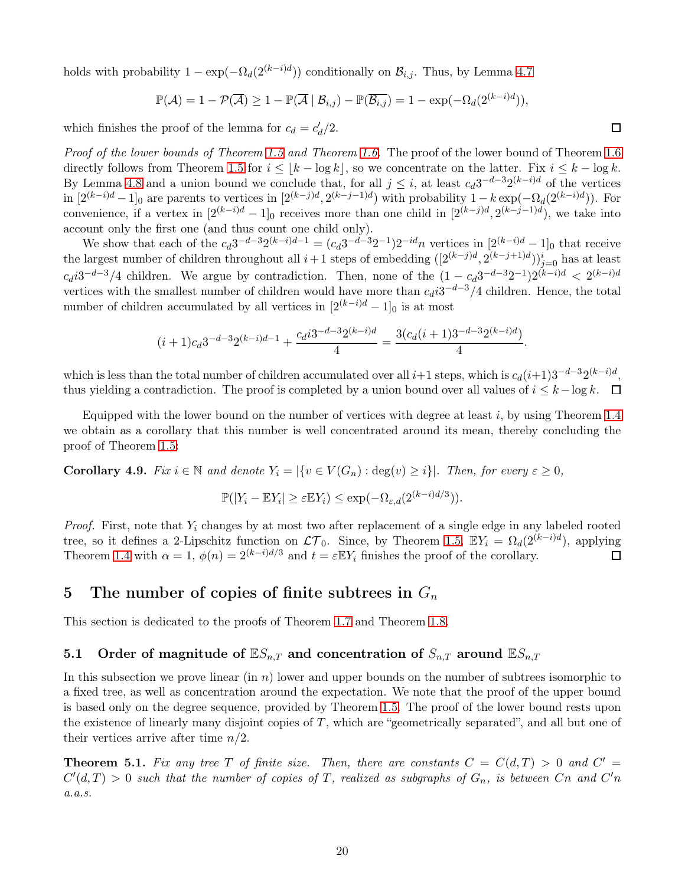holds with probability $1 - \exp(-\Omega_d(2^{(k-i)d}))$ conditionally on $\mathcal{B}_{i,j}$. Thus, by Lemma 4.7

$$\mathbb{P}(\mathcal{A}) = 1 - \mathcal{P}(\overline{\mathcal{A}}) \geq 1 - \mathbb{P}(\overline{\mathcal{A}} \mid \mathcal{B}_{i,j}) - \mathbb{P}(\overline{\mathcal{B}_{i,j}}) = 1 - \exp(-\Omega_d(2^{(k-i)d})),$$

which finishes the proof of the lemma for $c_d = c'_d/2$. $\square$

*Proof of the lower bounds of Theorem 1.5 and Theorem 1.6.* The proof of the lower bound of Theorem 1.6 directly follows from Theorem 1.5 for $i \leq \lfloor k - \log k \rfloor$, so we concentrate on the latter. Fix $i \leq k - \log k$. By Lemma 4.8 and a union bound we conclude that, for all $j \leq i$, at least $c_d 3^{-d-3} 2^{(k-i)d}$ of the vertices in $[2^{(k-i)d} - 1]_0$ are parents to vertices in $[2^{(k-j)d}, 2^{(k-j-1)d})$ with probability $1 - k\exp(-\Omega_d(2^{(k-i)d}))$. For convenience, if a vertex in $[2^{(k-i)d} - 1]_0$ receives more than one child in $[2^{(k-j)d}, 2^{(k-j-1)d})$, we take into account only the first one (and thus count one child only).

We show that each of the $c_d 3^{-d-3} 2^{(k-i)d-1} = (c_d 3^{-d-3} 2^{-1}) 2^{-id} n$ vertices in $[2^{(k-i)d} - 1]_0$ that receive the largest number of children throughout all $i+1$ steps of embedding $([2^{(k-j)d}, 2^{(k-j+1)d}))_{j=0}^{i}$ has at least $c_d i 3^{-d-3}/4$ children. We argue by contradiction. Then, none of the $(1 - c_d 3^{-d-3} 2^{-1}) 2^{(k-i)d} < 2^{(k-i)d}$ vertices with the smallest number of children would have more than $c_d i 3^{-d-3}/4$ children. Hence, the total number of children accumulated by all vertices in $[2^{(k-i)d} - 1]_0$ is at most

$$(i+1) c_d 3^{-d-3} 2^{(k-i)d-1} + \frac{c_d i 3^{-d-3} 2^{(k-i)d}}{4} = \frac{3(c_d (i+1) 3^{-d-3} 2^{(k-i)d})}{4}.$$

which is less than the total number of children accumulated over all $i+1$ steps, which is $c_d(i+1) 3^{-d-3} 2^{(k-i)d}$, thus yielding a contradiction. The proof is completed by a union bound over all values of $i \leq k - \log k$. $\square$

Equipped with the lower bound on the number of vertices with degree at least $i$, by using Theorem 1.4 we obtain as a corollary that this number is well concentrated around its mean, thereby concluding the proof of Theorem 1.5:

**Corollary 4.9.** *Fix $i \in \mathbb{N}$ and denote $Y_i = |\{v \in V(G_n) : \deg(v) \geq i\}|$. Then, for every $\varepsilon \geq 0$,*

$$\mathbb{P}(|Y_i - \mathbb{E}Y_i| \geq \varepsilon \mathbb{E}Y_i) \leq \exp(-\Omega_{\varepsilon,d}(2^{(k-i)d/3})).$$

*Proof.* First, note that $Y_i$ changes by at most two after replacement of a single edge in any labeled rooted tree, so it defines a 2-Lipschitz function on $\mathcal{LT}_0$. Since, by Theorem 1.5, $\mathbb{E}Y_i = \Omega_d(2^{(k-i)d})$, applying Theorem 1.4 with $\alpha = 1$, $\phi(n) = 2^{(k-i)d/3}$ and $t = \varepsilon \mathbb{E}Y_i$ finishes the proof of the corollary. $\square$

## 5 The number of copies of finite subtrees in $G_n$

This section is dedicated to the proofs of Theorem 1.7 and Theorem 1.8.

### 5.1 Order of magnitude of $\mathbb{E}S_{n,T}$ and concentration of $S_{n,T}$ around $\mathbb{E}S_{n,T}$

In this subsection we prove linear (in $n$) lower and upper bounds on the number of subtrees isomorphic to a fixed tree, as well as concentration around the expectation. We note that the proof of the upper bound is based only on the degree sequence, provided by Theorem 1.5. The proof of the lower bound rests upon the existence of linearly many disjoint copies of $T$, which are "geometrically separated", and all but one of their vertices arrive after time $n/2$.

**Theorem 5.1.** *Fix any tree $T$ of finite size. Then, there are constants $C = C(d,T) > 0$ and $C' = C'(d,T) > 0$ such that the number of copies of $T$, realized as subgraphs of $G_n$, is between $Cn$ and $C'n$ a.a.s.*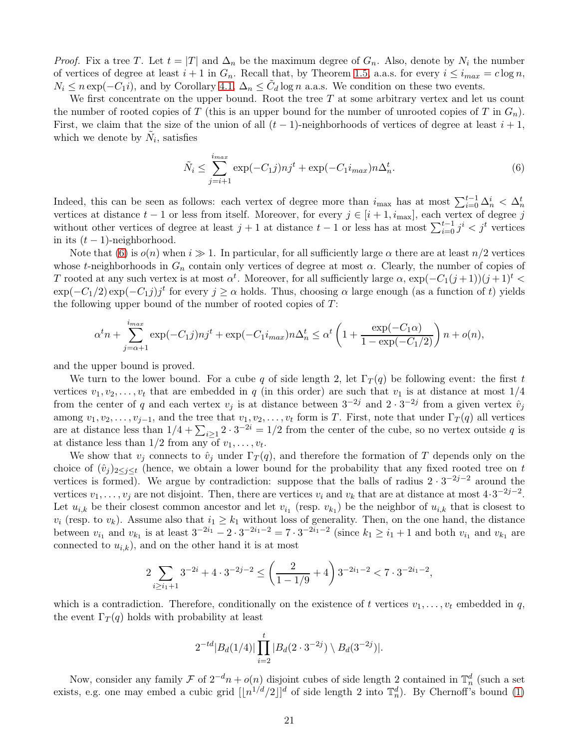*Proof.* Fix a tree $T$. Let $t = |T|$ and $\Delta_n$ be the maximum degree of $G_n$. Also, denote by $N_i$ the number of vertices of degree at least $i+1$ in $G_n$. Recall that, by Theorem 1.5, a.a.s. for every $i \le i_{max} = c\log n$, $N_i \le n\exp(-C_1 i)$, and by Corollary 4.1, $\Delta_n \le \tilde{C}_d \log n$ a.a.s. We condition on these two events.

We first concentrate on the upper bound. Root the tree $T$ at some arbitrary vertex and let us count the number of rooted copies of $T$ (this is an upper bound for the number of unrooted copies of $T$ in $G_n$). First, we claim that the size of the union of all $(t-1)$-neighborhoods of vertices of degree at least $i+1$, which we denote by $\tilde{N}_i$, satisfies

$$\tilde{N}_i \le \sum_{j=i+1}^{i_{max}} \exp(-C_1 j) n j^t + \exp(-C_1 i_{max}) n \Delta_n^t. \tag{6}$$

Indeed, this can be seen as follows: each vertex of degree more than $i_{\max}$ has at most $\sum_{i=0}^{t-1} \Delta_n^i < \Delta_n^t$ vertices at distance $t-1$ or less from itself. Moreover, for every $j \in [i+1, i_{\max}]$, each vertex of degree $j$ without other vertices of degree at least $j+1$ at distance $t-1$ or less has at most $\sum_{i=0}^{t-1} j^i < j^t$ vertices in its $(t-1)$-neighborhood.

Note that (6) is $o(n)$ when $i \gg 1$. In particular, for all sufficiently large $\alpha$ there are at least $n/2$ vertices whose $t$-neighborhoods in $G_n$ contain only vertices of degree at most $\alpha$. Clearly, the number of copies of $T$ rooted at any such vertex is at most $\alpha^t$. Moreover, for all sufficiently large $\alpha$, $\exp(-C_1(j+1))(j+1)^t < \exp(-C_1/2)\exp(-C_1 j) j^t$ for every $j \ge \alpha$ holds. Thus, choosing $\alpha$ large enough (as a function of $t$) yields the following upper bound of the number of rooted copies of $T$:

$$\alpha^t n + \sum_{j=\alpha+1}^{i_{max}} \exp(-C_1 j) n j^t + \exp(-C_1 i_{max}) n \Delta_n^t \le \alpha^t \left(1 + \frac{\exp(-C_1\alpha)}{1-\exp(-C_1/2)}\right) n + o(n),$$

and the upper bound is proved.

We turn to the lower bound. For a cube $q$ of side length 2, let $\Gamma_T(q)$ be following event: the first $t$ vertices $v_1, v_2, \ldots, v_t$ that are embedded in $q$ (in this order) are such that $v_1$ is at distance at most $1/4$ from the center of $q$ and each vertex $v_j$ is at distance between $3^{-2j}$ and $2\cdot 3^{-2j}$ from a given vertex $\hat{v}_j$ among $v_1, v_2, \ldots, v_{j-1}$, and the tree that $v_1, v_2, \ldots, v_t$ form is $T$. First, note that under $\Gamma_T(q)$ all vertices are at distance less than $1/4 + \sum_{i\ge 1} 2\cdot 3^{-2i} = 1/2$ from the center of the cube, so no vertex outside $q$ is at distance less than $1/2$ from any of $v_1, \ldots, v_t$.

We show that $v_j$ connects to $\hat{v}_j$ under $\Gamma_T(q)$, and therefore the formation of $T$ depends only on the choice of $(\hat{v}_j)_{2\le j\le t}$ (hence, we obtain a lower bound for the probability that any fixed rooted tree on $t$ vertices is formed). We argue by contradiction: suppose that the balls of radius $2\cdot 3^{-2j-2}$ around the vertices $v_1, \ldots, v_j$ are not disjoint. Then, there are vertices $v_i$ and $v_k$ that are at distance at most $4\cdot 3^{-2j-2}$. Let $u_{i,k}$ be their closest common ancestor and let $v_{i_1}$ (resp. $v_{k_1}$) be the neighbor of $u_{i,k}$ that is closest to $v_i$ (resp. to $v_k$). Assume also that $i_1 \ge k_1$ without loss of generality. Then, on the one hand, the distance between $v_{i_1}$ and $v_{k_1}$ is at least $3^{-2i_1} - 2\cdot 3^{-2i_1-2} = 7\cdot 3^{-2i_1-2}$ (since $k_1 \ge i_1+1$ and both $v_{i_1}$ and $v_{k_1}$ are connected to $u_{i,k}$), and on the other hand it is at most

$$2\sum_{i\ge i_1+1} 3^{-2i} + 4\cdot 3^{-2j-2} \le \left(\frac{2}{1-1/9} + 4\right) 3^{-2i_1-2} < 7\cdot 3^{-2i_1-2},$$

which is a contradiction. Therefore, conditionally on the existence of $t$ vertices $v_1, \ldots, v_t$ embedded in $q$, the event $\Gamma_T(q)$ holds with probability at least

$$2^{-td}|B_d(1/4)| \prod_{i=2}^{t} |B_d(2\cdot 3^{-2j}) \setminus B_d(3^{-2j})|.$$

Now, consider any family $\mathcal{F}$ of $2^{-d}n + o(n)$ disjoint cubes of side length 2 contained in $\mathbb{T}_n^d$ (such a set exists, e.g. one may embed a cubic grid $[\lfloor n^{1/d}/2 \rfloor]^d$ of side length 2 into $\mathbb{T}_n^d$). By Chernoff's bound (1)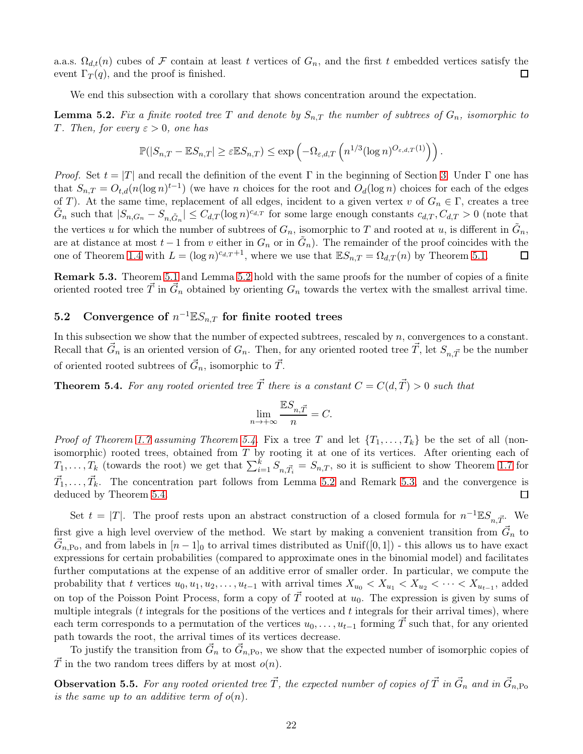a.a.s. $\Omega_{d,t}(n)$ cubes of $\mathcal{F}$ contain at least $t$ vertices of $G_n$, and the first $t$ embedded vertices satisfy the event $\Gamma_T(q)$, and the proof is finished. $\square$

We end this subsection with a corollary that shows concentration around the expectation.

**Lemma 5.2.** *Fix a finite rooted tree $T$ and denote by $S_{n,T}$ the number of subtrees of $G_n$, isomorphic to $T$. Then, for every $\varepsilon > 0$, one has*

$$\mathbb{P}(|S_{n,T} - \mathbb{E}S_{n,T}| \geq \varepsilon \mathbb{E}S_{n,T}) \leq \exp\left(-\Omega_{\varepsilon,d,T}\left(n^{1/3}(\log n)^{O_{\varepsilon,d,T}(1)}\right)\right).$$

*Proof.* Set $t = |T|$ and recall the definition of the event $\Gamma$ in the beginning of Section 3. Under $\Gamma$ one has that $S_{n,T} = O_{t,d}(n(\log n)^{t-1})$ (we have $n$ choices for the root and $O_d(\log n)$ choices for each of the edges of $T$). At the same time, replacement of all edges, incident to a given vertex $v$ of $G_n \in \Gamma$, creates a tree $\tilde{G}_n$ such that $|S_{n,G_n} - S_{n,\tilde{G}_n}| \leq C_{d,T}(\log n)^{c_{d,T}}$ for some large enough constants $c_{d,T}, C_{d,T} > 0$ (note that the vertices $u$ for which the number of subtrees of $G_n$, isomorphic to $T$ and rooted at $u$, is different in $\tilde{G}_n$, are at distance at most $t-1$ from $v$ either in $G_n$ or in $\tilde{G}_n$). The remainder of the proof coincides with the one of Theorem 1.4 with $L = (\log n)^{c_{d,T}+1}$, where we use that $\mathbb{E}S_{n,T} = \Omega_{d,T}(n)$ by Theorem 5.1. $\square$

**Remark 5.3.** Theorem 5.1 and Lemma 5.2 hold with the same proofs for the number of copies of a finite oriented rooted tree $\vec{T}$ in $\vec{G}_n$ obtained by orienting $G_n$ towards the vertex with the smallest arrival time.

## 5.2 Convergence of $n^{-1}\mathbb{E}S_{n,T}$ for finite rooted trees

In this subsection we show that the number of expected subtrees, rescaled by $n$, convergences to a constant. Recall that $\vec{G}_n$ is an oriented version of $G_n$. Then, for any oriented rooted tree $\vec{T}$, let $S_{n,\vec{T}}$ be the number of oriented rooted subtrees of $\vec{G}_n$, isomorphic to $\vec{T}$.

**Theorem 5.4.** *For any rooted oriented tree $\vec{T}$ there is a constant $C = C(d, \vec{T}) > 0$ such that*

$$\lim_{n\to+\infty} \frac{\mathbb{E}S_{n,\vec{T}}}{n} = C.$$

*Proof of Theorem 1.7 assuming Theorem 5.4.* Fix a tree $T$ and let $\{T_1, \ldots, T_k\}$ be the set of all (non-isomorphic) rooted trees, obtained from $T$ by rooting it at one of its vertices. After orienting each of $T_1, \ldots, T_k$ (towards the root) we get that $\sum_{i=1}^k S_{n,\vec{T}_i} = S_{n,T}$, so it is sufficient to show Theorem 1.7 for $\vec{T}_1, \ldots, \vec{T}_k$. The concentration part follows from Lemma 5.2 and Remark 5.3, and the convergence is deduced by Theorem 5.4. $\square$

Set $t = |T|$. The proof rests upon an abstract construction of a closed formula for $n^{-1}\mathbb{E}S_{n,\vec{T}}$. We first give a high level overview of the method. We start by making a convenient transition from $\vec{G}_n$ to $\vec{G}_{n,\mathrm{Po}}$, and from labels in $[n-1]_0$ to arrival times distributed as Unif($[0,1]$) - this allows us to have exact expressions for certain probabilities (compared to approximate ones in the binomial model) and facilitates further computations at the expense of an additive error of smaller order. In particular, we compute the probability that $t$ vertices $u_0, u_1, u_2, \ldots, u_{t-1}$ with arrival times $X_{u_0} < X_{u_1} < X_{u_2} < \cdots < X_{u_{t-1}}$, added on top of the Poisson Point Process, form a copy of $\vec{T}$ rooted at $u_0$. The expression is given by sums of multiple integrals ($t$ integrals for the positions of the vertices and $t$ integrals for their arrival times), where each term corresponds to a permutation of the vertices $u_0, \ldots, u_{t-1}$ forming $\vec{T}$ such that, for any oriented path towards the root, the arrival times of its vertices decrease.

To justify the transition from $\vec{G}_n$ to $\vec{G}_{n,\mathrm{Po}}$, we show that the expected number of isomorphic copies of $\vec{T}$ in the two random trees differs by at most $o(n)$.

**Observation 5.5.** *For any rooted oriented tree $\vec{T}$, the expected number of copies of $\vec{T}$ in $\vec{G}_n$ and in $\vec{G}_{n,\mathrm{Po}}$ is the same up to an additive term of $o(n)$.*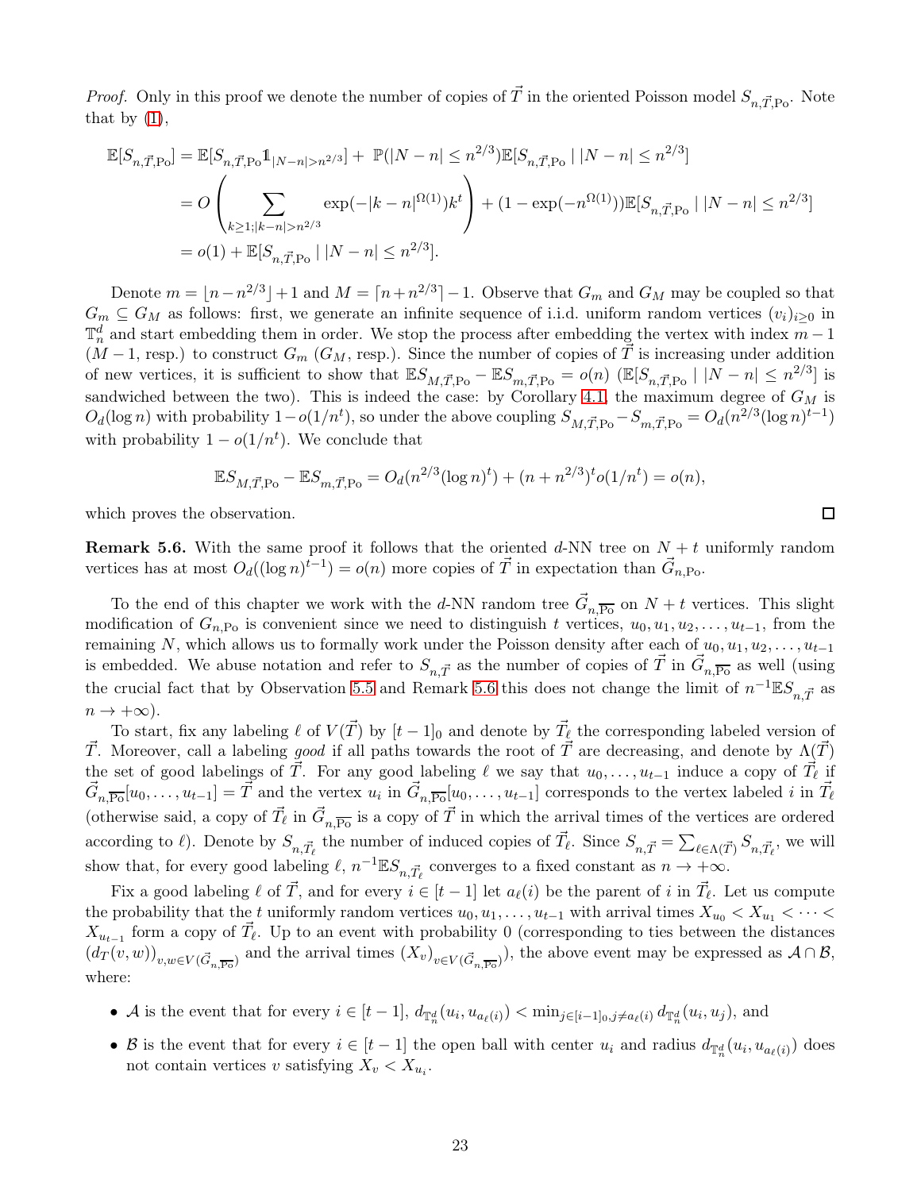*Proof.* Only in this proof we denote the number of copies of $\vec{T}$ in the oriented Poisson model $S_{n,\vec{T},\mathrm{Po}}$. Note that by (1),

$$
\begin{aligned}
\mathbb{E}[S_{n,\vec{T},\mathrm{Po}}] &= \mathbb{E}[S_{n,\vec{T},\mathrm{Po}}\mathbb{1}_{|N-n|>n^{2/3}}] + \mathbb{P}(|N-n|\le n^{2/3})\mathbb{E}[S_{n,\vec{T},\mathrm{Po}} \mid |N-n|\le n^{2/3}] \\
&= O\left(\sum_{k\ge 1; |k-n|>n^{2/3}} \exp(-|k-n|^{\Omega(1)})k^t\right) + (1-\exp(-n^{\Omega(1)}))\mathbb{E}[S_{n,\vec{T},\mathrm{Po}} \mid |N-n|\le n^{2/3}] \\
&= o(1) + \mathbb{E}[S_{n,\vec{T},\mathrm{Po}} \mid |N-n|\le n^{2/3}].
\end{aligned}
$$

Denote $m = \lfloor n - n^{2/3}\rfloor + 1$ and $M = \lceil n + n^{2/3}\rceil - 1$. Observe that $G_m$ and $G_M$ may be coupled so that $G_m \subseteq G_M$ as follows: first, we generate an infinite sequence of i.i.d. uniform random vertices $(v_i)_{i\ge 0}$ in $\mathbb{T}_n^d$ and start embedding them in order. We stop the process after embedding the vertex with index $m-1$ ($M-1$, resp.) to construct $G_m$ ($G_M$, resp.). Since the number of copies of $\vec{T}$ is increasing under addition of new vertices, it is sufficient to show that $\mathbb{E}S_{M,\vec{T},\mathrm{Po}} - \mathbb{E}S_{m,\vec{T},\mathrm{Po}} = o(n)$ ($\mathbb{E}[S_{n,\vec{T},\mathrm{Po}} \mid |N-n|\le n^{2/3}]$ is sandwiched between the two). This is indeed the case: by Corollary 4.1, the maximum degree of $G_M$ is $O_d(\log n)$ with probability $1-o(1/n^t)$, so under the above coupling $S_{M,\vec{T},\mathrm{Po}} - S_{m,\vec{T},\mathrm{Po}} = O_d(n^{2/3}(\log n)^{t-1})$ with probability $1-o(1/n^t)$. We conclude that

$$
\mathbb{E}S_{M,\vec{T},\mathrm{Po}} - \mathbb{E}S_{m,\vec{T},\mathrm{Po}} = O_d(n^{2/3}(\log n)^t) + (n+n^{2/3})^t o(1/n^t) = o(n),
$$

which proves the observation. $\square$

**Remark 5.6.** With the same proof it follows that the oriented $d$-NN tree on $N+t$ uniformly random vertices has at most $O_d((\log n)^{t-1}) = o(n)$ more copies of $\vec{T}$ in expectation than $\vec{G}_{n,\mathrm{Po}}$.

To the end of this chapter we work with the $d$-NN random tree $\vec{G}_{n,\overline{\mathrm{Po}}}$ on $N+t$ vertices. This slight modification of $G_{n,\mathrm{Po}}$ is convenient since we need to distinguish $t$ vertices, $u_0, u_1, u_2, \ldots, u_{t-1}$, from the remaining $N$, which allows us to formally work under the Poisson density after each of $u_0, u_1, u_2, \ldots, u_{t-1}$ is embedded. We abuse notation and refer to $S_{n,\vec{T}}$ as the number of copies of $\vec{T}$ in $\vec{G}_{n,\overline{\mathrm{Po}}}$ as well (using the crucial fact that by Observation 5.5 and Remark 5.6 this does not change the limit of $n^{-1}\mathbb{E}S_{n,\vec{T}}$ as $n\to+\infty$).

To start, fix any labeling $\ell$ of $V(\vec{T})$ by $[t-1]_0$ and denote by $\vec{T}_\ell$ the corresponding labeled version of $\vec{T}$. Moreover, call a labeling *good* if all paths towards the root of $\vec{T}$ are decreasing, and denote by $\Lambda(\vec{T})$ the set of good labelings of $\vec{T}$. For any good labeling $\ell$ we say that $u_0, \ldots, u_{t-1}$ induce a copy of $\vec{T}_\ell$ if $\vec{G}_{n,\overline{\mathrm{Po}}}[u_0, \ldots, u_{t-1}] = \vec{T}$ and the vertex $u_i$ in $\vec{G}_{n,\overline{\mathrm{Po}}}[u_0, \ldots, u_{t-1}]$ corresponds to the vertex labeled $i$ in $\vec{T}_\ell$ (otherwise said, a copy of $\vec{T}_\ell$ in $\vec{G}_{n,\overline{\mathrm{Po}}}$ is a copy of $\vec{T}$ in which the arrival times of the vertices are ordered according to $\ell$). Denote by $S_{n,\vec{T}_\ell}$ the number of induced copies of $\vec{T}_\ell$. Since $S_{n,\vec{T}} = \sum_{\ell\in\Lambda(\vec{T})} S_{n,\vec{T}_\ell}$, we will show that, for every good labeling $\ell$, $n^{-1}\mathbb{E}S_{n,\vec{T}_\ell}$ converges to a fixed constant as $n\to+\infty$.

Fix a good labeling $\ell$ of $\vec{T}$, and for every $i\in[t-1]$ let $a_\ell(i)$ be the parent of $i$ in $\vec{T}_\ell$. Let us compute the probability that the $t$ uniformly random vertices $u_0, u_1, \ldots, u_{t-1}$ with arrival times $X_{u_0} < X_{u_1} < \cdots < X_{u_{t-1}}$ form a copy of $\vec{T}_\ell$. Up to an event with probability 0 (corresponding to ties between the distances $(d_T(v,w))_{v,w\in V(\vec{G}_{n,\overline{\mathrm{Po}}})}$ and the arrival times $(X_v)_{v\in V(\vec{G}_{n,\overline{\mathrm{Po}}})}$), the above event may be expressed as $\mathcal{A}\cap\mathcal{B}$, where:

- $\mathcal{A}$ is the event that for every $i\in[t-1]$, $d_{\mathbb{T}_n^d}(u_i, u_{a_\ell(i)}) < \min_{j\in[i-1]_0, j\neq a_\ell(i)} d_{\mathbb{T}_n^d}(u_i, u_j)$, and
- $\mathcal{B}$ is the event that for every $i\in[t-1]$ the open ball with center $u_i$ and radius $d_{\mathbb{T}_n^d}(u_i, u_{a_\ell(i)})$ does not contain vertices $v$ satisfying $X_v < X_{u_i}$.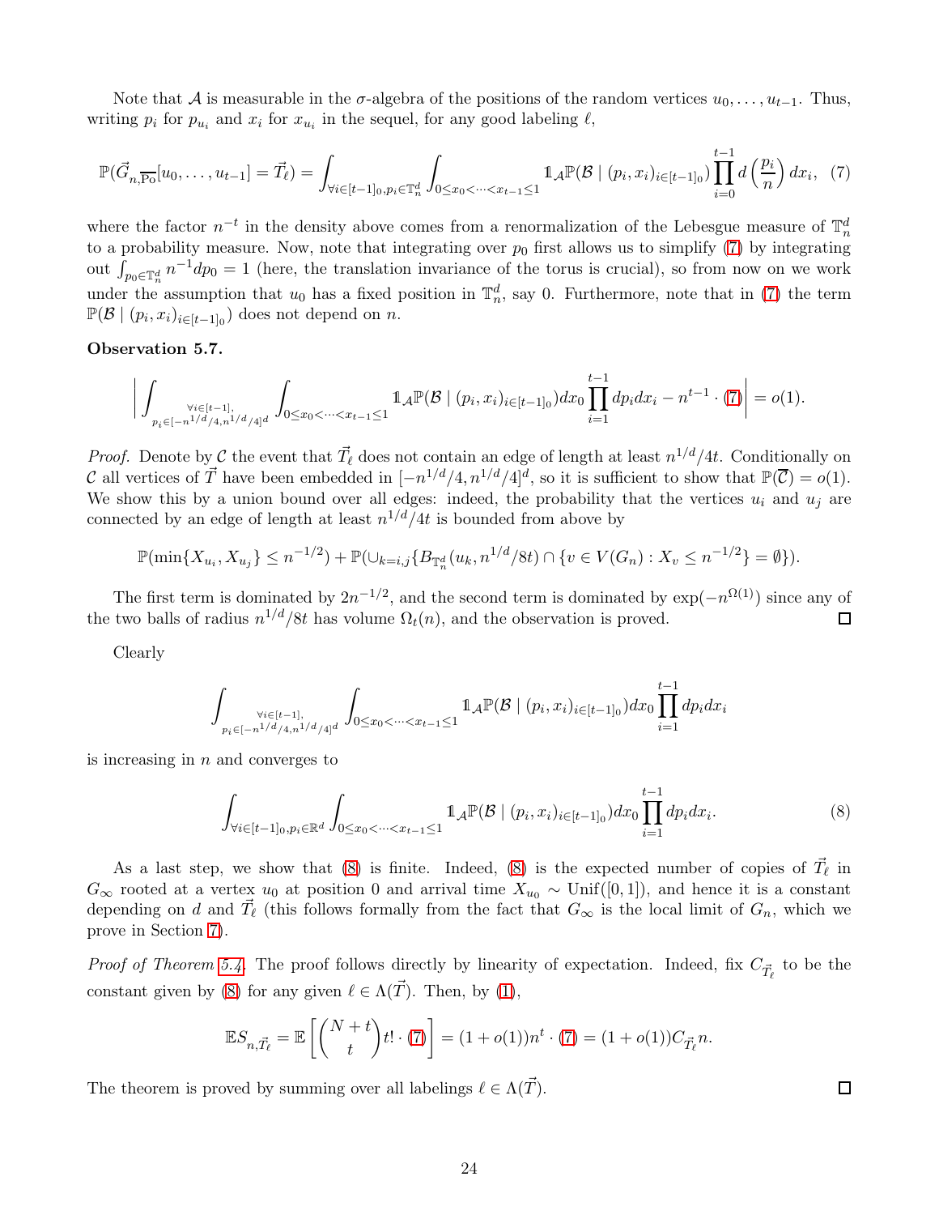Note that $\mathcal{A}$ is measurable in the $\sigma$-algebra of the positions of the random vertices $u_0, \dots, u_{t-1}$. Thus, writing $p_i$ for $p_{u_i}$ and $x_i$ for $x_{u_i}$ in the sequel, for any good labeling $\ell$,

$$\mathbb{P}(\vec{G}_{n,\overline{\mathrm{Po}}}[u_0, \dots, u_{t-1}] = \vec{T}_\ell) = \int_{\forall i \in [t-1]_0, p_i \in \mathbb{T}_n^d} \int_{0 \le x_0 < \dots < x_{t-1} \le 1} \mathbb{1}_{\mathcal{A}} \mathbb{P}(\mathcal{B} \mid (p_i, x_i)_{i \in [t-1]_0}) \prod_{i=0}^{t-1} d\left(\frac{p_i}{n}\right) dx_i, \quad (7)$$

where the factor $n^{-t}$ in the density above comes from a renormalization of the Lebesgue measure of $\mathbb{T}_n^d$ to a probability measure. Now, note that integrating over $p_0$ first allows us to simplify (7) by integrating out $\int_{p_0 \in \mathbb{T}_n^d} n^{-1} dp_0 = 1$ (here, the translation invariance of the torus is crucial), so from now on we work under the assumption that $u_0$ has a fixed position in $\mathbb{T}_n^d$, say 0. Furthermore, note that in (7) the term $\mathbb{P}(\mathcal{B} \mid (p_i, x_i)_{i \in [t-1]_0})$ does not depend on $n$.

**Observation 5.7.**

$$\left| \int_{\substack{\forall i \in [t-1], \\ p_i \in [-n^{1/d}/4, n^{1/d}/4]^d}} \int_{0 \le x_0 < \dots < x_{t-1} \le 1} \mathbb{1}_{\mathcal{A}} \mathbb{P}(\mathcal{B} \mid (p_i, x_i)_{i \in [t-1]_0}) dx_0 \prod_{i=1}^{t-1} dp_i dx_i - n^{t-1} \cdot (7) \right| = o(1).$$

*Proof.* Denote by $\mathcal{C}$ the event that $\vec{T}_\ell$ does not contain an edge of length at least $n^{1/d}/4t$. Conditionally on $\mathcal{C}$ all vertices of $\vec{T}$ have been embedded in $[-n^{1/d}/4, n^{1/d}/4]^d$, so it is sufficient to show that $\mathbb{P}(\overline{\mathcal{C}}) = o(1)$. We show this by a union bound over all edges: indeed, the probability that the vertices $u_i$ and $u_j$ are connected by an edge of length at least $n^{1/d}/4t$ is bounded from above by

$$\mathbb{P}(\min\{X_{u_i}, X_{u_j}\} \le n^{-1/2}) + \mathbb{P}(\cup_{k=i,j} \{B_{\mathbb{T}_n^d}(u_k, n^{1/d}/8t) \cap \{v \in V(G_n) : X_v \le n^{-1/2}\} = \emptyset\}).$$

The first term is dominated by $2n^{-1/2}$, and the second term is dominated by $\exp(-n^{\Omega(1)})$ since any of the two balls of radius $n^{1/d}/8t$ has volume $\Omega_t(n)$, and the observation is proved. $\square$

Clearly

$$\int_{\substack{\forall i \in [t-1], \\ p_i \in [-n^{1/d}/4, n^{1/d}/4]^d}} \int_{0 \le x_0 < \dots < x_{t-1} \le 1} \mathbb{1}_{\mathcal{A}} \mathbb{P}(\mathcal{B} \mid (p_i, x_i)_{i \in [t-1]_0}) dx_0 \prod_{i=1}^{t-1} dp_i dx_i$$

is increasing in $n$ and converges to

$$\int_{\forall i \in [t-1]_0, p_i \in \mathbb{R}^d} \int_{0 \le x_0 < \dots < x_{t-1} \le 1} \mathbb{1}_{\mathcal{A}} \mathbb{P}(\mathcal{B} \mid (p_i, x_i)_{i \in [t-1]_0}) dx_0 \prod_{i=1}^{t-1} dp_i dx_i. \quad (8)$$

As a last step, we show that (8) is finite. Indeed, (8) is the expected number of copies of $\vec{T}_\ell$ in $G_\infty$ rooted at a vertex $u_0$ at position 0 and arrival time $X_{u_0} \sim \mathrm{Unif}([0,1])$, and hence it is a constant depending on $d$ and $\vec{T}_\ell$ (this follows formally from the fact that $G_\infty$ is the local limit of $G_n$, which we prove in Section 7).

*Proof of Theorem 5.4.* The proof follows directly by linearity of expectation. Indeed, fix $C_{\vec{T}_\ell}$ to be the constant given by (8) for any given $\ell \in \Lambda(\vec{T})$. Then, by (1),

$$\mathbb{E} S_{n,\vec{T}_\ell} = \mathbb{E}\left[\binom{N+t}{t} t! \cdot (7)\right] = (1+o(1)) n^t \cdot (7) = (1+o(1)) C_{\vec{T}_\ell} n.$$

The theorem is proved by summing over all labelings $\ell \in \Lambda(\vec{T})$. $\square$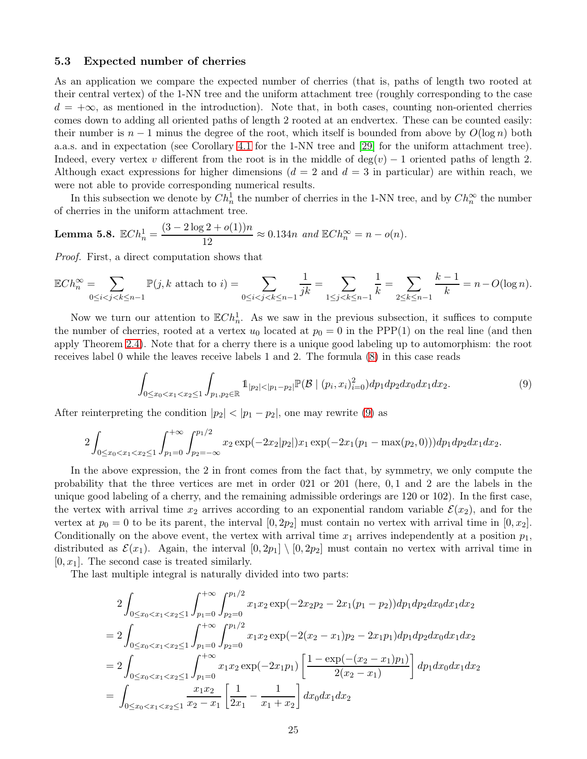### 5.3 Expected number of cherries

As an application we compare the expected number of cherries (that is, paths of length two rooted at their central vertex) of the 1-NN tree and the uniform attachment tree (roughly corresponding to the case $d = +\infty$, as mentioned in the introduction). Note that, in both cases, counting non-oriented cherries comes down to adding all oriented paths of length 2 rooted at an endvertex. These can be counted easily: their number is $n-1$ minus the degree of the root, which itself is bounded from above by $O(\log n)$ both a.a.s. and in expectation (see Corollary 4.1 for the 1-NN tree and [29] for the uniform attachment tree). Indeed, every vertex $v$ different from the root is in the middle of $\deg(v) - 1$ oriented paths of length 2. Although exact expressions for higher dimensions ($d = 2$ and $d = 3$ in particular) are within reach, we were not able to provide corresponding numerical results.

In this subsection we denote by $Ch^1_n$ the number of cherries in the 1-NN tree, and by $Ch^\infty_n$ the number of cherries in the uniform attachment tree.

**Lemma 5.8.** $\mathbb{E}Ch^1_n = \dfrac{(3 - 2\log 2 + o(1))n}{12} \approx 0.134n$ *and* $\mathbb{E}Ch^\infty_n = n - o(n)$.

*Proof.* First, a direct computation shows that

$$\mathbb{E}Ch^\infty_n = \sum_{0\le i<j<k\le n-1} \mathbb{P}(j, k \text{ attach to } i) = \sum_{0\le i<j<k\le n-1} \frac{1}{jk} = \sum_{1\le j<k\le n-1} \frac{1}{k} = \sum_{2\le k\le n-1} \frac{k-1}{k} = n - O(\log n).$$

Now we turn our attention to $\mathbb{E}Ch^1_n$. As we saw in the previous subsection, it suffices to compute the number of cherries, rooted at a vertex $u_0$ located at $p_0 = 0$ in the PPP(1) on the real line (and then apply Theorem 2.4). Note that for a cherry there is a unique good labeling up to automorphism: the root receives label 0 while the leaves receive labels 1 and 2. The formula (8) in this case reads

$$\int_{0\le x_0<x_1<x_2\le 1} \int_{p_1,p_2\in\mathbb{R}} \mathbb{1}_{|p_2|<|p_1-p_2|} \mathbb{P}(\mathcal{B} \mid (p_i, x_i)_{i=0}^2) dp_1 dp_2 dx_0 dx_1 dx_2. \tag{9}$$

After reinterpreting the condition $|p_2| < |p_1 - p_2|$, one may rewrite (9) as

$$2\int_{0\le x_0<x_1<x_2\le 1} \int_{p_1=0}^{+\infty} \int_{p_2=-\infty}^{p_1/2} x_2 \exp(-2x_2|p_2|) x_1 \exp(-2x_1(p_1 - \max(p_2, 0))) dp_1 dp_2 dx_1 dx_2.$$

In the above expression, the 2 in front comes from the fact that, by symmetry, we only compute the probability that the three vertices are met in order 021 or 201 (here, 0, 1 and 2 are the labels in the unique good labeling of a cherry, and the remaining admissible orderings are 120 or 102). In the first case, the vertex with arrival time $x_2$ arrives according to an exponential random variable $\mathcal{E}(x_2)$, and for the vertex at $p_0 = 0$ to be its parent, the interval $[0, 2p_2]$ must contain no vertex with arrival time in $[0, x_2]$. Conditionally on the above event, the vertex with arrival time $x_1$ arrives independently at a position $p_1$, distributed as $\mathcal{E}(x_1)$. Again, the interval $[0, 2p_1] \setminus [0, 2p_2]$ must contain no vertex with arrival time in $[0, x_1]$. The second case is treated similarly.

The last multiple integral is naturally divided into two parts:

$$\begin{aligned}
&2\int_{0\le x_0<x_1<x_2\le 1} \int_{p_1=0}^{+\infty} \int_{p_2=0}^{p_1/2} x_1 x_2 \exp(-2x_2 p_2 - 2x_1(p_1 - p_2)) dp_1 dp_2 dx_0 dx_1 dx_2 \\
&= 2\int_{0\le x_0<x_1<x_2\le 1} \int_{p_1=0}^{+\infty} \int_{p_2=0}^{p_1/2} x_1 x_2 \exp(-2(x_2 - x_1)p_2 - 2x_1 p_1) dp_1 dp_2 dx_0 dx_1 dx_2 \\
&= 2\int_{0\le x_0<x_1<x_2\le 1} \int_{p_1=0}^{+\infty} x_1 x_2 \exp(-2x_1 p_1) \left[\frac{1 - \exp(-(x_2 - x_1)p_1)}{2(x_2 - x_1)}\right] dp_1 dx_0 dx_1 dx_2 \\
&= \int_{0\le x_0<x_1<x_2\le 1} \frac{x_1 x_2}{x_2 - x_1} \left[\frac{1}{2x_1} - \frac{1}{x_1 + x_2}\right] dx_0 dx_1 dx_2
\end{aligned}$$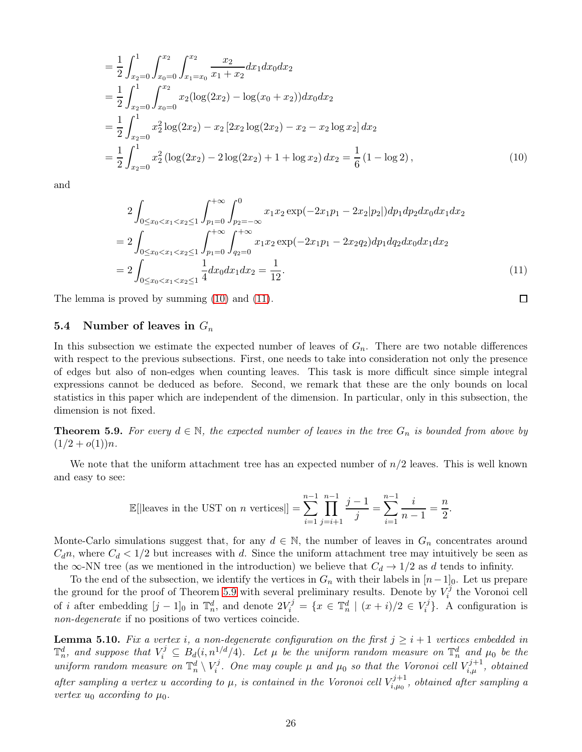$$
\begin{aligned}
&= \frac{1}{2}\int_{x_2=0}^{1}\int_{x_0=0}^{x_2}\int_{x_1=x_0}^{x_2} \frac{x_2}{x_1+x_2} dx_1 dx_0 dx_2 \\
&= \frac{1}{2}\int_{x_2=0}^{1}\int_{x_0=0}^{x_2} x_2(\log(2x_2) - \log(x_0+x_2)) dx_0 dx_2 \\
&= \frac{1}{2}\int_{x_2=0}^{1} x_2^2 \log(2x_2) - x_2\left[2x_2\log(2x_2) - x_2 - x_2\log x_2\right] dx_2 \\
&= \frac{1}{2}\int_{x_2=0}^{1} x_2^2\left(\log(2x_2) - 2\log(2x_2) + 1 + \log x_2\right) dx_2 = \frac{1}{6}\left(1 - \log 2\right),
\end{aligned}
\tag{10}
$$

and

$$
\begin{aligned}
&2\int_{0\le x_0<x_1<x_2\le 1}\int_{p_1=0}^{+\infty}\int_{p_2=-\infty}^{0} x_1x_2\exp(-2x_1p_1 - 2x_2|p_2|) dp_1 dp_2 dx_0 dx_1 dx_2 \\
&= 2\int_{0\le x_0<x_1<x_2\le 1}\int_{p_1=0}^{+\infty}\int_{q_2=0}^{+\infty} x_1x_2\exp(-2x_1p_1 - 2x_2q_2) dp_1 dq_2 dx_0 dx_1 dx_2 \\
&= 2\int_{0\le x_0<x_1<x_2\le 1} \frac{1}{4} dx_0 dx_1 dx_2 = \frac{1}{12}.
\end{aligned}
\tag{11}
$$

The lemma is proved by summing (10) and (11). ∎

### 5.4 Number of leaves in $G_n$

In this subsection we estimate the expected number of leaves of $G_n$. There are two notable differences with respect to the previous subsections. First, one needs to take into consideration not only the presence of edges but also of non-edges when counting leaves. This task is more difficult since simple integral expressions cannot be deduced as before. Second, we remark that these are the only bounds on local statistics in this paper which are independent of the dimension. In particular, only in this subsection, the dimension is not fixed.

**Theorem 5.9.** *For every $d \in \mathbb{N}$, the expected number of leaves in the tree $G_n$ is bounded from above by $(1/2 + o(1))n$.*

We note that the uniform attachment tree has an expected number of $n/2$ leaves. This is well known and easy to see:

$$
\mathbb{E}[|\text{leaves in the UST on } n \text{ vertices}|] = \sum_{i=1}^{n-1}\prod_{j=i+1}^{n-1}\frac{j-1}{j} = \sum_{i=1}^{n-1}\frac{i}{n-1} = \frac{n}{2}.
$$

Monte-Carlo simulations suggest that, for any $d \in \mathbb{N}$, the number of leaves in $G_n$ concentrates around $C_d n$, where $C_d < 1/2$ but increases with $d$. Since the uniform attachment tree may intuitively be seen as the $\infty$-NN tree (as we mentioned in the introduction) we believe that $C_d \to 1/2$ as $d$ tends to infinity.

To the end of the subsection, we identify the vertices in $G_n$ with their labels in $[n-1]_0$. Let us prepare the ground for the proof of Theorem 5.9 with several preliminary results. Denote by $V_i^j$ the Voronoi cell of $i$ after embedding $[j-1]_0$ in $\mathbb{T}_n^d$, and denote $2V_i^j = \{x \in \mathbb{T}_n^d \mid (x+i)/2 \in V_i^j\}$. A configuration is *non-degenerate* if no positions of two vertices coincide.

**Lemma 5.10.** *Fix a vertex $i$, a non-degenerate configuration on the first $j \ge i+1$ vertices embedded in $\mathbb{T}_n^d$, and suppose that $V_i^j \subseteq B_d(i, n^{1/d}/4)$. Let $\mu$ be the uniform random measure on $\mathbb{T}_n^d$ and $\mu_0$ be the uniform random measure on $\mathbb{T}_n^d \setminus V_i^j$. One may couple $\mu$ and $\mu_0$ so that the Voronoi cell $V_{i,\mu}^{j+1}$, obtained after sampling a vertex $u$ according to $\mu$, is contained in the Voronoi cell $V_{i,\mu_0}^{j+1}$, obtained after sampling a vertex $u_0$ according to $\mu_0$.*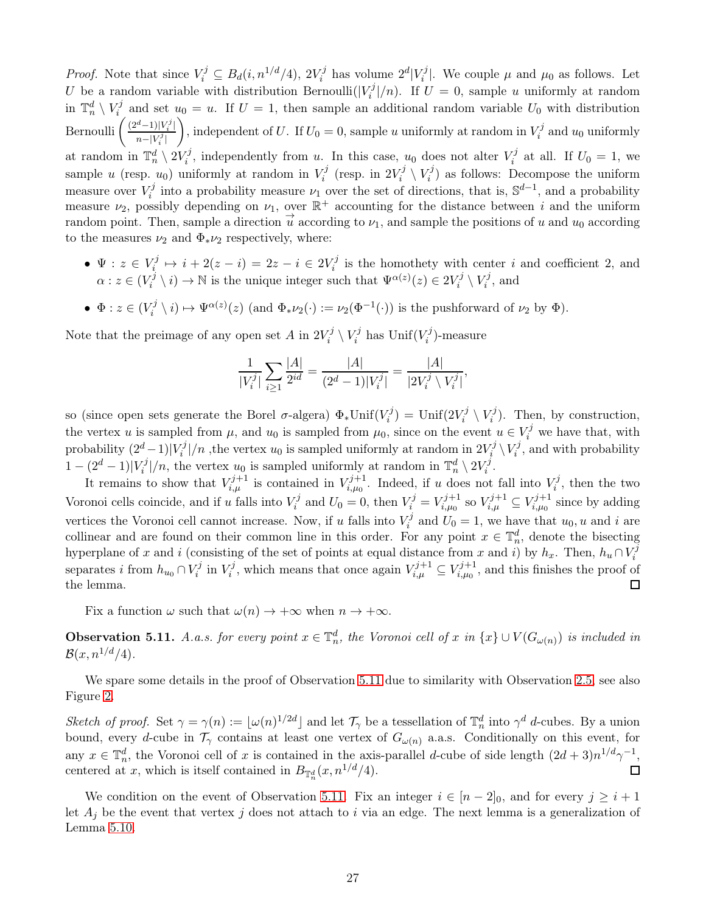*Proof.* Note that since $V_i^j \subseteq B_d(i, n^{1/d}/4)$, $2V_i^j$ has volume $2^d|V_i^j|$. We couple $\mu$ and $\mu_0$ as follows. Let $U$ be a random variable with distribution Bernoulli$(|V_i^j|/n)$. If $U = 0$, sample $u$ uniformly at random in $\mathbb{T}_n^d \setminus V_i^j$ and set $u_0 = u$. If $U = 1$, then sample an additional random variable $U_0$ with distribution Bernoulli $\left(\frac{(2^d-1)|V_i^j|}{n-|V_i^j|}\right)$, independent of $U$. If $U_0 = 0$, sample $u$ uniformly at random in $V_i^j$ and $u_0$ uniformly at random in $\mathbb{T}_n^d \setminus 2V_i^j$, independently from $u$. In this case, $u_0$ does not alter $V_i^j$ at all. If $U_0 = 1$, we sample $u$ (resp. $u_0$) uniformly at random in $V_i^j$ (resp. in $2V_i^j \setminus V_i^j$) as follows: Decompose the uniform measure over $V_i^j$ into a probability measure $\nu_1$ over the set of directions, that is, $\mathbb{S}^{d-1}$, and a probability measure $\nu_2$, possibly depending on $\nu_1$, over $\mathbb{R}^+$ accounting for the distance between $i$ and the uniform random point. Then, sample a direction $\vec{u}$ according to $\nu_1$, and sample the positions of $u$ and $u_0$ according to the measures $\nu_2$ and $\Phi_*\nu_2$ respectively, where:

- $\Psi : z \in V_i^j \mapsto i + 2(z - i) = 2z - i \in 2V_i^j$ is the homothety with center $i$ and coefficient 2, and $\alpha : z \in (V_i^j \setminus i) \to \mathbb{N}$ is the unique integer such that $\Psi^{\alpha(z)}(z) \in 2V_i^j \setminus V_i^j$, and
- $\Phi : z \in (V_i^j \setminus i) \mapsto \Psi^{\alpha(z)}(z)$ (and $\Phi_*\nu_2(\cdot) := \nu_2(\Phi^{-1}(\cdot))$ is the pushforward of $\nu_2$ by $\Phi$).

Note that the preimage of any open set $A$ in $2V_i^j \setminus V_i^j$ has Unif$(V_i^j)$-measure

$$\frac{1}{|V_i^j|}\sum_{i\geq 1}\frac{|A|}{2^{id}} = \frac{|A|}{(2^d-1)|V_i^j|} = \frac{|A|}{|2V_i^j \setminus V_i^j|},$$

so (since open sets generate the Borel $\sigma$-algera) $\Phi_*\text{Unif}(V_i^j) = \text{Unif}(2V_i^j \setminus V_i^j)$. Then, by construction, the vertex $u$ is sampled from $\mu$, and $u_0$ is sampled from $\mu_0$, since on the event $u \in V_i^j$ we have that, with probability $(2^d-1)|V_i^j|/n$ ,the vertex $u_0$ is sampled uniformly at random in $2V_i^j \setminus V_i^j$, and with probability $1 - (2^d-1)|V_i^j|/n$, the vertex $u_0$ is sampled uniformly at random in $\mathbb{T}_n^d \setminus 2V_i^j$.

It remains to show that $V_{i,\mu}^{j+1}$ is contained in $V_{i,\mu_0}^{j+1}$. Indeed, if $u$ does not fall into $V_i^j$, then the two Voronoi cells coincide, and if $u$ falls into $V_i^j$ and $U_0 = 0$, then $V_i^j = V_{i,\mu_0}^{j+1}$ so $V_{i,\mu}^{j+1} \subseteq V_{i,\mu_0}^{j+1}$ since by adding vertices the Voronoi cell cannot increase. Now, if $u$ falls into $V_i^j$ and $U_0 = 1$, we have that $u_0, u$ and $i$ are collinear and are found on their common line in this order. For any point $x \in \mathbb{T}_n^d$, denote the bisecting hyperplane of $x$ and $i$ (consisting of the set of points at equal distance from $x$ and $i$) by $h_x$. Then, $h_u \cap V_i^j$ separates $i$ from $h_{u_0} \cap V_i^j$ in $V_i^j$, which means that once again $V_{i,\mu}^{j+1} \subseteq V_{i,\mu_0}^{j+1}$, and this finishes the proof of the lemma. ∎

Fix a function $\omega$ such that $\omega(n) \to +\infty$ when $n \to +\infty$.

**Observation 5.11.** *A.a.s. for every point $x \in \mathbb{T}_n^d$, the Voronoi cell of $x$ in $\{x\} \cup V(G_{\omega(n)})$ is included in $\mathcal{B}(x, n^{1/d}/4)$.*

We spare some details in the proof of Observation 5.11 due to similarity with Observation 2.5, see also Figure 2.

*Sketch of proof.* Set $\gamma = \gamma(n) := \lfloor \omega(n)^{1/2d} \rfloor$ and let $\mathcal{T}_\gamma$ be a tessellation of $\mathbb{T}_n^d$ into $\gamma^d$ $d$-cubes. By a union bound, every $d$-cube in $\mathcal{T}_\gamma$ contains at least one vertex of $G_{\omega(n)}$ a.a.s. Conditionally on this event, for any $x \in \mathbb{T}_n^d$, the Voronoi cell of $x$ is contained in the axis-parallel $d$-cube of side length $(2d+3)n^{1/d}\gamma^{-1}$, centered at $x$, which is itself contained in $B_{\mathbb{T}_n^d}(x, n^{1/d}/4)$. ∎

We condition on the event of Observation 5.11. Fix an integer $i \in [n-2]_0$, and for every $j \geq i+1$ let $A_j$ be the event that vertex $j$ does not attach to $i$ via an edge. The next lemma is a generalization of Lemma 5.10.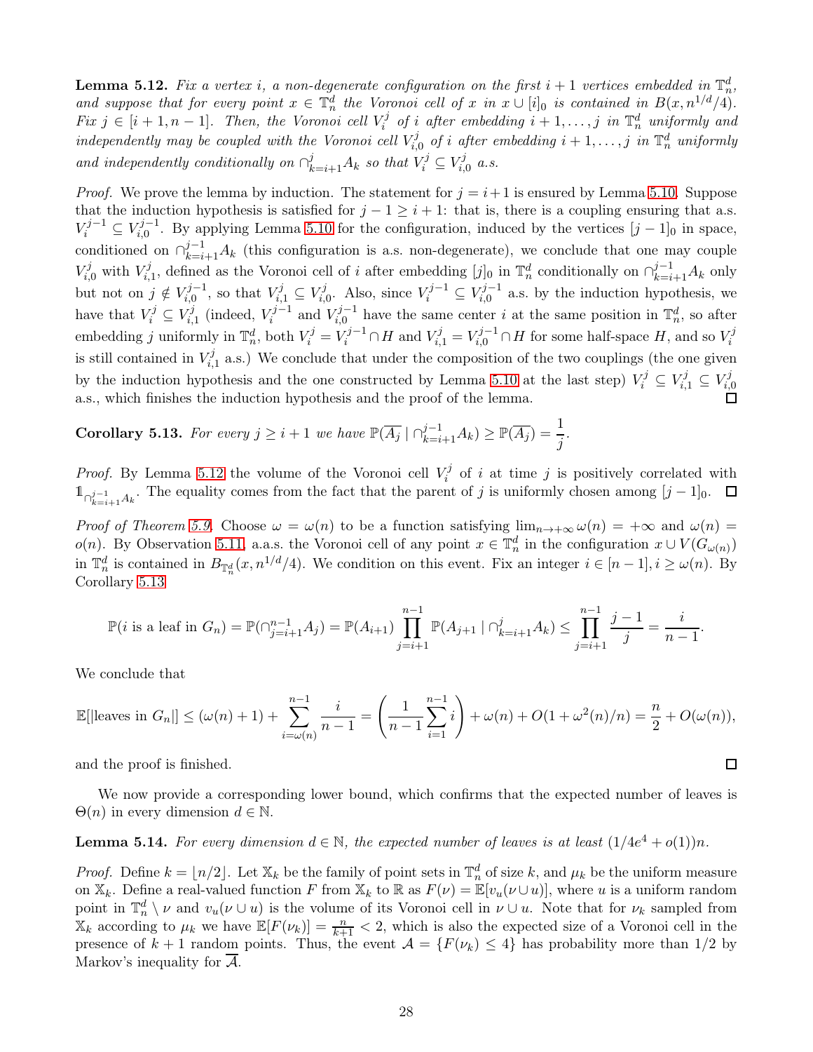**Lemma 5.12.** *Fix a vertex $i$, a non-degenerate configuration on the first $i+1$ vertices embedded in $\mathbb{T}_n^d$, and suppose that for every point $x \in \mathbb{T}_n^d$ the Voronoi cell of $x$ in $x \cup [i]_0$ is contained in $B(x, n^{1/d}/4)$. Fix $j \in [i+1, n-1]$. Then, the Voronoi cell $V_i^j$ of $i$ after embedding $i+1, \dots, j$ in $\mathbb{T}_n^d$ uniformly and independently may be coupled with the Voronoi cell $V_{i,0}^j$ of $i$ after embedding $i+1, \dots, j$ in $\mathbb{T}_n^d$ uniformly and independently conditionally on $\cap_{k=i+1}^j A_k$ so that $V_i^j \subseteq V_{i,0}^j$ a.s.*

*Proof.* We prove the lemma by induction. The statement for $j = i+1$ is ensured by Lemma 5.10. Suppose that the induction hypothesis is satisfied for $j-1 \geq i+1$: that is, there is a coupling ensuring that a.s. $V_i^{j-1} \subseteq V_{i,0}^{j-1}$. By applying Lemma 5.10 for the configuration, induced by the vertices $[j-1]_0$ in space, conditioned on $\cap_{k=i+1}^{j-1} A_k$ (this configuration is a.s. non-degenerate), we conclude that one may couple $V_{i,0}^j$ with $V_{i,1}^j$, defined as the Voronoi cell of $i$ after embedding $[j]_0$ in $\mathbb{T}_n^d$ conditionally on $\cap_{k=i+1}^{j-1} A_k$ only but not on $j \notin V_{i,0}^{j-1}$, so that $V_{i,1}^j \subseteq V_{i,0}^j$. Also, since $V_i^{j-1} \subseteq V_{i,0}^{j-1}$ a.s. by the induction hypothesis, we have that $V_i^j \subseteq V_{i,1}^j$ (indeed, $V_i^{j-1}$ and $V_{i,0}^{j-1}$ have the same center $i$ at the same position in $\mathbb{T}_n^d$, so after embedding $j$ uniformly in $\mathbb{T}_n^d$, both $V_i^j = V_i^{j-1} \cap H$ and $V_{i,1}^j = V_{i,0}^{j-1} \cap H$ for some half-space $H$, and so $V_i^j$ is still contained in $V_{i,1}^j$ a.s.) We conclude that under the composition of the two couplings (the one given by the induction hypothesis and the one constructed by Lemma 5.10 at the last step) $V_i^j \subseteq V_{i,1}^j \subseteq V_{i,0}^j$ a.s., which finishes the induction hypothesis and the proof of the lemma. $\square$

**Corollary 5.13.** *For every $j \geq i+1$ we have $\mathbb{P}(\overline{A_j} \mid \cap_{k=i+1}^{j-1} A_k) \geq \mathbb{P}(\overline{A_j}) = \dfrac{1}{j}$.*

*Proof.* By Lemma 5.12 the volume of the Voronoi cell $V_i^j$ of $i$ at time $j$ is positively correlated with $\mathbb{1}_{\cap_{k=i+1}^{j-1} A_k}$. The equality comes from the fact that the parent of $j$ is uniformly chosen among $[j-1]_0$. $\square$

*Proof of Theorem 5.9.* Choose $\omega = \omega(n)$ to be a function satisfying $\lim_{n \to +\infty} \omega(n) = +\infty$ and $\omega(n) = o(n)$. By Observation 5.11, a.a.s. the Voronoi cell of any point $x \in \mathbb{T}_n^d$ in the configuration $x \cup V(G_{\omega(n)})$ in $\mathbb{T}_n^d$ is contained in $B_{\mathbb{T}_n^d}(x, n^{1/d}/4)$. We condition on this event. Fix an integer $i \in [n-1], i \geq \omega(n)$. By Corollary 5.13

$$\mathbb{P}(i \text{ is a leaf in } G_n) = \mathbb{P}(\cap_{j=i+1}^{n-1} A_j) = \mathbb{P}(A_{i+1}) \prod_{j=i+1}^{n-1} \mathbb{P}(A_{j+1} \mid \cap_{k=i+1}^{j} A_k) \leq \prod_{j=i+1}^{n-1} \frac{j-1}{j} = \frac{i}{n-1}.$$

We conclude that

$$\mathbb{E}[|\text{leaves in } G_n|] \leq (\omega(n)+1) + \sum_{i=\omega(n)}^{n-1} \frac{i}{n-1} = \left( \frac{1}{n-1} \sum_{i=1}^{n-1} i \right) + \omega(n) + O(1 + \omega^2(n)/n) = \frac{n}{2} + O(\omega(n)),$$

and the proof is finished. $\square$

We now provide a corresponding lower bound, which confirms that the expected number of leaves is $\Theta(n)$ in every dimension $d \in \mathbb{N}$.

**Lemma 5.14.** *For every dimension $d \in \mathbb{N}$, the expected number of leaves is at least $(1/4e^4 + o(1))n$.*

*Proof.* Define $k = \lfloor n/2 \rfloor$. Let $\mathbb{X}_k$ be the family of point sets in $\mathbb{T}_n^d$ of size $k$, and $\mu_k$ be the uniform measure on $\mathbb{X}_k$. Define a real-valued function $F$ from $\mathbb{X}_k$ to $\mathbb{R}$ as $F(\nu) = \mathbb{E}[v_u(\nu \cup u)]$, where $u$ is a uniform random point in $\mathbb{T}_n^d \setminus \nu$ and $v_u(\nu \cup u)$ is the volume of its Voronoi cell in $\nu \cup u$. Note that for $\nu_k$ sampled from $\mathbb{X}_k$ according to $\mu_k$ we have $\mathbb{E}[F(\nu_k)] = \frac{n}{k+1} < 2$, which is also the expected size of a Voronoi cell in the presence of $k+1$ random points. Thus, the event $\mathcal{A} = \{F(\nu_k) \leq 4\}$ has probability more than $1/2$ by Markov's inequality for $\overline{\mathcal{A}}$.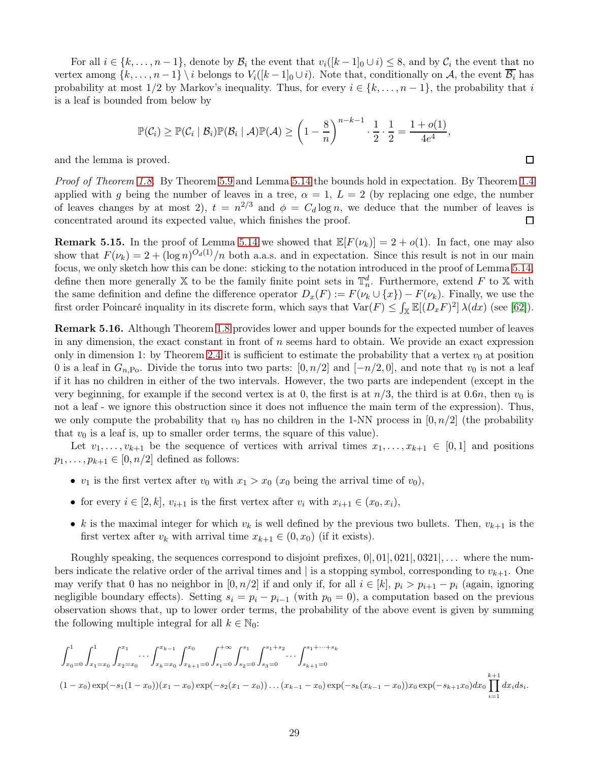For all $i \in \{k, \ldots, n-1\}$, denote by $\mathcal{B}_i$ the event that $v_i([k-1]_0 \cup i) \leq 8$, and by $\mathcal{C}_i$ the event that no vertex among $\{k, \ldots, n-1\} \setminus i$ belongs to $V_i([k-1]_0 \cup i)$. Note that, conditionally on $\mathcal{A}$, the event $\overline{\mathcal{B}_i}$ has probability at most $1/2$ by Markov's inequality. Thus, for every $i \in \{k, \ldots, n-1\}$, the probability that $i$ is a leaf is bounded from below by

$$\mathbb{P}(\mathcal{C}_i) \geq \mathbb{P}(\mathcal{C}_i \mid \mathcal{B}_i)\mathbb{P}(\mathcal{B}_i \mid \mathcal{A})\mathbb{P}(\mathcal{A}) \geq \left(1 - \frac{8}{n}\right)^{n-k-1} \cdot \frac{1}{2} \cdot \frac{1}{2} = \frac{1+o(1)}{4e^4},$$

and the lemma is proved. $\square$

*Proof of Theorem 1.8.* By Theorem 5.9 and Lemma 5.14 the bounds hold in expectation. By Theorem 1.4 applied with $g$ being the number of leaves in a tree, $\alpha = 1$, $L = 2$ (by replacing one edge, the number of leaves changes by at most 2), $t = n^{2/3}$ and $\phi = C_d \log n$, we deduce that the number of leaves is concentrated around its expected value, which finishes the proof. $\square$

**Remark 5.15.** In the proof of Lemma 5.14 we showed that $\mathbb{E}[F(\nu_k)] = 2 + o(1)$. In fact, one may also show that $F(\nu_k) = 2 + (\log n)^{O_d(1)}/n$ both a.a.s. and in expectation. Since this result is not in our main focus, we only sketch how this can be done: sticking to the notation introduced in the proof of Lemma 5.14, define then more generally $\mathbb{X}$ to be the family finite point sets in $\mathbb{T}_n^d$. Furthermore, extend $F$ to $\mathbb{X}$ with the same definition and define the difference operator $D_x(F) := F(\nu_k \cup \{x\}) - F(\nu_k)$. Finally, we use the first order Poincaré inquality in its discrete form, which says that $\mathrm{Var}(F) \leq \int_{\mathbb{X}} \mathbb{E}[(D_x F)^2]\, \lambda(dx)$ (see [62]).

**Remark 5.16.** Although Theorem 1.8 provides lower and upper bounds for the expected number of leaves in any dimension, the exact constant in front of $n$ seems hard to obtain. We provide an exact expression only in dimension 1: by Theorem 2.4 it is sufficient to estimate the probability that a vertex $v_0$ at position 0 is a leaf in $G_{n,\mathrm{Po}}$. Divide the torus into two parts: $[0, n/2]$ and $[-n/2, 0]$, and note that $v_0$ is not a leaf if it has no children in either of the two intervals. However, the two parts are independent (except in the very beginning, for example if the second vertex is at 0, the first is at $n/3$, the third is at $0.6n$, then $v_0$ is not a leaf - we ignore this obstruction since it does not influence the main term of the expression). Thus, we only compute the probability that $v_0$ has no children in the 1-NN process in $[0, n/2]$ (the probability that $v_0$ is a leaf is, up to smaller order terms, the square of this value).

Let $v_1, \ldots, v_{k+1}$ be the sequence of vertices with arrival times $x_1, \ldots, x_{k+1} \in [0,1]$ and positions $p_1, \ldots, p_{k+1} \in [0, n/2]$ defined as follows:

- $v_1$ is the first vertex after $v_0$ with $x_1 > x_0$ ($x_0$ being the arrival time of $v_0$),
- for every $i \in [2, k]$, $v_{i+1}$ is the first vertex after $v_i$ with $x_{i+1} \in (x_0, x_i)$,
- $k$ is the maximal integer for which $v_k$ is well defined by the previous two bullets. Then, $v_{k+1}$ is the first vertex after $v_k$ with arrival time $x_{k+1} \in (0, x_0)$ (if it exists).

Roughly speaking, the sequences correspond to disjoint prefixes, $0|, 01|, 021|, 0321|, \ldots$ where the numbers indicate the relative order of the arrival times and $|$ is a stopping symbol, corresponding to $v_{k+1}$. One may verify that 0 has no neighbor in $[0, n/2]$ if and only if, for all $i \in [k]$, $p_i > p_{i+1} - p_i$ (again, ignoring negligible boundary effects). Setting $s_i = p_i - p_{i-1}$ (with $p_0 = 0$), a computation based on the previous observation shows that, up to lower order terms, the probability of the above event is given by summing the following multiple integral for all $k \in \mathbb{N}_0$:

$$\int_{x_0=0}^{1} \int_{x_1=x_0}^{1} \int_{x_2=x_0}^{x_1} \cdots \int_{x_k=x_0}^{x_{k-1}} \int_{x_{k+1}=0}^{x_0} \int_{s_1=0}^{+\infty} \int_{s_2=0}^{s_1} \int_{s_3=0}^{s_1+s_2} \cdots \int_{s_{k+1}=0}^{s_1+\cdots+s_k}$$

$$(1-x_0)\exp(-s_1(1-x_0))(x_1-x_0)\exp(-s_2(x_1-x_0))\ldots(x_{k-1}-x_0)\exp(-s_k(x_{k-1}-x_0))x_0\exp(-s_{k+1}x_0)dx_0\prod_{i=1}^{k+1} dx_i ds_i.$$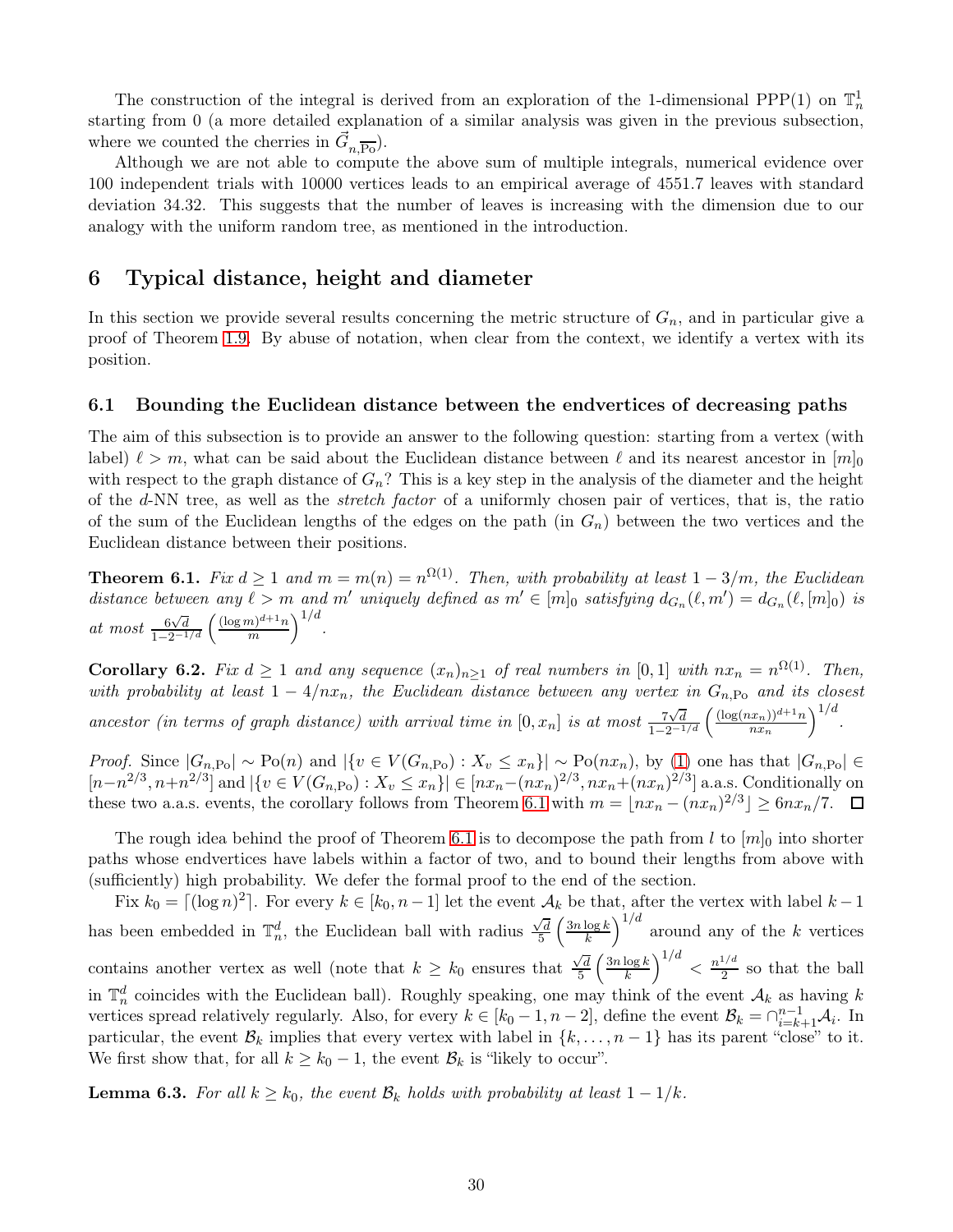The construction of the integral is derived from an exploration of the 1-dimensional PPP(1) on $\mathbb{T}_n^1$ starting from 0 (a more detailed explanation of a similar analysis was given in the previous subsection, where we counted the cherries in $\vec{G}_{n,\overline{\mathrm{Po}}}$).

Although we are not able to compute the above sum of multiple integrals, numerical evidence over 100 independent trials with 10000 vertices leads to an empirical average of 4551.7 leaves with standard deviation 34.32. This suggests that the number of leaves is increasing with the dimension due to our analogy with the uniform random tree, as mentioned in the introduction.

# 6 Typical distance, height and diameter

In this section we provide several results concerning the metric structure of $G_n$, and in particular give a proof of Theorem 1.9. By abuse of notation, when clear from the context, we identify a vertex with its position.

## 6.1 Bounding the Euclidean distance between the endvertices of decreasing paths

The aim of this subsection is to provide an answer to the following question: starting from a vertex (with label) $\ell > m$, what can be said about the Euclidean distance between $\ell$ and its nearest ancestor in $[m]_0$ with respect to the graph distance of $G_n$? This is a key step in the analysis of the diameter and the height of the $d$-NN tree, as well as the *stretch factor* of a uniformly chosen pair of vertices, that is, the ratio of the sum of the Euclidean lengths of the edges on the path (in $G_n$) between the two vertices and the Euclidean distance between their positions.

**Theorem 6.1.** *Fix $d \geq 1$ and $m = m(n) = n^{\Omega(1)}$. Then, with probability at least $1 - 3/m$, the Euclidean distance between any $\ell > m$ and $m'$ uniquely defined as $m' \in [m]_0$ satisfying $d_{G_n}(\ell, m') = d_{G_n}(\ell, [m]_0)$ is at most $\frac{6\sqrt{d}}{1-2^{-1/d}} \left( \frac{(\log m)^{d+1} n}{m} \right)^{1/d}$.*

**Corollary 6.2.** *Fix $d \geq 1$ and any sequence $(x_n)_{n \geq 1}$ of real numbers in $[0, 1]$ with $nx_n = n^{\Omega(1)}$. Then, with probability at least $1 - 4/nx_n$, the Euclidean distance between any vertex in $G_{n,\mathrm{Po}}$ and its closest ancestor (in terms of graph distance) with arrival time in $[0, x_n]$ is at most $\frac{7\sqrt{d}}{1-2^{-1/d}} \left( \frac{(\log(nx_n))^{d+1} n}{nx_n} \right)^{1/d}$.*

*Proof.* Since $|G_{n,\mathrm{Po}}| \sim \mathrm{Po}(n)$ and $|\{v \in V(G_{n,\mathrm{Po}}) : X_v \leq x_n\}| \sim \mathrm{Po}(nx_n)$, by (1) one has that $|G_{n,\mathrm{Po}}| \in [n - n^{2/3}, n + n^{2/3}]$ and $|\{v \in V(G_{n,\mathrm{Po}}) : X_v \leq x_n\}| \in [nx_n - (nx_n)^{2/3}, nx_n + (nx_n)^{2/3}]$ a.a.s. Conditionally on these two a.a.s. events, the corollary follows from Theorem 6.1 with $m = \lfloor nx_n - (nx_n)^{2/3} \rfloor \geq 6nx_n/7$. $\square$

The rough idea behind the proof of Theorem 6.1 is to decompose the path from $l$ to $[m]_0$ into shorter paths whose endvertices have labels within a factor of two, and to bound their lengths from above with (sufficiently) high probability. We defer the formal proof to the end of the section.

Fix $k_0 = \lceil (\log n)^2 \rceil$. For every $k \in [k_0, n-1]$ let the event $\mathcal{A}_k$ be that, after the vertex with label $k-1$ has been embedded in $\mathbb{T}_n^d$, the Euclidean ball with radius $\frac{\sqrt{d}}{5} \left( \frac{3n \log k}{k} \right)^{1/d}$ around any of the $k$ vertices contains another vertex as well (note that $k \geq k_0$ ensures that $\frac{\sqrt{d}}{5} \left( \frac{3n \log k}{k} \right)^{1/d} < \frac{n^{1/d}}{2}$ so that the ball in $\mathbb{T}_n^d$ coincides with the Euclidean ball). Roughly speaking, one may think of the event $\mathcal{A}_k$ as having $k$ vertices spread relatively regularly. Also, for every $k \in [k_0 - 1, n-2]$, define the event $\mathcal{B}_k = \cap_{i=k+1}^{n-1} \mathcal{A}_i$. In particular, the event $\mathcal{B}_k$ implies that every vertex with label in $\{k, \ldots, n-1\}$ has its parent "close" to it. We first show that, for all $k \geq k_0 - 1$, the event $\mathcal{B}_k$ is "likely to occur".

**Lemma 6.3.** *For all $k \geq k_0$, the event $\mathcal{B}_k$ holds with probability at least $1 - 1/k$.*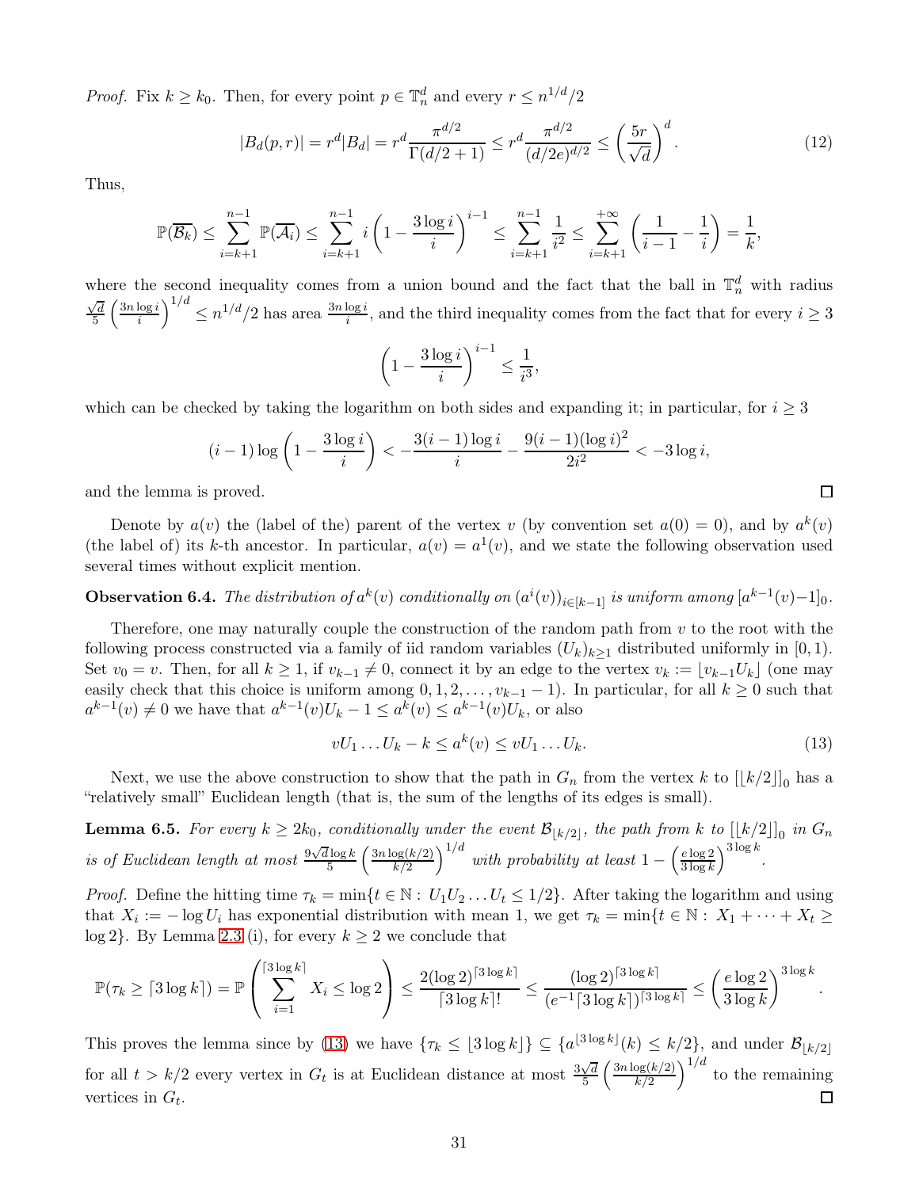*Proof.* Fix $k \geq k_0$. Then, for every point $p \in \mathbb{T}_n^d$ and every $r \leq n^{1/d}/2$

$$|B_d(p,r)| = r^d|B_d| = r^d \frac{\pi^{d/2}}{\Gamma(d/2+1)} \leq r^d \frac{\pi^{d/2}}{(d/2e)^{d/2}} \leq \left(\frac{5r}{\sqrt{d}}\right)^d. \tag{12}$$

Thus,

$$\mathbb{P}(\overline{\mathcal{B}_k}) \leq \sum_{i=k+1}^{n-1} \mathbb{P}(\overline{\mathcal{A}_i}) \leq \sum_{i=k+1}^{n-1} i\left(1 - \frac{3\log i}{i}\right)^{i-1} \leq \sum_{i=k+1}^{n-1} \frac{1}{i^2} \leq \sum_{i=k+1}^{+\infty} \left(\frac{1}{i-1} - \frac{1}{i}\right) = \frac{1}{k},$$

where the second inequality comes from a union bound and the fact that the ball in $\mathbb{T}_n^d$ with radius $\frac{\sqrt{d}}{5}\left(\frac{3n\log i}{i}\right)^{1/d} \leq n^{1/d}/2$ has area $\frac{3n\log i}{i}$, and the third inequality comes from the fact that for every $i \geq 3$

$$\left(1 - \frac{3\log i}{i}\right)^{i-1} \leq \frac{1}{i^3},$$

which can be checked by taking the logarithm on both sides and expanding it; in particular, for $i \geq 3$

$$(i-1)\log\left(1 - \frac{3\log i}{i}\right) < -\frac{3(i-1)\log i}{i} - \frac{9(i-1)(\log i)^2}{2i^2} < -3\log i,$$

and the lemma is proved. $\square$

Denote by $a(v)$ the (label of the) parent of the vertex $v$ (by convention set $a(0) = 0$), and by $a^k(v)$ (the label of) its $k$-th ancestor. In particular, $a(v) = a^1(v)$, and we state the following observation used several times without explicit mention.

**Observation 6.4.** *The distribution of $a^k(v)$ conditionally on $(a^i(v))_{i\in[k-1]}$ is uniform among $[a^{k-1}(v)-1]_0$.*

Therefore, one may naturally couple the construction of the random path from $v$ to the root with the following process constructed via a family of iid random variables $(U_k)_{k\geq 1}$ distributed uniformly in $[0,1)$. Set $v_0 = v$. Then, for all $k \geq 1$, if $v_{k-1} \neq 0$, connect it by an edge to the vertex $v_k := \lfloor v_{k-1}U_k \rfloor$ (one may easily check that this choice is uniform among $0, 1, 2, \ldots, v_{k-1} - 1$). In particular, for all $k \geq 0$ such that $a^{k-1}(v) \neq 0$ we have that $a^{k-1}(v)U_k - 1 \leq a^k(v) \leq a^{k-1}(v)U_k$, or also

$$vU_1 \ldots U_k - k \leq a^k(v) \leq vU_1 \ldots U_k. \tag{13}$$

Next, we use the above construction to show that the path in $G_n$ from the vertex $k$ to $[\lfloor k/2 \rfloor]_0$ has a "relatively small" Euclidean length (that is, the sum of the lengths of its edges is small).

**Lemma 6.5.** *For every $k \geq 2k_0$, conditionally under the event $\mathcal{B}_{\lfloor k/2 \rfloor}$, the path from $k$ to $[\lfloor k/2 \rfloor]_0$ in $G_n$ is of Euclidean length at most $\frac{9\sqrt{d}\log k}{5}\left(\frac{3n\log(k/2)}{k/2}\right)^{1/d}$ with probability at least $1 - \left(\frac{e\log 2}{3\log k}\right)^{3\log k}$.*

*Proof.* Define the hitting time $\tau_k = \min\{t \in \mathbb{N} : U_1 U_2 \ldots U_t \leq 1/2\}$. After taking the logarithm and using that $X_i := -\log U_i$ has exponential distribution with mean 1, we get $\tau_k = \min\{t \in \mathbb{N} : X_1 + \cdots + X_t \geq \log 2\}$. By Lemma 2.3 (i), for every $k \geq 2$ we conclude that

$$\mathbb{P}(\tau_k \geq \lceil 3\log k \rceil) = \mathbb{P}\left(\sum_{i=1}^{\lceil 3\log k \rceil} X_i \leq \log 2\right) \leq \frac{2(\log 2)^{\lceil 3\log k \rceil}}{\lceil 3\log k \rceil!} \leq \frac{(\log 2)^{\lceil 3\log k \rceil}}{(e^{-1}\lceil 3\log k \rceil)^{\lceil 3\log k \rceil}} \leq \left(\frac{e\log 2}{3\log k}\right)^{3\log k}.$$

This proves the lemma since by (13) we have $\{\tau_k \leq \lfloor 3\log k \rfloor\} \subseteq \{a^{\lfloor 3\log k \rfloor}(k) \leq k/2\}$, and under $\mathcal{B}_{\lfloor k/2 \rfloor}$ for all $t > k/2$ every vertex in $G_t$ is at Euclidean distance at most $\frac{3\sqrt{d}}{5}\left(\frac{3n\log(k/2)}{k/2}\right)^{1/d}$ to the remaining vertices in $G_t$. $\square$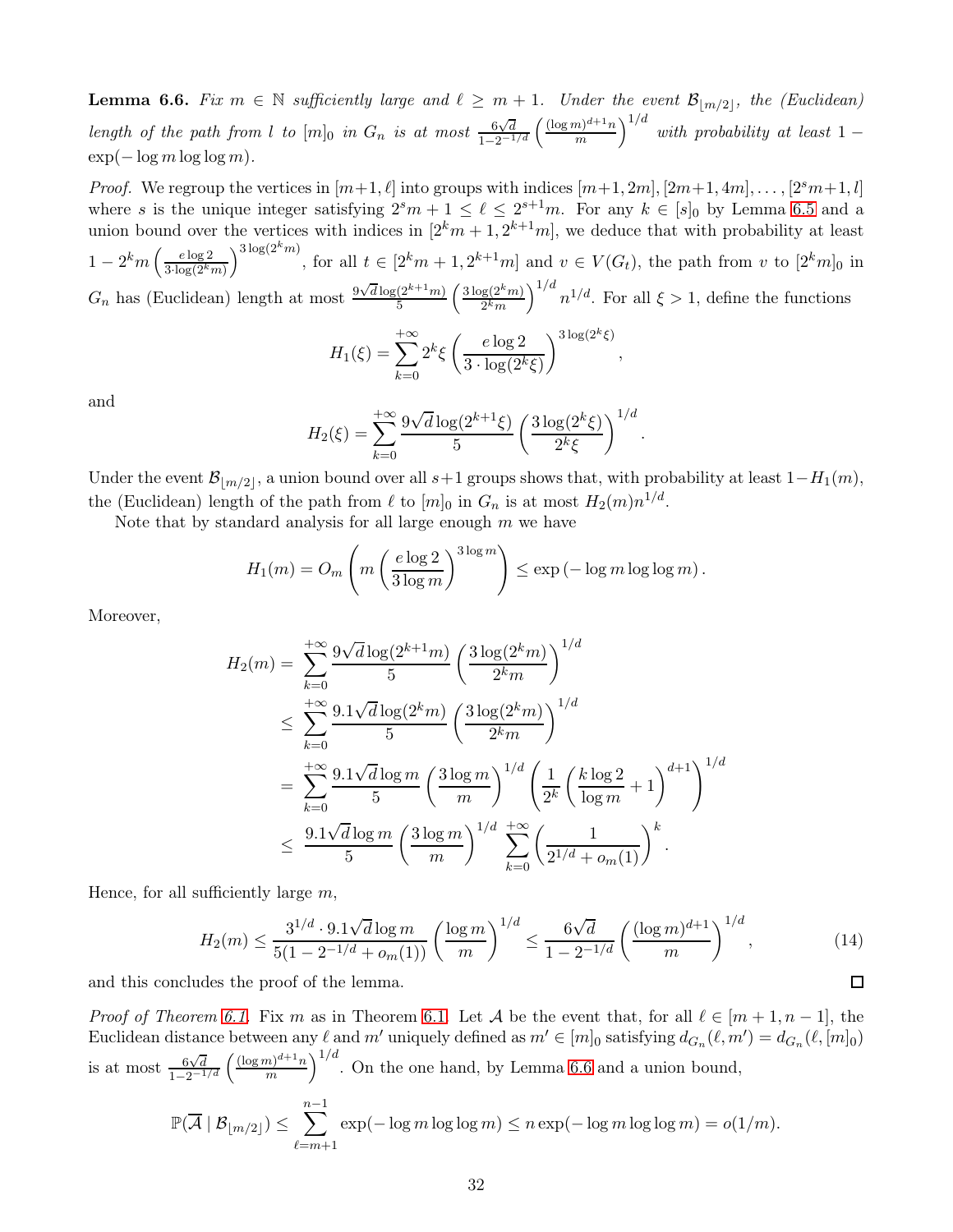**Lemma 6.6.** *Fix $m \in \mathbb{N}$ sufficiently large and $\ell \geq m+1$. Under the event $\mathcal{B}_{\lfloor m/2 \rfloor}$, the (Euclidean) length of the path from $l$ to $[m]_0$ in $G_n$ is at most $\frac{6\sqrt{d}}{1-2^{-1/d}} \left( \frac{(\log m)^{d+1} n}{m} \right)^{1/d}$ with probability at least $1 - \exp(-\log m \log\log m)$.*

*Proof.* We regroup the vertices in $[m+1, \ell]$ into groups with indices $[m+1, 2m], [2m+1, 4m], \dots, [2^s m+1, l]$ where $s$ is the unique integer satisfying $2^s m + 1 \leq \ell \leq 2^{s+1} m$. For any $k \in [s]_0$ by Lemma 6.5 and a union bound over the vertices with indices in $[2^k m + 1, 2^{k+1} m]$, we deduce that with probability at least $1 - 2^k m \left( \frac{e \log 2}{3 \cdot \log(2^k m)} \right)^{3 \log(2^k m)}$, for all $t \in [2^k m + 1, 2^{k+1} m]$ and $v \in V(G_t)$, the path from $v$ to $[2^k m]_0$ in $G_n$ has (Euclidean) length at most $\frac{9\sqrt{d} \log(2^{k+1} m)}{5} \left( \frac{3 \log(2^k m)}{2^k m} \right)^{1/d} n^{1/d}$. For all $\xi > 1$, define the functions

$$H_1(\xi) = \sum_{k=0}^{+\infty} 2^k \xi \left( \frac{e \log 2}{3 \cdot \log(2^k \xi)} \right)^{3 \log(2^k \xi)},$$

and

$$H_2(\xi) = \sum_{k=0}^{+\infty} \frac{9\sqrt{d} \log(2^{k+1} \xi)}{5} \left( \frac{3 \log(2^k \xi)}{2^k \xi} \right)^{1/d}.$$

Under the event $\mathcal{B}_{\lfloor m/2 \rfloor}$, a union bound over all $s+1$ groups shows that, with probability at least $1 - H_1(m)$, the (Euclidean) length of the path from $\ell$ to $[m]_0$ in $G_n$ is at most $H_2(m) n^{1/d}$.

Note that by standard analysis for all large enough $m$ we have

$$H_1(m) = O_m \left( m \left( \frac{e \log 2}{3 \log m} \right)^{3 \log m} \right) \leq \exp(-\log m \log\log m).$$

Moreover,

$$\begin{aligned}
H_2(m) &= \sum_{k=0}^{+\infty} \frac{9\sqrt{d} \log(2^{k+1} m)}{5} \left( \frac{3 \log(2^k m)}{2^k m} \right)^{1/d} \\
&\leq \sum_{k=0}^{+\infty} \frac{9.1\sqrt{d} \log(2^k m)}{5} \left( \frac{3 \log(2^k m)}{2^k m} \right)^{1/d} \\
&= \sum_{k=0}^{+\infty} \frac{9.1\sqrt{d} \log m}{5} \left( \frac{3 \log m}{m} \right)^{1/d} \left( \frac{1}{2^k} \left( \frac{k \log 2}{\log m} + 1 \right)^{d+1} \right)^{1/d} \\
&\leq \frac{9.1\sqrt{d} \log m}{5} \left( \frac{3 \log m}{m} \right)^{1/d} \sum_{k=0}^{+\infty} \left( \frac{1}{2^{1/d} + o_m(1)} \right)^k.
\end{aligned}$$

Hence, for all sufficiently large $m$,

$$H_2(m) \leq \frac{3^{1/d} \cdot 9.1\sqrt{d} \log m}{5(1 - 2^{-1/d} + o_m(1))} \left( \frac{\log m}{m} \right)^{1/d} \leq \frac{6\sqrt{d}}{1 - 2^{-1/d}} \left( \frac{(\log m)^{d+1}}{m} \right)^{1/d}, \tag{14}$$

and this concludes the proof of the lemma. $\square$

*Proof of Theorem 6.1.* Fix $m$ as in Theorem 6.1. Let $\mathcal{A}$ be the event that, for all $\ell \in [m+1, n-1]$, the Euclidean distance between any $\ell$ and $m'$ uniquely defined as $m' \in [m]_0$ satisfying $d_{G_n}(\ell, m') = d_{G_n}(\ell, [m]_0)$ is at most $\frac{6\sqrt{d}}{1-2^{-1/d}} \left( \frac{(\log m)^{d+1} n}{m} \right)^{1/d}$. On the one hand, by Lemma 6.6 and a union bound,

$$\mathbb{P}(\overline{\mathcal{A}} \mid \mathcal{B}_{\lfloor m/2 \rfloor}) \leq \sum_{\ell=m+1}^{n-1} \exp(-\log m \log\log m) \leq n \exp(-\log m \log\log m) = o(1/m).$$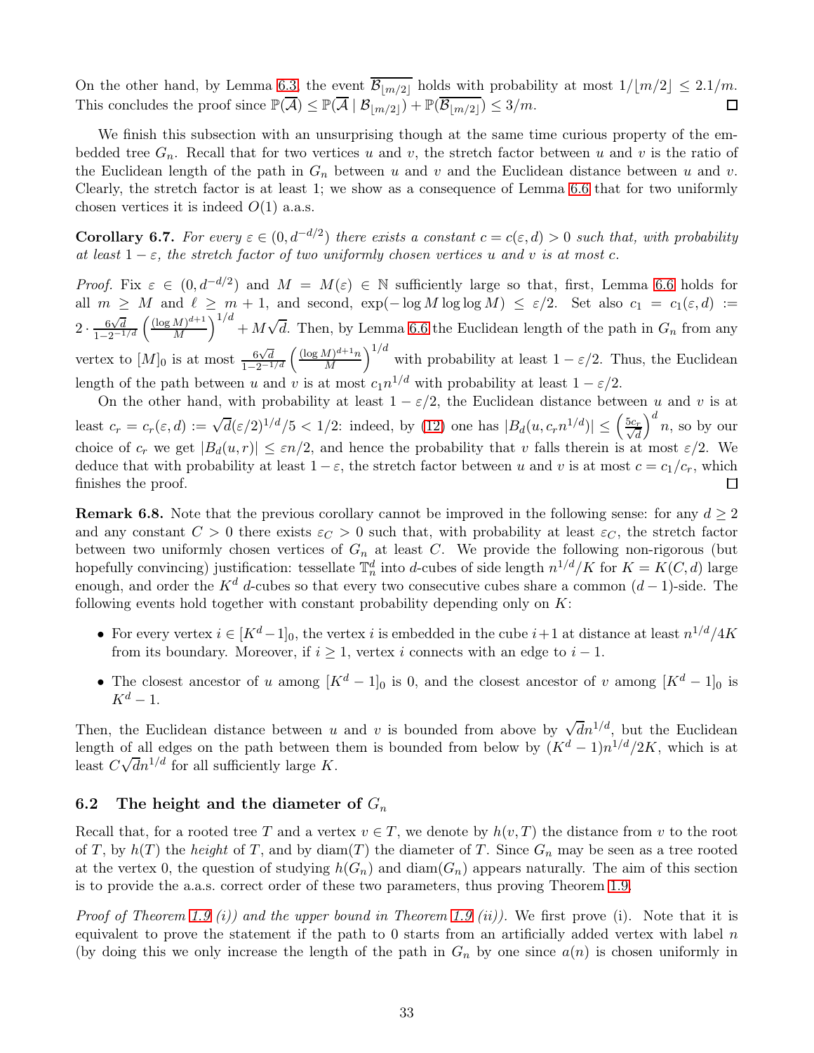On the other hand, by Lemma 6.3, the event $\overline{\mathcal{B}_{\lfloor m/2 \rfloor}}$ holds with probability at most $1/\lfloor m/2 \rfloor \leq 2.1/m$. This concludes the proof since $\mathbb{P}(\overline{\mathcal{A}}) \leq \mathbb{P}(\overline{\mathcal{A}} \mid \mathcal{B}_{\lfloor m/2 \rfloor}) + \mathbb{P}(\overline{\mathcal{B}_{\lfloor m/2 \rfloor}}) \leq 3/m$. $\square$

We finish this subsection with an unsurprising though at the same time curious property of the embedded tree $G_n$. Recall that for two vertices $u$ and $v$, the stretch factor between $u$ and $v$ is the ratio of the Euclidean length of the path in $G_n$ between $u$ and $v$ and the Euclidean distance between $u$ and $v$. Clearly, the stretch factor is at least 1; we show as a consequence of Lemma 6.6 that for two uniformly chosen vertices it is indeed $O(1)$ a.a.s.

**Corollary 6.7.** *For every $\varepsilon \in (0, d^{-d/2})$ there exists a constant $c = c(\varepsilon, d) > 0$ such that, with probability at least $1 - \varepsilon$, the stretch factor of two uniformly chosen vertices $u$ and $v$ is at most $c$.*

*Proof.* Fix $\varepsilon \in (0, d^{-d/2})$ and $M = M(\varepsilon) \in \mathbb{N}$ sufficiently large so that, first, Lemma 6.6 holds for all $m \geq M$ and $\ell \geq m + 1$, and second, $\exp(-\log M \log\log M) \leq \varepsilon/2$. Set also $c_1 = c_1(\varepsilon, d) := 2 \cdot \frac{6\sqrt{d}}{1-2^{-1/d}} \left(\frac{(\log M)^{d+1}}{M}\right)^{1/d} + M\sqrt{d}$. Then, by Lemma 6.6 the Euclidean length of the path in $G_n$ from any vertex to $[M]_0$ is at most $\frac{6\sqrt{d}}{1-2^{-1/d}} \left(\frac{(\log M)^{d+1} n}{M}\right)^{1/d}$ with probability at least $1 - \varepsilon/2$. Thus, the Euclidean length of the path between $u$ and $v$ is at most $c_1 n^{1/d}$ with probability at least $1 - \varepsilon/2$.

On the other hand, with probability at least $1 - \varepsilon/2$, the Euclidean distance between $u$ and $v$ is at least $c_r = c_r(\varepsilon, d) := \sqrt{d}(\varepsilon/2)^{1/d}/5 < 1/2$: indeed, by (12) one has $|B_d(u, c_r n^{1/d})| \leq \left(\frac{5c_r}{\sqrt{d}}\right)^d n$, so by our choice of $c_r$ we get $|B_d(u, r)| \leq \varepsilon n/2$, and hence the probability that $v$ falls therein is at most $\varepsilon/2$. We deduce that with probability at least $1 - \varepsilon$, the stretch factor between $u$ and $v$ is at most $c = c_1/c_r$, which finishes the proof. $\square$

**Remark 6.8.** Note that the previous corollary cannot be improved in the following sense: for any $d \geq 2$ and any constant $C > 0$ there exists $\varepsilon_C > 0$ such that, with probability at least $\varepsilon_C$, the stretch factor between two uniformly chosen vertices of $G_n$ at least $C$. We provide the following non-rigorous (but hopefully convincing) justification: tessellate $\mathbb{T}_n^d$ into $d$-cubes of side length $n^{1/d}/K$ for $K = K(C, d)$ large enough, and order the $K^d$ $d$-cubes so that every two consecutive cubes share a common $(d-1)$-side. The following events hold together with constant probability depending only on $K$:

- For every vertex $i \in [K^d - 1]_0$, the vertex $i$ is embedded in the cube $i+1$ at distance at least $n^{1/d}/4K$ from its boundary. Moreover, if $i \geq 1$, vertex $i$ connects with an edge to $i - 1$.
- The closest ancestor of $u$ among $[K^d - 1]_0$ is 0, and the closest ancestor of $v$ among $[K^d - 1]_0$ is $K^d - 1$.

Then, the Euclidean distance between $u$ and $v$ is bounded from above by $\sqrt{d} n^{1/d}$, but the Euclidean length of all edges on the path between them is bounded from below by $(K^d - 1)n^{1/d}/2K$, which is at least $C\sqrt{d} n^{1/d}$ for all sufficiently large $K$.

## 6.2 The height and the diameter of $G_n$

Recall that, for a rooted tree $T$ and a vertex $v \in T$, we denote by $h(v, T)$ the distance from $v$ to the root of $T$, by $h(T)$ the *height* of $T$, and by $\mathrm{diam}(T)$ the diameter of $T$. Since $G_n$ may be seen as a tree rooted at the vertex 0, the question of studying $h(G_n)$ and $\mathrm{diam}(G_n)$ appears naturally. The aim of this section is to provide the a.a.s. correct order of these two parameters, thus proving Theorem 1.9.

*Proof of Theorem 1.9 (i)) and the upper bound in Theorem 1.9 (ii)).* We first prove (i). Note that it is equivalent to prove the statement if the path to 0 starts from an artificially added vertex with label $n$ (by doing this we only increase the length of the path in $G_n$ by one since $a(n)$ is chosen uniformly in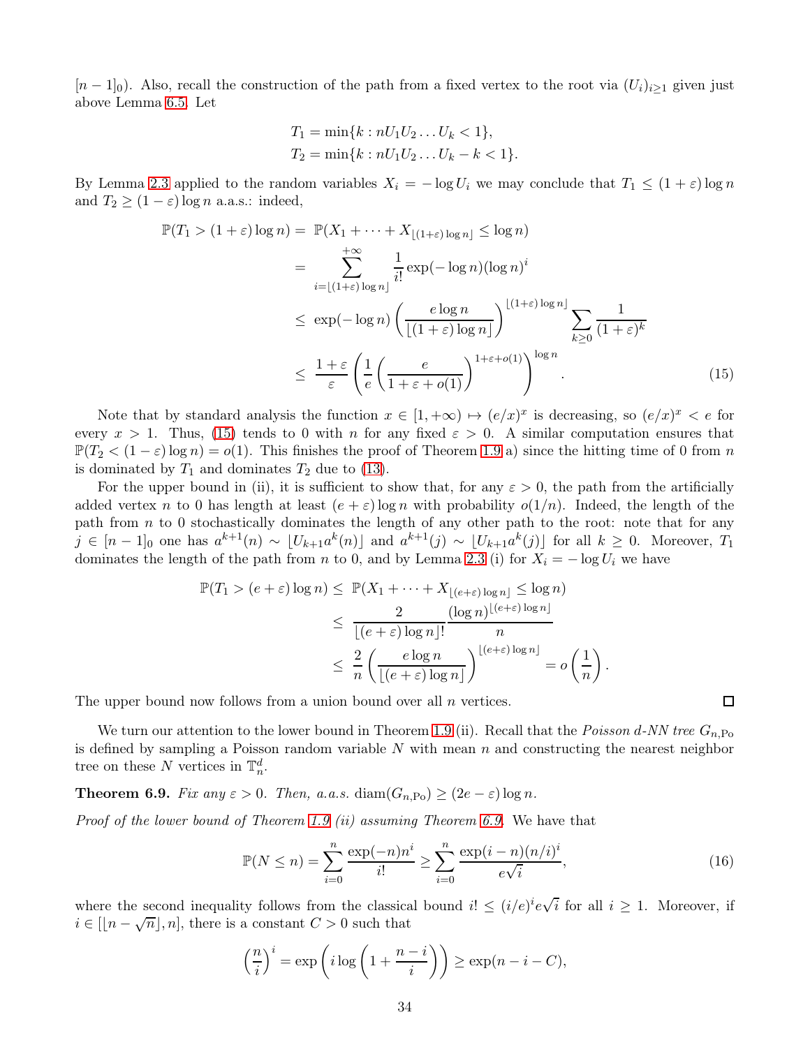$[n-1]_0$). Also, recall the construction of the path from a fixed vertex to the root via $(U_i)_{i\geq 1}$ given just above Lemma 6.5. Let

$$T_1 = \min\{k : nU_1U_2\dots U_k < 1\},$$
$$T_2 = \min\{k : nU_1U_2\dots U_k - k < 1\}.$$

By Lemma 2.3 applied to the random variables $X_i = -\log U_i$ we may conclude that $T_1 \leq (1+\varepsilon)\log n$ and $T_2 \geq (1-\varepsilon)\log n$ a.a.s.: indeed,

$$\begin{aligned}
\mathbb{P}(T_1 > (1+\varepsilon)\log n) &= \mathbb{P}(X_1 + \dots + X_{\lfloor (1+\varepsilon)\log n\rfloor} \leq \log n) \\
&= \sum_{i=\lfloor (1+\varepsilon)\log n\rfloor}^{+\infty} \frac{1}{i!}\exp(-\log n)(\log n)^i \\
&\leq \exp(-\log n)\left(\frac{e\log n}{\lfloor (1+\varepsilon)\log n\rfloor}\right)^{\lfloor (1+\varepsilon)\log n\rfloor} \sum_{k\geq 0}\frac{1}{(1+\varepsilon)^k} \\
&\leq \frac{1+\varepsilon}{\varepsilon}\left(\frac{1}{e}\left(\frac{e}{1+\varepsilon+o(1)}\right)^{1+\varepsilon+o(1)}\right)^{\log n}. \qquad (15)
\end{aligned}$$

Note that by standard analysis the function $x\in[1,+\infty)\mapsto (e/x)^x$ is decreasing, so $(e/x)^x < e$ for every $x>1$. Thus, (15) tends to 0 with $n$ for any fixed $\varepsilon>0$. A similar computation ensures that $\mathbb{P}(T_2 < (1-\varepsilon)\log n) = o(1)$. This finishes the proof of Theorem 1.9 a) since the hitting time of 0 from $n$ is dominated by $T_1$ and dominates $T_2$ due to (13).

For the upper bound in (ii), it is sufficient to show that, for any $\varepsilon>0$, the path from the artificially added vertex $n$ to 0 has length at least $(e+\varepsilon)\log n$ with probability $o(1/n)$. Indeed, the length of the path from $n$ to 0 stochastically dominates the length of any other path to the root: note that for any $j\in[n-1]_0$ one has $a^{k+1}(n)\sim\lfloor U_{k+1}a^k(n)\rfloor$ and $a^{k+1}(j)\sim\lfloor U_{k+1}a^k(j)\rfloor$ for all $k\geq 0$. Moreover, $T_1$ dominates the length of the path from $n$ to 0, and by Lemma 2.3 (i) for $X_i = -\log U_i$ we have

$$\begin{aligned}
\mathbb{P}(T_1 > (e+\varepsilon)\log n) &\leq \mathbb{P}(X_1+\dots+X_{\lfloor (e+\varepsilon)\log n\rfloor} \leq \log n) \\
&\leq \frac{2}{\lfloor (e+\varepsilon)\log n\rfloor!}\frac{(\log n)^{\lfloor (e+\varepsilon)\log n\rfloor}}{n} \\
&\leq \frac{2}{n}\left(\frac{e\log n}{\lfloor (e+\varepsilon)\log n\rfloor}\right)^{\lfloor (e+\varepsilon)\log n\rfloor} = o\left(\frac{1}{n}\right).
\end{aligned}$$

The upper bound now follows from a union bound over all $n$ vertices. ◻

We turn our attention to the lower bound in Theorem 1.9 (ii). Recall that the *Poisson d-NN tree* $G_{n,\mathrm{Po}}$ is defined by sampling a Poisson random variable $N$ with mean $n$ and constructing the nearest neighbor tree on these $N$ vertices in $\mathbb{T}_n^d$.

**Theorem 6.9.** *Fix any $\varepsilon>0$. Then, a.a.s. $\mathrm{diam}(G_{n,\mathrm{Po}}) \geq (2e-\varepsilon)\log n$.*

*Proof of the lower bound of Theorem 1.9 (ii) assuming Theorem 6.9.* We have that

$$\mathbb{P}(N\leq n) = \sum_{i=0}^{n}\frac{\exp(-n)n^i}{i!} \geq \sum_{i=0}^{n}\frac{\exp(i-n)(n/i)^i}{e\sqrt{i}}, \qquad (16)$$

where the second inequality follows from the classical bound $i! \leq (i/e)^i e\sqrt{i}$ for all $i\geq 1$. Moreover, if $i\in[\lfloor n-\sqrt{n}\rfloor, n]$, there is a constant $C>0$ such that

$$\left(\frac{n}{i}\right)^i = \exp\left(i\log\left(1+\frac{n-i}{i}\right)\right) \geq \exp(n-i-C),$$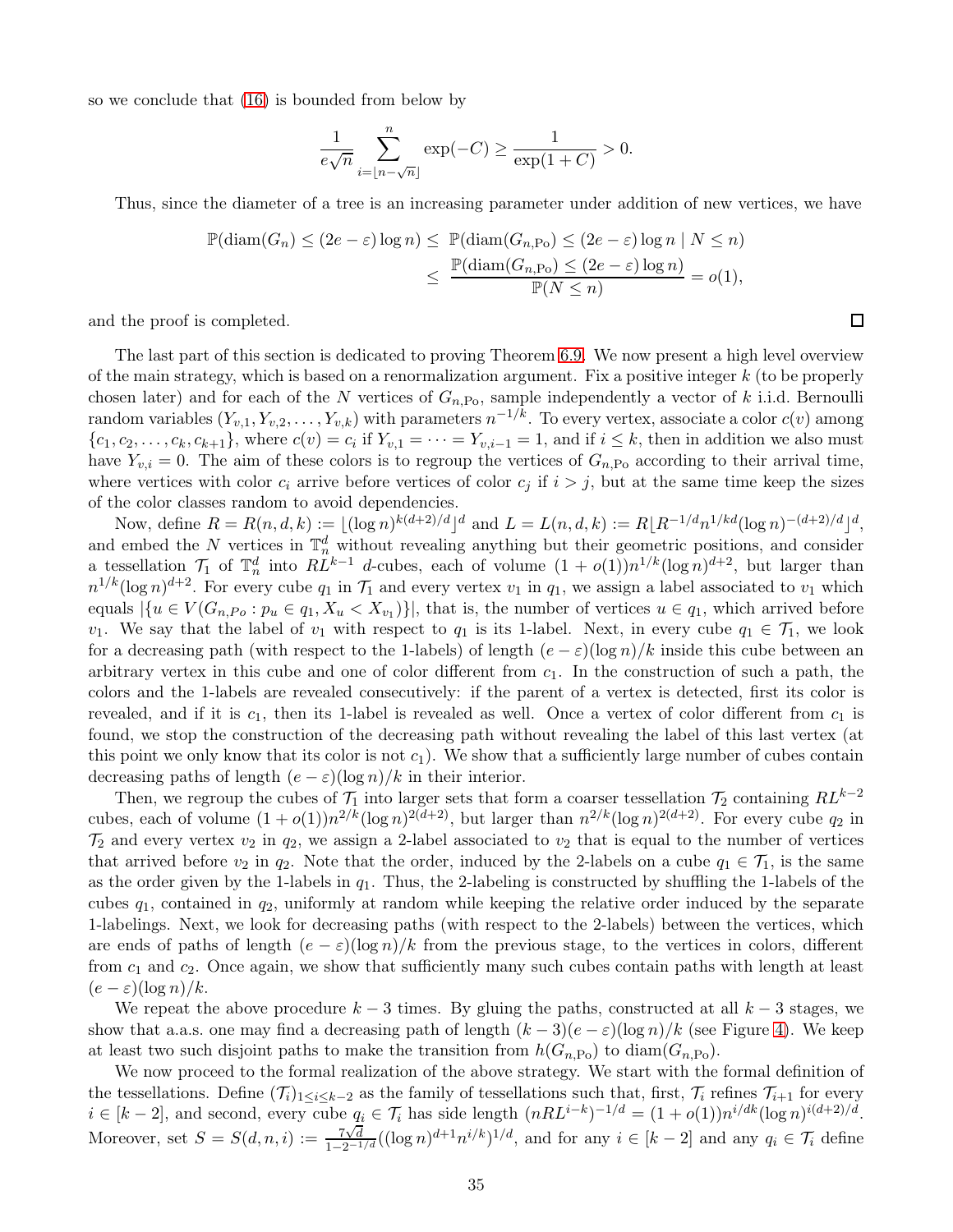so we conclude that (16) is bounded from below by

$$\frac{1}{e\sqrt{n}} \sum_{i=\lfloor n-\sqrt{n}\rfloor}^{n} \exp(-C) \geq \frac{1}{\exp(1+C)} > 0.$$

Thus, since the diameter of a tree is an increasing parameter under addition of new vertices, we have

$$\begin{aligned}\mathbb{P}(\mathrm{diam}(G_n) \leq (2e-\varepsilon)\log n) \leq\ & \mathbb{P}(\mathrm{diam}(G_{n,\mathrm{Po}}) \leq (2e-\varepsilon)\log n \mid N \leq n) \\ \leq\ & \frac{\mathbb{P}(\mathrm{diam}(G_{n,\mathrm{Po}}) \leq (2e-\varepsilon)\log n)}{\mathbb{P}(N \leq n)} = o(1),\end{aligned}$$

and the proof is completed. $\square$

The last part of this section is dedicated to proving Theorem 6.9. We now present a high level overview of the main strategy, which is based on a renormalization argument. Fix a positive integer $k$ (to be properly chosen later) and for each of the $N$ vertices of $G_{n,\mathrm{Po}}$, sample independently a vector of $k$ i.i.d. Bernoulli random variables $(Y_{v,1}, Y_{v,2}, \ldots, Y_{v,k})$ with parameters $n^{-1/k}$. To every vertex, associate a color $c(v)$ among $\{c_1, c_2, \ldots, c_k, c_{k+1}\}$, where $c(v) = c_i$ if $Y_{v,1} = \cdots = Y_{v,i-1} = 1$, and if $i \leq k$, then in addition we also must have $Y_{v,i} = 0$. The aim of these colors is to regroup the vertices of $G_{n,\mathrm{Po}}$ according to their arrival time, where vertices with color $c_i$ arrive before vertices of color $c_j$ if $i > j$, but at the same time keep the sizes of the color classes random to avoid dependencies.

Now, define $R = R(n,d,k) := \lfloor (\log n)^{k(d+2)/d} \rfloor^d$ and $L = L(n,d,k) := R\lfloor R^{-1/d} n^{1/kd} (\log n)^{-(d+2)/d} \rfloor^d$, and embed the $N$ vertices in $\mathbb{T}_n^d$ without revealing anything but their geometric positions, and consider a tessellation $\mathcal{T}_1$ of $\mathbb{T}_n^d$ into $RL^{k-1}$ $d$-cubes, each of volume $(1+o(1))n^{1/k}(\log n)^{d+2}$, but larger than $n^{1/k}(\log n)^{d+2}$. For every cube $q_1$ in $\mathcal{T}_1$ and every vertex $v_1$ in $q_1$, we assign a label associated to $v_1$ which equals $|\{u \in V(G_{n,Po} : p_u \in q_1, X_u < X_{v_1})\}|$, that is, the number of vertices $u \in q_1$, which arrived before $v_1$. We say that the label of $v_1$ with respect to $q_1$ is its 1-label. Next, in every cube $q_1 \in \mathcal{T}_1$, we look for a decreasing path (with respect to the 1-labels) of length $(e-\varepsilon)(\log n)/k$ inside this cube between an arbitrary vertex in this cube and one of color different from $c_1$. In the construction of such a path, the colors and the 1-labels are revealed consecutively: if the parent of a vertex is detected, first its color is revealed, and if it is $c_1$, then its 1-label is revealed as well. Once a vertex of color different from $c_1$ is found, we stop the construction of the decreasing path without revealing the label of this last vertex (at this point we only know that its color is not $c_1$). We show that a sufficiently large number of cubes contain decreasing paths of length $(e-\varepsilon)(\log n)/k$ in their interior.

Then, we regroup the cubes of $\mathcal{T}_1$ into larger sets that form a coarser tessellation $\mathcal{T}_2$ containing $RL^{k-2}$ cubes, each of volume $(1+o(1))n^{2/k}(\log n)^{2(d+2)}$, but larger than $n^{2/k}(\log n)^{2(d+2)}$. For every cube $q_2$ in $\mathcal{T}_2$ and every vertex $v_2$ in $q_2$, we assign a 2-label associated to $v_2$ that is equal to the number of vertices that arrived before $v_2$ in $q_2$. Note that the order, induced by the 2-labels on a cube $q_1 \in \mathcal{T}_1$, is the same as the order given by the 1-labels in $q_1$. Thus, the 2-labeling is constructed by shuffling the 1-labels of the cubes $q_1$, contained in $q_2$, uniformly at random while keeping the relative order induced by the separate 1-labelings. Next, we look for decreasing paths (with respect to the 2-labels) between the vertices, which are ends of paths of length $(e-\varepsilon)(\log n)/k$ from the previous stage, to the vertices in colors, different from $c_1$ and $c_2$. Once again, we show that sufficiently many such cubes contain paths with length at least $(e-\varepsilon)(\log n)/k$.

We repeat the above procedure $k-3$ times. By gluing the paths, constructed at all $k-3$ stages, we show that a.a.s. one may find a decreasing path of length $(k-3)(e-\varepsilon)(\log n)/k$ (see Figure 4). We keep at least two such disjoint paths to make the transition from $h(G_{n,\mathrm{Po}})$ to $\mathrm{diam}(G_{n,\mathrm{Po}})$.

We now proceed to the formal realization of the above strategy. We start with the formal definition of the tessellations. Define $(\mathcal{T}_i)_{1\leq i\leq k-2}$ as the family of tessellations such that, first, $\mathcal{T}_i$ refines $\mathcal{T}_{i+1}$ for every $i \in [k-2]$, and second, every cube $q_i \in \mathcal{T}_i$ has side length $(nRL^{i-k})^{-1/d} = (1+o(1))n^{i/dk}(\log n)^{i(d+2)/d}$. Moreover, set $S = S(d,n,i) := \frac{7\sqrt{d}}{1-2^{-1/d}}((\log n)^{d+1}n^{i/k})^{1/d}$, and for any $i \in [k-2]$ and any $q_i \in \mathcal{T}_i$ define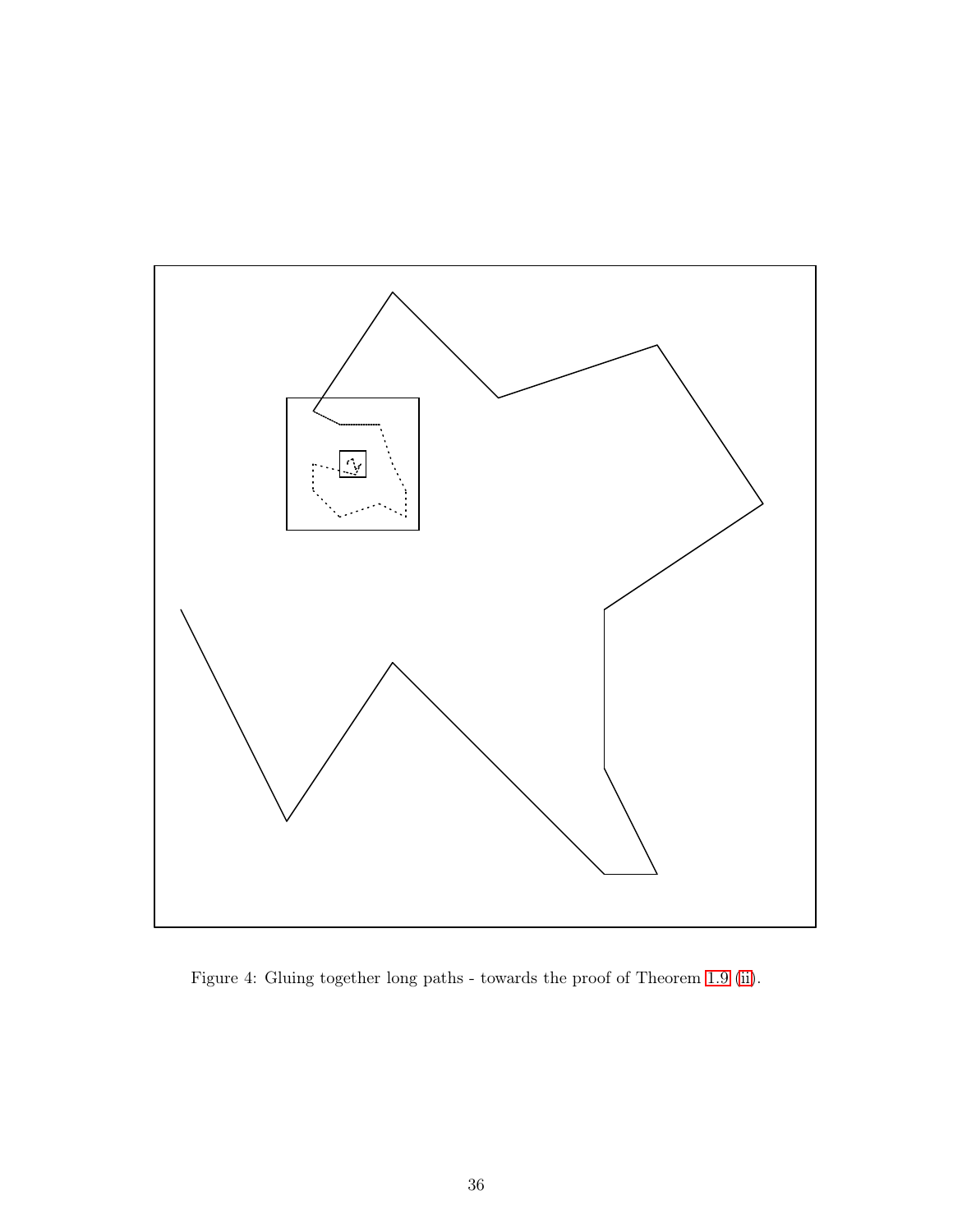Figure 4: Gluing together long paths - towards the proof of Theorem 1.9 (ii).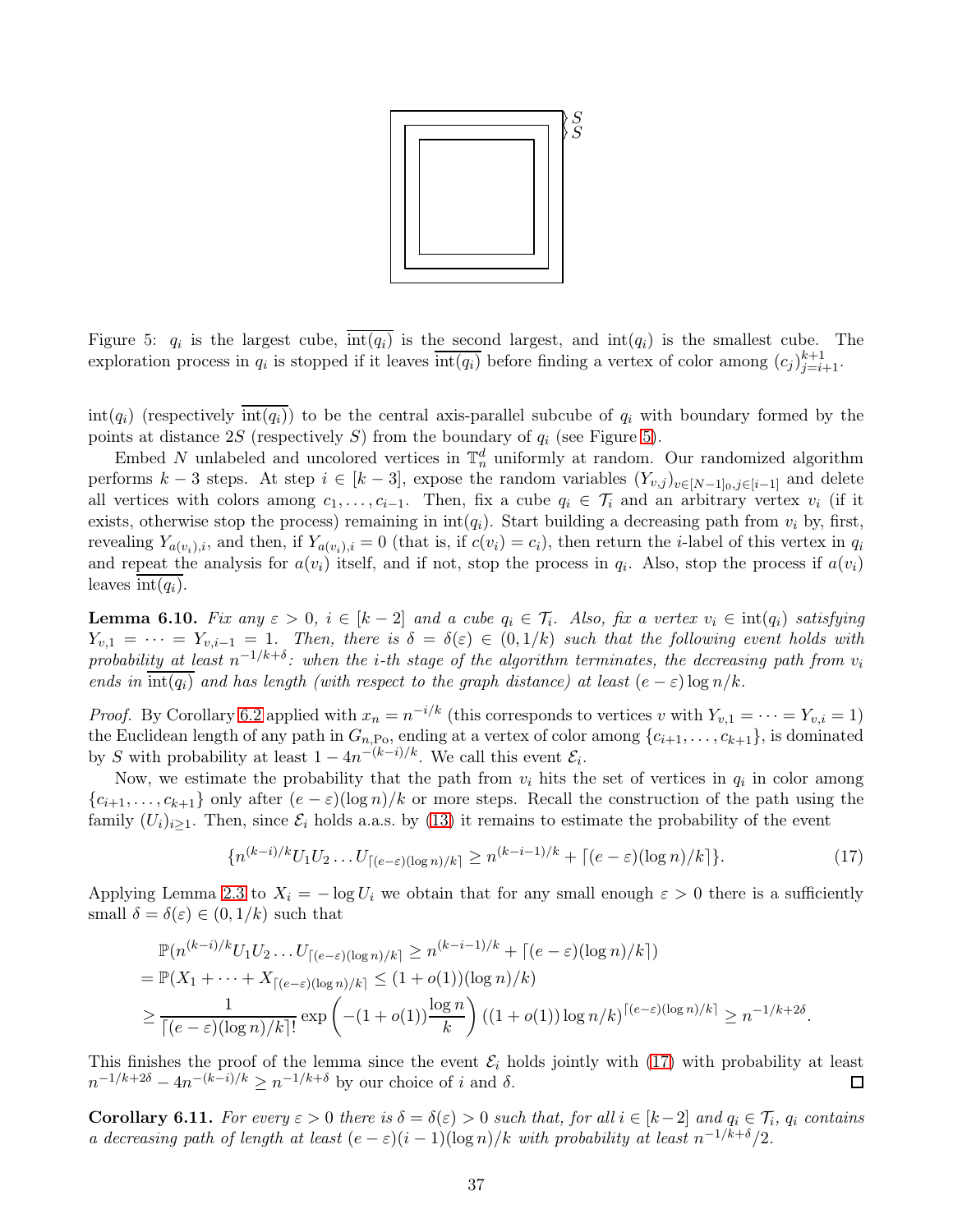Figure 5: $q_i$ is the largest cube, $\overline{\mathrm{int}(q_i)}$ is the second largest, and $\mathrm{int}(q_i)$ is the smallest cube. The exploration process in $q_i$ is stopped if it leaves $\overline{\mathrm{int}(q_i)}$ before finding a vertex of color among $(c_j)_{j=i+1}^{k+1}$.

$\mathrm{int}(q_i)$ (respectively $\overline{\mathrm{int}(q_i)}$) to be the central axis-parallel subcube of $q_i$ with boundary formed by the points at distance $2S$ (respectively $S$) from the boundary of $q_i$ (see Figure 5).

Embed $N$ unlabeled and uncolored vertices in $\mathbb{T}_n^d$ uniformly at random. Our randomized algorithm performs $k-3$ steps. At step $i \in [k-3]$, expose the random variables $(Y_{v,j})_{v\in[N-1]_0, j\in[i-1]}$ and delete all vertices with colors among $c_1, \ldots, c_{i-1}$. Then, fix a cube $q_i \in \mathcal{T}_i$ and an arbitrary vertex $v_i$ (if it exists, otherwise stop the process) remaining in $\mathrm{int}(q_i)$. Start building a decreasing path from $v_i$ by, first, revealing $Y_{a(v_i),i}$, and then, if $Y_{a(v_i),i} = 0$ (that is, if $c(v_i) = c_i$), then return the $i$-label of this vertex in $q_i$ and repeat the analysis for $a(v_i)$ itself, and if not, stop the process in $q_i$. Also, stop the process if $a(v_i)$ leaves $\overline{\mathrm{int}(q_i)}$.

**Lemma 6.10.** *Fix any $\varepsilon > 0$, $i \in [k-2]$ and a cube $q_i \in \mathcal{T}_i$. Also, fix a vertex $v_i \in \mathrm{int}(q_i)$ satisfying $Y_{v,1} = \cdots = Y_{v,i-1} = 1$. Then, there is $\delta = \delta(\varepsilon) \in (0, 1/k)$ such that the following event holds with probability at least $n^{-1/k+\delta}$: when the $i$-th stage of the algorithm terminates, the decreasing path from $v_i$ ends in $\overline{\mathrm{int}(q_i)}$ and has length (with respect to the graph distance) at least $(e-\varepsilon)\log n/k$.*

*Proof.* By Corollary 6.2 applied with $x_n = n^{-i/k}$ (this corresponds to vertices $v$ with $Y_{v,1} = \cdots = Y_{v,i} = 1$) the Euclidean length of any path in $G_{n,\mathrm{Po}}$, ending at a vertex of color among $\{c_{i+1}, \ldots, c_{k+1}\}$, is dominated by $S$ with probability at least $1 - 4n^{-(k-i)/k}$. We call this event $\mathcal{E}_i$.

Now, we estimate the probability that the path from $v_i$ hits the set of vertices in $q_i$ in color among $\{c_{i+1}, \ldots, c_{k+1}\}$ only after $(e-\varepsilon)(\log n)/k$ or more steps. Recall the construction of the path using the family $(U_i)_{i\ge 1}$. Then, since $\mathcal{E}_i$ holds a.a.s. by (13) it remains to estimate the probability of the event

$$\{n^{(k-i)/k} U_1 U_2 \ldots U_{\lceil (e-\varepsilon)(\log n)/k\rceil} \ge n^{(k-i-1)/k} + \lceil (e-\varepsilon)(\log n)/k\rceil\}. \tag{17}$$

Applying Lemma 2.3 to $X_i = -\log U_i$ we obtain that for any small enough $\varepsilon > 0$ there is a sufficiently small $\delta = \delta(\varepsilon) \in (0, 1/k)$ such that

$$\begin{aligned}
&\mathbb{P}(n^{(k-i)/k} U_1 U_2 \ldots U_{\lceil (e-\varepsilon)(\log n)/k\rceil} \ge n^{(k-i-1)/k} + \lceil (e-\varepsilon)(\log n)/k\rceil) \\
&= \mathbb{P}(X_1 + \cdots + X_{\lceil (e-\varepsilon)(\log n)/k\rceil} \le (1+o(1))(\log n)/k) \\
&\ge \frac{1}{\lceil (e-\varepsilon)(\log n)/k\rceil!} \exp\left(-(1+o(1))\frac{\log n}{k}\right) ((1+o(1))\log n/k)^{\lceil (e-\varepsilon)(\log n)/k\rceil} \ge n^{-1/k+2\delta}.
\end{aligned}$$

This finishes the proof of the lemma since the event $\mathcal{E}_i$ holds jointly with (17) with probability at least $n^{-1/k+2\delta} - 4n^{-(k-i)/k} \ge n^{-1/k+\delta}$ by our choice of $i$ and $\delta$. $\square$

**Corollary 6.11.** *For every $\varepsilon > 0$ there is $\delta = \delta(\varepsilon) > 0$ such that, for all $i \in [k-2]$ and $q_i \in \mathcal{T}_i$, $q_i$ contains a decreasing path of length at least $(e-\varepsilon)(i-1)(\log n)/k$ with probability at least $n^{-1/k+\delta}/2$.*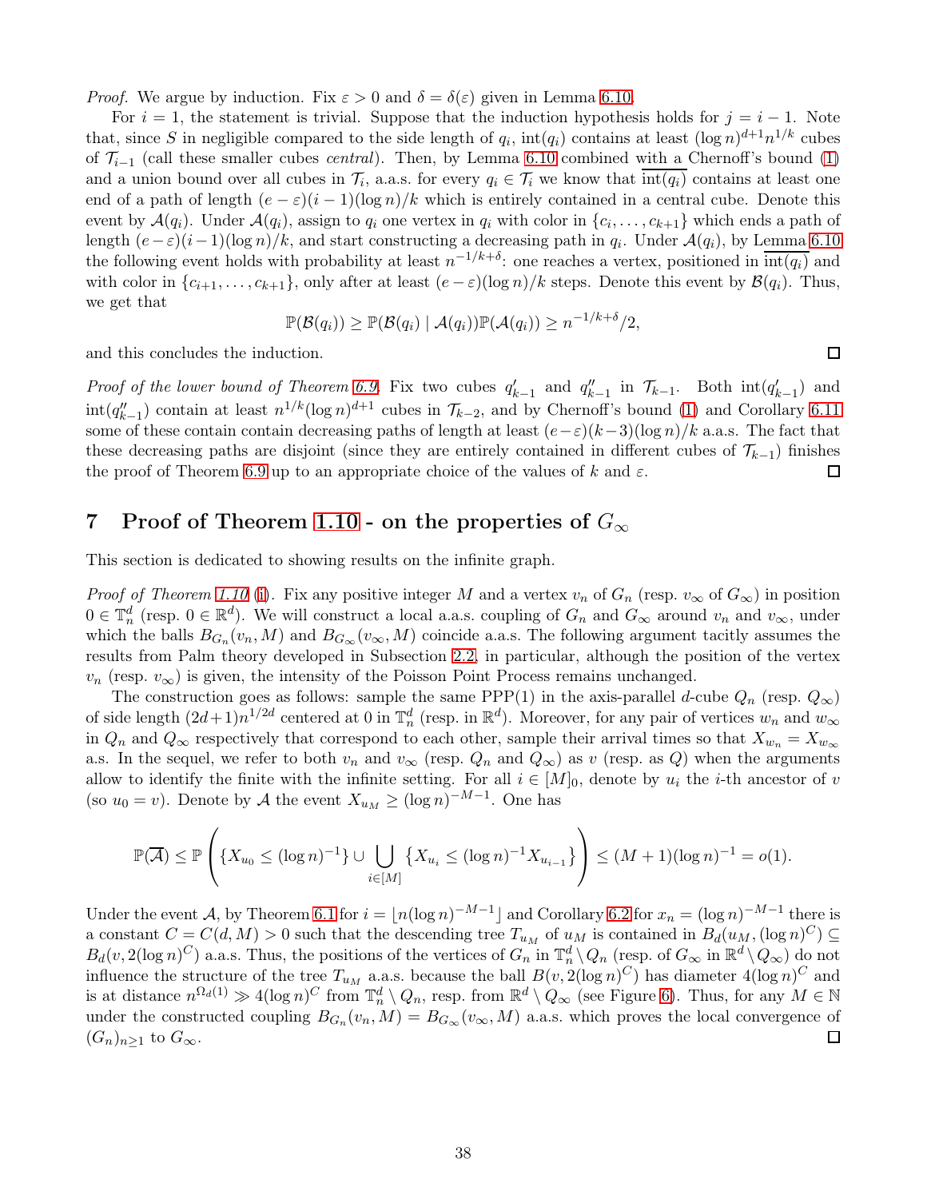*Proof.* We argue by induction. Fix $\varepsilon > 0$ and $\delta = \delta(\varepsilon)$ given in Lemma 6.10.

For $i = 1$, the statement is trivial. Suppose that the induction hypothesis holds for $j = i - 1$. Note that, since $S$ in negligible compared to the side length of $q_i$, $\text{int}(q_i)$ contains at least $(\log n)^{d+1} n^{1/k}$ cubes of $\mathcal{T}_{i-1}$ (call these smaller cubes *central*). Then, by Lemma 6.10 combined with a Chernoff's bound (1) and a union bound over all cubes in $\mathcal{T}_i$, a.a.s. for every $q_i \in \mathcal{T}_i$ we know that $\overline{\text{int}(q_i)}$ contains at least one end of a path of length $(e - \varepsilon)(i - 1)(\log n)/k$ which is entirely contained in a central cube. Denote this event by $\mathcal{A}(q_i)$. Under $\mathcal{A}(q_i)$, assign to $q_i$ one vertex in $q_i$ with color in $\{c_i, \dots, c_{k+1}\}$ which ends a path of length $(e-\varepsilon)(i-1)(\log n)/k$, and start constructing a decreasing path in $q_i$. Under $\mathcal{A}(q_i)$, by Lemma 6.10 the following event holds with probability at least $n^{-1/k+\delta}$: one reaches a vertex, positioned in $\overline{\text{int}(q_i)}$ and with color in $\{c_{i+1}, \dots, c_{k+1}\}$, only after at least $(e-\varepsilon)(\log n)/k$ steps. Denote this event by $\mathcal{B}(q_i)$. Thus, we get that

$$\mathbb{P}(\mathcal{B}(q_i)) \geq \mathbb{P}(\mathcal{B}(q_i) \mid \mathcal{A}(q_i))\mathbb{P}(\mathcal{A}(q_i)) \geq n^{-1/k+\delta}/2,$$

and this concludes the induction. $\square$

*Proof of the lower bound of Theorem 6.9.* Fix two cubes $q'_{k-1}$ and $q''_{k-1}$ in $\mathcal{T}_{k-1}$. Both $\text{int}(q'_{k-1})$ and $\text{int}(q''_{k-1})$ contain at least $n^{1/k}(\log n)^{d+1}$ cubes in $\mathcal{T}_{k-2}$, and by Chernoff's bound (1) and Corollary 6.11 some of these contain contain decreasing paths of length at least $(e-\varepsilon)(k-3)(\log n)/k$ a.a.s. The fact that these decreasing paths are disjoint (since they are entirely contained in different cubes of $\mathcal{T}_{k-1}$) finishes the proof of Theorem 6.9 up to an appropriate choice of the values of $k$ and $\varepsilon$. $\square$

# 7 Proof of Theorem 1.10 - on the properties of $G_\infty$

This section is dedicated to showing results on the infinite graph.

*Proof of Theorem 1.10* (i). Fix any positive integer $M$ and a vertex $v_n$ of $G_n$ (resp. $v_\infty$ of $G_\infty$) in position $0 \in \mathbb{T}_n^d$ (resp. $0 \in \mathbb{R}^d$). We will construct a local a.a.s. coupling of $G_n$ and $G_\infty$ around $v_n$ and $v_\infty$, under which the balls $B_{G_n}(v_n, M)$ and $B_{G_\infty}(v_\infty, M)$ coincide a.a.s. The following argument tacitly assumes the results from Palm theory developed in Subsection 2.2, in particular, although the position of the vertex $v_n$ (resp. $v_\infty$) is given, the intensity of the Poisson Point Process remains unchanged.

The construction goes as follows: sample the same PPP(1) in the axis-parallel $d$-cube $Q_n$ (resp. $Q_\infty$) of side length $(2d+1)n^{1/2d}$ centered at 0 in $\mathbb{T}_n^d$ (resp. in $\mathbb{R}^d$). Moreover, for any pair of vertices $w_n$ and $w_\infty$ in $Q_n$ and $Q_\infty$ respectively that correspond to each other, sample their arrival times so that $X_{w_n} = X_{w_\infty}$ a.s. In the sequel, we refer to both $v_n$ and $v_\infty$ (resp. $Q_n$ and $Q_\infty$) as $v$ (resp. as $Q$) when the arguments allow to identify the finite with the infinite setting. For all $i \in [M]_0$, denote by $u_i$ the $i$-th ancestor of $v$ (so $u_0 = v$). Denote by $\mathcal{A}$ the event $X_{u_M} \geq (\log n)^{-M-1}$. One has

$$\mathbb{P}(\overline{\mathcal{A}}) \leq \mathbb{P}\left(\{X_{u_0} \leq (\log n)^{-1}\} \cup \bigcup_{i \in [M]} \{X_{u_i} \leq (\log n)^{-1} X_{u_{i-1}}\}\right) \leq (M+1)(\log n)^{-1} = o(1).$$

Under the event $\mathcal{A}$, by Theorem 6.1 for $i = \lfloor n(\log n)^{-M-1} \rfloor$ and Corollary 6.2 for $x_n = (\log n)^{-M-1}$ there is a constant $C = C(d, M) > 0$ such that the descending tree $T_{u_M}$ of $u_M$ is contained in $B_d(u_M, (\log n)^C) \subseteq B_d(v, 2(\log n)^C)$ a.a.s. Thus, the positions of the vertices of $G_n$ in $\mathbb{T}_n^d \setminus Q_n$ (resp. of $G_\infty$ in $\mathbb{R}^d \setminus Q_\infty$) do not influence the structure of the tree $T_{u_M}$ a.a.s. because the ball $B(v, 2(\log n)^C)$ has diameter $4(\log n)^C$ and is at distance $n^{\Omega_d(1)} \gg 4(\log n)^C$ from $\mathbb{T}_n^d \setminus Q_n$, resp. from $\mathbb{R}^d \setminus Q_\infty$ (see Figure 6). Thus, for any $M \in \mathbb{N}$ under the constructed coupling $B_{G_n}(v_n, M) = B_{G_\infty}(v_\infty, M)$ a.a.s. which proves the local convergence of $(G_n)_{n \geq 1}$ to $G_\infty$. $\square$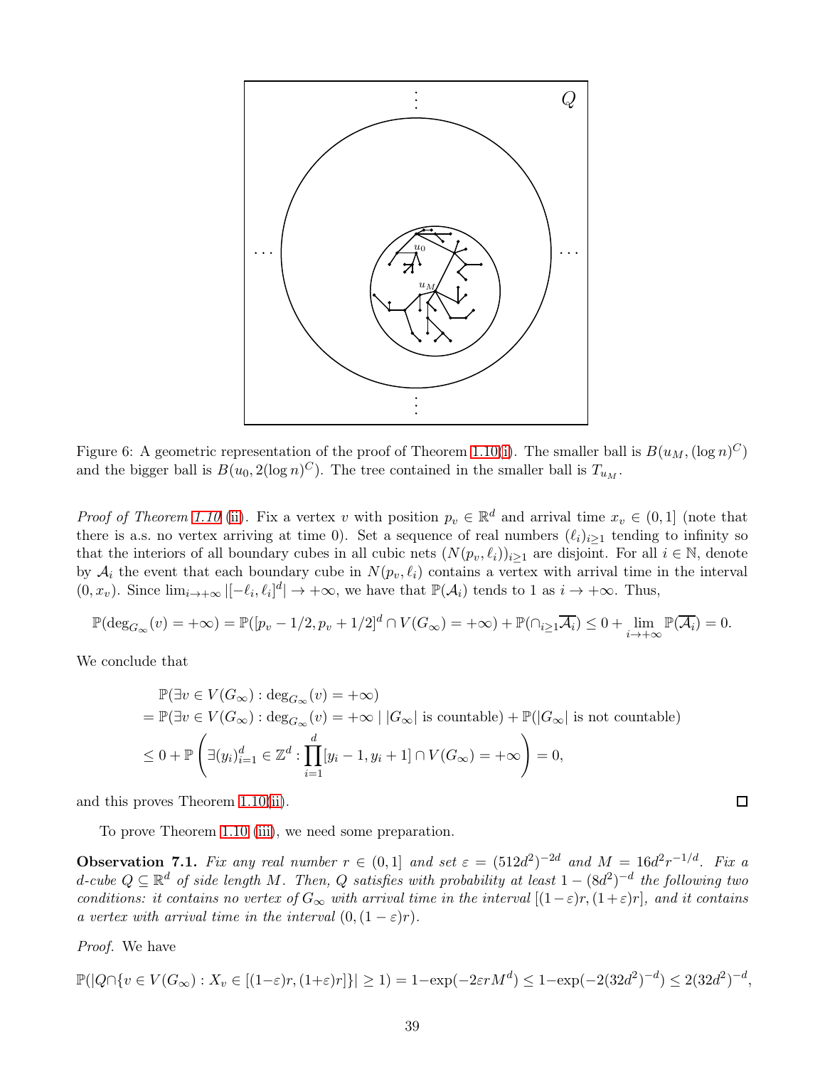Figure 6: A geometric representation of the proof of Theorem 1.10(i). The smaller ball is $B(u_M, (\log n)^C)$ and the bigger ball is $B(u_0, 2(\log n)^C)$. The tree contained in the smaller ball is $T_{u_M}$.

*Proof of Theorem 1.10* (ii). Fix a vertex $v$ with position $p_v \in \mathbb{R}^d$ and arrival time $x_v \in (0, 1]$ (note that there is a.s. no vertex arriving at time 0). Set a sequence of real numbers $(\ell_i)_{i\geq 1}$ tending to infinity so that the interiors of all boundary cubes in all cubic nets $(N(p_v, \ell_i))_{i\geq 1}$ are disjoint. For all $i \in \mathbb{N}$, denote by $\mathcal{A}_i$ the event that each boundary cube in $N(p_v, \ell_i)$ contains a vertex with arrival time in the interval $(0, x_v)$. Since $\lim_{i\to+\infty} |[-\ell_i, \ell_i]^d| \to +\infty$, we have that $\mathbb{P}(\mathcal{A}_i)$ tends to 1 as $i \to +\infty$. Thus,

$$\mathbb{P}(\deg_{G_\infty}(v) = +\infty) = \mathbb{P}([p_v - 1/2, p_v + 1/2]^d \cap V(G_\infty) = +\infty) + \mathbb{P}(\cap_{i\geq 1}\overline{\mathcal{A}_i}) \leq 0 + \lim_{i\to+\infty} \mathbb{P}(\overline{\mathcal{A}_i}) = 0.$$

We conclude that

$$\begin{aligned}
&\mathbb{P}(\exists v \in V(G_\infty) : \deg_{G_\infty}(v) = +\infty) \\
&= \mathbb{P}(\exists v \in V(G_\infty) : \deg_{G_\infty}(v) = +\infty \mid |G_\infty| \text{ is countable}) + \mathbb{P}(|G_\infty| \text{ is not countable}) \\
&\leq 0 + \mathbb{P}\left(\exists (y_i)_{i=1}^d \in \mathbb{Z}^d : \prod_{i=1}^d [y_i - 1, y_i + 1] \cap V(G_\infty) = +\infty\right) = 0,
\end{aligned}$$

and this proves Theorem 1.10(ii). $\square$

To prove Theorem 1.10 (iii), we need some preparation.

**Observation 7.1.** *Fix any real number $r \in (0, 1]$ and set $\varepsilon = (512d^2)^{-2d}$ and $M = 16d^2 r^{-1/d}$. Fix a $d$-cube $Q \subseteq \mathbb{R}^d$ of side length $M$. Then, $Q$ satisfies with probability at least $1 - (8d^2)^{-d}$ the following two conditions: it contains no vertex of $G_\infty$ with arrival time in the interval $[(1-\varepsilon)r, (1+\varepsilon)r]$, and it contains a vertex with arrival time in the interval $(0, (1-\varepsilon)r)$.*

*Proof.* We have

$$\mathbb{P}(|Q \cap \{v \in V(G_\infty) : X_v \in [(1-\varepsilon)r, (1+\varepsilon)r]\}| \geq 1) = 1 - \exp(-2\varepsilon r M^d) \leq 1 - \exp(-2(32d^2)^{-d}) \leq 2(32d^2)^{-d},$$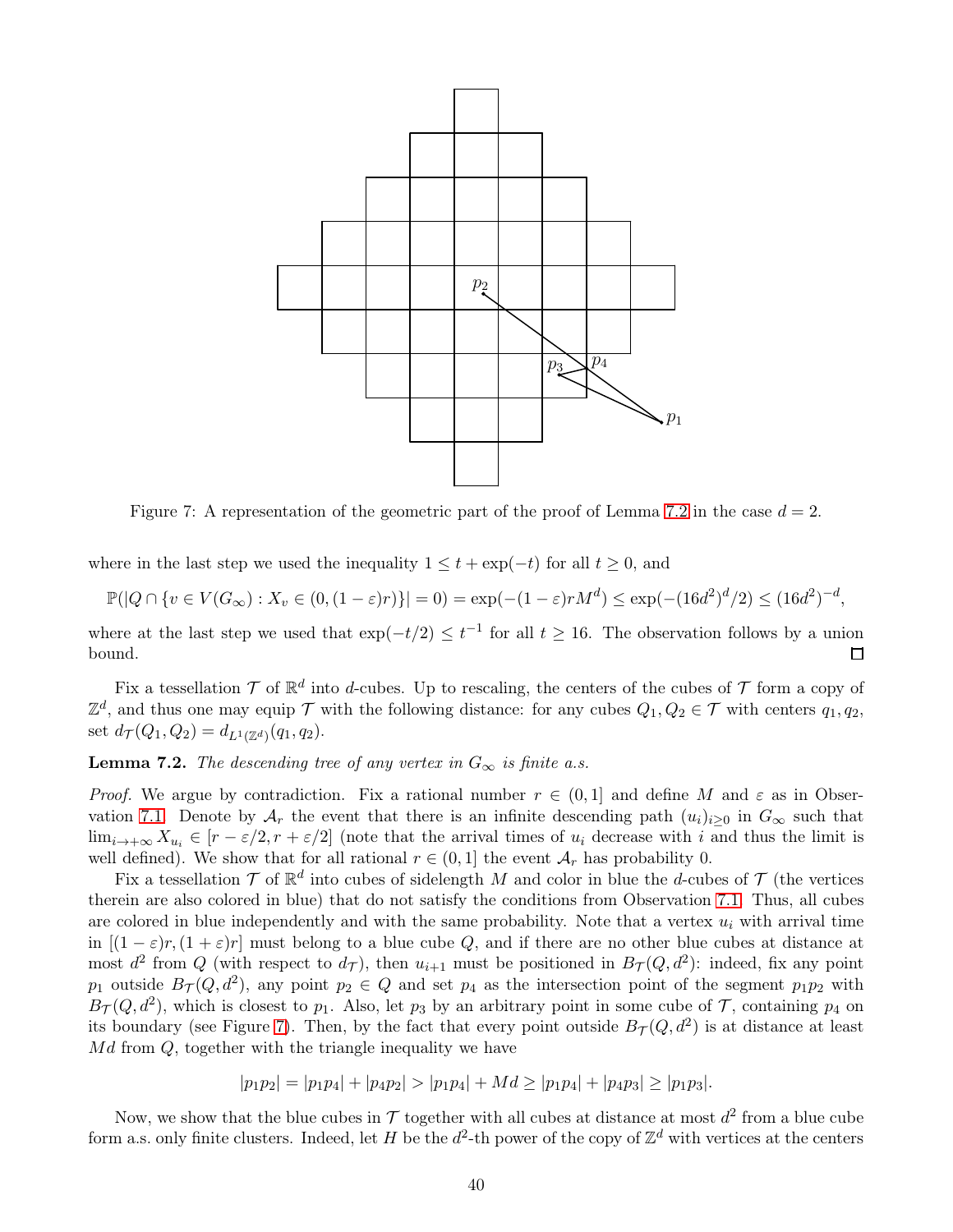Figure 7: A representation of the geometric part of the proof of Lemma 7.2 in the case $d = 2$.

where in the last step we used the inequality $1 \leq t + \exp(-t)$ for all $t \geq 0$, and

$$\mathbb{P}(|Q \cap \{v \in V(G_\infty) : X_v \in (0, (1-\varepsilon)r)\}| = 0) = \exp(-(1-\varepsilon)rM^d) \leq \exp(-(16d^2)^d/2) \leq (16d^2)^{-d},$$

where at the last step we used that $\exp(-t/2) \leq t^{-1}$ for all $t \geq 16$. The observation follows by a union bound. $\square$

Fix a tessellation $\mathcal{T}$ of $\mathbb{R}^d$ into $d$-cubes. Up to rescaling, the centers of the cubes of $\mathcal{T}$ form a copy of $\mathbb{Z}^d$, and thus one may equip $\mathcal{T}$ with the following distance: for any cubes $Q_1, Q_2 \in \mathcal{T}$ with centers $q_1, q_2$, set $d_{\mathcal{T}}(Q_1, Q_2) = d_{L^1(\mathbb{Z}^d)}(q_1, q_2)$.

**Lemma 7.2.** *The descending tree of any vertex in $G_\infty$ is finite a.s.*

*Proof.* We argue by contradiction. Fix a rational number $r \in (0, 1]$ and define $M$ and $\varepsilon$ as in Observation 7.1. Denote by $\mathcal{A}_r$ the event that there is an infinite descending path $(u_i)_{i\geq 0}$ in $G_\infty$ such that $\lim_{i\to+\infty} X_{u_i} \in [r - \varepsilon/2, r + \varepsilon/2]$ (note that the arrival times of $u_i$ decrease with $i$ and thus the limit is well defined). We show that for all rational $r \in (0, 1]$ the event $\mathcal{A}_r$ has probability 0.

Fix a tessellation $\mathcal{T}$ of $\mathbb{R}^d$ into cubes of sidelength $M$ and color in blue the $d$-cubes of $\mathcal{T}$ (the vertices therein are also colored in blue) that do not satisfy the conditions from Observation 7.1. Thus, all cubes are colored in blue independently and with the same probability. Note that a vertex $u_i$ with arrival time in $[(1-\varepsilon)r, (1+\varepsilon)r]$ must belong to a blue cube $Q$, and if there are no other blue cubes at distance at most $d^2$ from $Q$ (with respect to $d_{\mathcal{T}}$), then $u_{i+1}$ must be positioned in $B_{\mathcal{T}}(Q, d^2)$: indeed, fix any point $p_1$ outside $B_{\mathcal{T}}(Q, d^2)$, any point $p_2 \in Q$ and set $p_4$ as the intersection point of the segment $p_1p_2$ with $B_{\mathcal{T}}(Q, d^2)$, which is closest to $p_1$. Also, let $p_3$ by an arbitrary point in some cube of $\mathcal{T}$, containing $p_4$ on its boundary (see Figure 7). Then, by the fact that every point outside $B_{\mathcal{T}}(Q, d^2)$ is at distance at least $Md$ from $Q$, together with the triangle inequality we have

$$|p_1p_2| = |p_1p_4| + |p_4p_2| > |p_1p_4| + Md \geq |p_1p_4| + |p_4p_3| \geq |p_1p_3|.$$

Now, we show that the blue cubes in $\mathcal{T}$ together with all cubes at distance at most $d^2$ from a blue cube form a.s. only finite clusters. Indeed, let $H$ be the $d^2$-th power of the copy of $\mathbb{Z}^d$ with vertices at the centers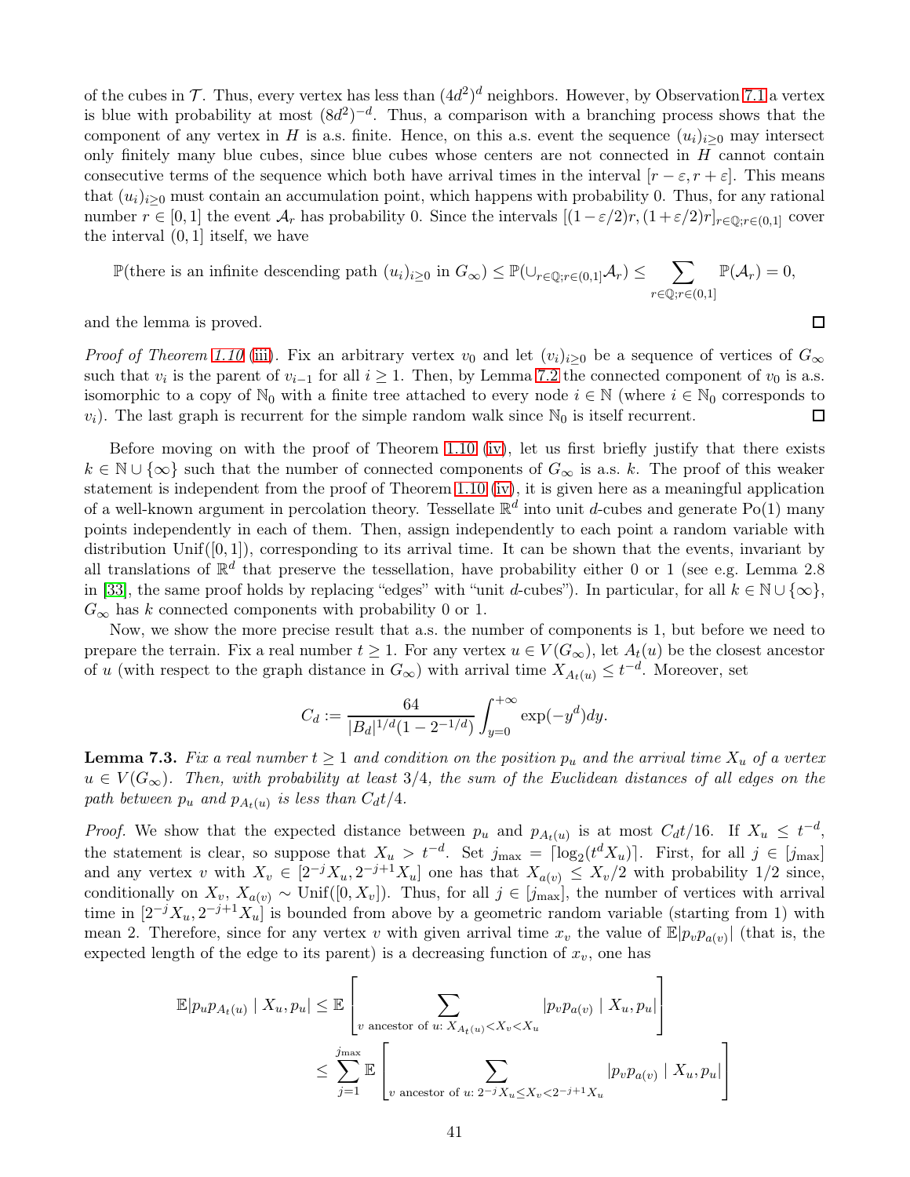of the cubes in $\mathcal{T}$. Thus, every vertex has less than $(4d^2)^d$ neighbors. However, by Observation 7.1 a vertex is blue with probability at most $(8d^2)^{-d}$. Thus, a comparison with a branching process shows that the component of any vertex in $H$ is a.s. finite. Hence, on this a.s. event the sequence $(u_i)_{i\geq 0}$ may intersect only finitely many blue cubes, since blue cubes whose centers are not connected in $H$ cannot contain consecutive terms of the sequence which both have arrival times in the interval $[r-\varepsilon, r+\varepsilon]$. This means that $(u_i)_{i\geq 0}$ must contain an accumulation point, which happens with probability 0. Thus, for any rational number $r \in [0,1]$ the event $\mathcal{A}_r$ has probability 0. Since the intervals $[(1-\varepsilon/2)r, (1+\varepsilon/2)r]_{r\in\mathbb{Q}; r\in(0,1]}$ cover the interval $(0,1]$ itself, we have

$$\mathbb{P}(\text{there is an infinite descending path } (u_i)_{i\geq 0} \text{ in } G_\infty) \leq \mathbb{P}(\cup_{r\in\mathbb{Q}; r\in(0,1]}\mathcal{A}_r) \leq \sum_{r\in\mathbb{Q}; r\in(0,1]} \mathbb{P}(\mathcal{A}_r) = 0,$$

and the lemma is proved. □

*Proof of Theorem 1.10 (iii).* Fix an arbitrary vertex $v_0$ and let $(v_i)_{i\geq 0}$ be a sequence of vertices of $G_\infty$ such that $v_i$ is the parent of $v_{i-1}$ for all $i \geq 1$. Then, by Lemma 7.2 the connected component of $v_0$ is a.s. isomorphic to a copy of $\mathbb{N}_0$ with a finite tree attached to every node $i \in \mathbb{N}$ (where $i \in \mathbb{N}_0$ corresponds to $v_i$). The last graph is recurrent for the simple random walk since $\mathbb{N}_0$ is itself recurrent. □

Before moving on with the proof of Theorem 1.10 (iv), let us first briefly justify that there exists $k \in \mathbb{N} \cup \{\infty\}$ such that the number of connected components of $G_\infty$ is a.s. $k$. The proof of this weaker statement is independent from the proof of Theorem 1.10 (iv), it is given here as a meaningful application of a well-known argument in percolation theory. Tessellate $\mathbb{R}^d$ into unit $d$-cubes and generate $\mathrm{Po}(1)$ many points independently in each of them. Then, assign independently to each point a random variable with distribution $\mathrm{Unif}([0,1])$, corresponding to its arrival time. It can be shown that the events, invariant by all translations of $\mathbb{R}^d$ that preserve the tessellation, have probability either 0 or 1 (see e.g. Lemma 2.8 in [33], the same proof holds by replacing "edges" with "unit $d$-cubes"). In particular, for all $k \in \mathbb{N} \cup \{\infty\}$, $G_\infty$ has $k$ connected components with probability 0 or 1.

Now, we show the more precise result that a.s. the number of components is 1, but before we need to prepare the terrain. Fix a real number $t \geq 1$. For any vertex $u \in V(G_\infty)$, let $A_t(u)$ be the closest ancestor of $u$ (with respect to the graph distance in $G_\infty$) with arrival time $X_{A_t(u)} \leq t^{-d}$. Moreover, set

$$C_d := \frac{64}{|B_d|^{1/d}(1-2^{-1/d})} \int_{y=0}^{+\infty} \exp(-y^d) dy.$$

**Lemma 7.3.** *Fix a real number $t \geq 1$ and condition on the position $p_u$ and the arrival time $X_u$ of a vertex $u \in V(G_\infty)$. Then, with probability at least 3/4, the sum of the Euclidean distances of all edges on the path between $p_u$ and $p_{A_t(u)}$ is less than $C_d t/4$.*

*Proof.* We show that the expected distance between $p_u$ and $p_{A_t(u)}$ is at most $C_d t/16$. If $X_u \leq t^{-d}$, the statement is clear, so suppose that $X_u > t^{-d}$. Set $j_{\max} = \lceil \log_2(t^d X_u) \rceil$. First, for all $j \in [j_{\max}]$ and any vertex $v$ with $X_v \in [2^{-j}X_u, 2^{-j+1}X_u]$ one has that $X_{a(v)} \leq X_v/2$ with probability 1/2 since, conditionally on $X_v$, $X_{a(v)} \sim \mathrm{Unif}([0, X_v])$. Thus, for all $j \in [j_{\max}]$, the number of vertices with arrival time in $[2^{-j}X_u, 2^{-j+1}X_u]$ is bounded from above by a geometric random variable (starting from 1) with mean 2. Therefore, since for any vertex $v$ with given arrival time $x_v$ the value of $\mathbb{E}|p_v p_{a(v)}|$ (that is, the expected length of the edge to its parent) is a decreasing function of $x_v$, one has

$$\begin{aligned}
\mathbb{E}|p_u p_{A_t(u)} \mid X_u, p_u| &\leq \mathbb{E}\left[\sum_{v \text{ ancestor of } u\colon X_{A_t(u)} < X_v < X_u} |p_v p_{a(v)} \mid X_u, p_u|\right] \\
&\leq \sum_{j=1}^{j_{\max}} \mathbb{E}\left[\sum_{v \text{ ancestor of } u\colon 2^{-j}X_u \leq X_v < 2^{-j+1}X_u} |p_v p_{a(v)} \mid X_u, p_u|\right]
\end{aligned}$$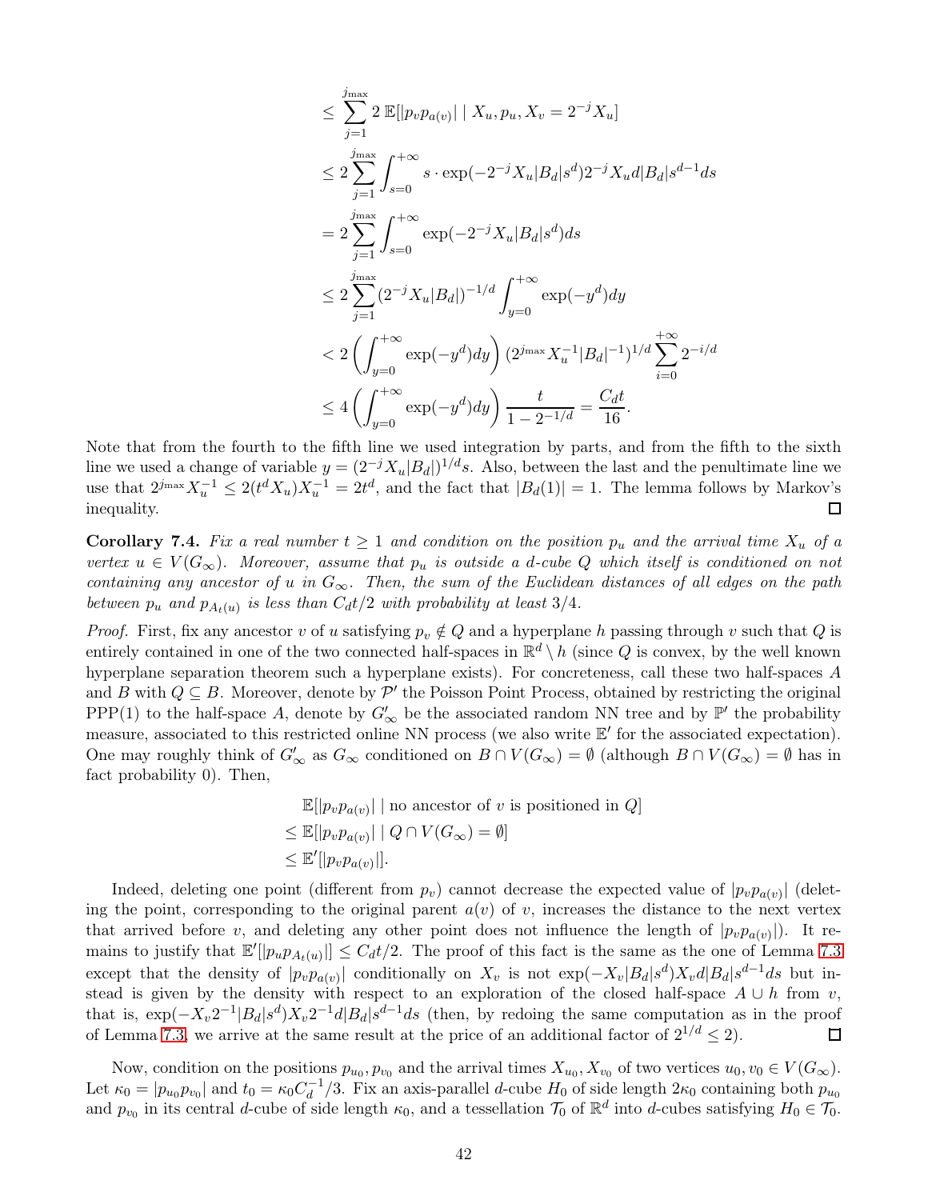$$
\begin{aligned}
&\leq \sum_{j=1}^{j_{\max}} 2\,\mathbb{E}[|p_v p_{a(v)}| \mid X_u, p_u, X_v = 2^{-j} X_u] \\
&\leq 2 \sum_{j=1}^{j_{\max}} \int_{s=0}^{+\infty} s \cdot \exp(-2^{-j} X_u |B_d| s^d) 2^{-j} X_u d |B_d| s^{d-1} ds \\
&= 2 \sum_{j=1}^{j_{\max}} \int_{s=0}^{+\infty} \exp(-2^{-j} X_u |B_d| s^d) ds \\
&\leq 2 \sum_{j=1}^{j_{\max}} (2^{-j} X_u |B_d|)^{-1/d} \int_{y=0}^{+\infty} \exp(-y^d) dy \\
&< 2 \left( \int_{y=0}^{+\infty} \exp(-y^d) dy \right) (2^{j_{\max}} X_u^{-1} |B_d|^{-1})^{1/d} \sum_{i=0}^{+\infty} 2^{-i/d} \\
&\leq 4 \left( \int_{y=0}^{+\infty} \exp(-y^d) dy \right) \frac{t}{1 - 2^{-1/d}} = \frac{C_d t}{16}.
\end{aligned}
$$

Note that from the fourth to the fifth line we used integration by parts, and from the fifth to the sixth line we used a change of variable $y = (2^{-j} X_u |B_d|)^{1/d} s$. Also, between the last and the penultimate line we use that $2^{j_{\max}} X_u^{-1} \leq 2(t^d X_u) X_u^{-1} = 2t^d$, and the fact that $|B_d(1)| = 1$. The lemma follows by Markov's inequality. □

**Corollary 7.4.** *Fix a real number $t \geq 1$ and condition on the position $p_u$ and the arrival time $X_u$ of a vertex $u \in V(G_\infty)$. Moreover, assume that $p_u$ is outside a $d$-cube $Q$ which itself is conditioned on not containing any ancestor of $u$ in $G_\infty$. Then, the sum of the Euclidean distances of all edges on the path between $p_u$ and $p_{A_t(u)}$ is less than $C_d t/2$ with probability at least $3/4$.*

*Proof.* First, fix any ancestor $v$ of $u$ satisfying $p_v \notin Q$ and a hyperplane $h$ passing through $v$ such that $Q$ is entirely contained in one of the two connected half-spaces in $\mathbb{R}^d \setminus h$ (since $Q$ is convex, by the well known hyperplane separation theorem such a hyperplane exists). For concreteness, call these two half-spaces $A$ and $B$ with $Q \subseteq B$. Moreover, denote by $\mathcal{P}'$ the Poisson Point Process, obtained by restricting the original PPP(1) to the half-space $A$, denote by $G'_\infty$ be the associated random NN tree and by $\mathbb{P}'$ the probability measure, associated to this restricted online NN process (we also write $\mathbb{E}'$ for the associated expectation). One may roughly think of $G'_\infty$ as $G_\infty$ conditioned on $B \cap V(G_\infty) = \emptyset$ (although $B \cap V(G_\infty) = \emptyset$ has in fact probability 0). Then,

$$
\begin{aligned}
&\mathbb{E}[|p_v p_{a(v)}| \mid \text{no ancestor of } v \text{ is positioned in } Q] \\
\leq\ &\mathbb{E}[|p_v p_{a(v)}| \mid Q \cap V(G_\infty) = \emptyset] \\
\leq\ &\mathbb{E}'[|p_v p_{a(v)}|].
\end{aligned}
$$

Indeed, deleting one point (different from $p_v$) cannot decrease the expected value of $|p_v p_{a(v)}|$ (deleting the point, corresponding to the original parent $a(v)$ of $v$, increases the distance to the next vertex that arrived before $v$, and deleting any other point does not influence the length of $|p_v p_{a(v)}|$). It remains to justify that $\mathbb{E}'[|p_u p_{A_t(u)}|] \leq C_d t/2$. The proof of this fact is the same as the one of Lemma 7.3 except that the density of $|p_v p_{a(v)}|$ conditionally on $X_v$ is not $\exp(-X_v |B_d| s^d) X_v d |B_d| s^{d-1} ds$ but instead is given by the density with respect to an exploration of the closed half-space $A \cup h$ from $v$, that is, $\exp(-X_v 2^{-1} |B_d| s^d) X_v 2^{-1} d |B_d| s^{d-1} ds$ (then, by redoing the same computation as in the proof of Lemma 7.3, we arrive at the same result at the price of an additional factor of $2^{1/d} \leq 2$). □

Now, condition on the positions $p_{u_0}, p_{v_0}$ and the arrival times $X_{u_0}, X_{v_0}$ of two vertices $u_0, v_0 \in V(G_\infty)$. Let $\kappa_0 = |p_{u_0} p_{v_0}|$ and $t_0 = \kappa_0 C_d^{-1}/3$. Fix an axis-parallel $d$-cube $H_0$ of side length $2\kappa_0$ containing both $p_{u_0}$ and $p_{v_0}$ in its central $d$-cube of side length $\kappa_0$, and a tessellation $\mathcal{T}_0$ of $\mathbb{R}^d$ into $d$-cubes satisfying $H_0 \in \mathcal{T}_0$.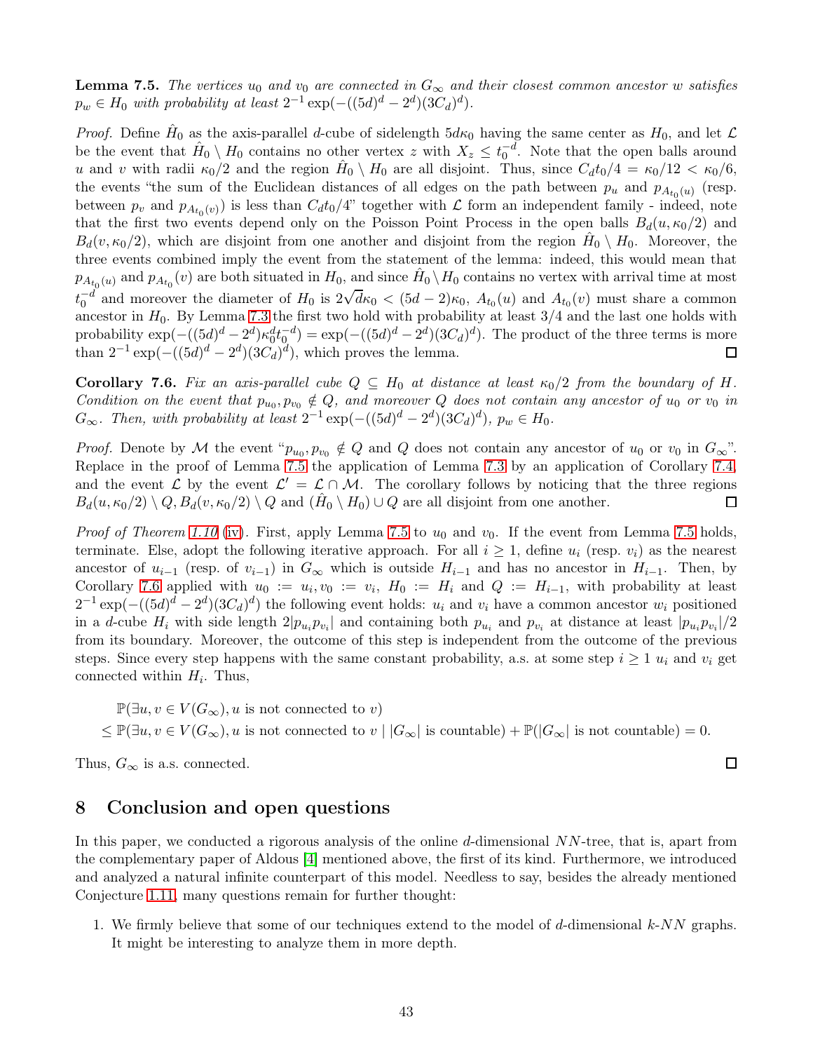**Lemma 7.5.** *The vertices $u_0$ and $v_0$ are connected in $G_\infty$ and their closest common ancestor $w$ satisfies $p_w \in H_0$ with probability at least $2^{-1}\exp(-((5d)^d - 2^d)(3C_d)^d)$.*

*Proof.* Define $\hat{H}_0$ as the axis-parallel $d$-cube of sidelength $5d\kappa_0$ having the same center as $H_0$, and let $\mathcal{L}$ be the event that $\hat{H}_0 \setminus H_0$ contains no other vertex $z$ with $X_z \le t_0^{-d}$. Note that the open balls around $u$ and $v$ with radii $\kappa_0/2$ and the region $\hat{H}_0 \setminus H_0$ are all disjoint. Thus, since $C_d t_0/4 = \kappa_0/12 < \kappa_0/6$, the events "the sum of the Euclidean distances of all edges on the path between $p_u$ and $p_{A_{t_0}(u)}$ (resp. between $p_v$ and $p_{A_{t_0}(v)}$) is less than $C_d t_0/4$" together with $\mathcal{L}$ form an independent family - indeed, note that the first two events depend only on the Poisson Point Process in the open balls $B_d(u, \kappa_0/2)$ and $B_d(v, \kappa_0/2)$, which are disjoint from one another and disjoint from the region $\hat{H}_0 \setminus H_0$. Moreover, the three events combined imply the event from the statement of the lemma: indeed, this would mean that $p_{A_{t_0}(u)}$ and $p_{A_{t_0}}(v)$ are both situated in $H_0$, and since $\hat{H}_0 \setminus H_0$ contains no vertex with arrival time at most $t_0^{-d}$ and moreover the diameter of $H_0$ is $2\sqrt{d}\kappa_0 < (5d-2)\kappa_0$, $A_{t_0}(u)$ and $A_{t_0}(v)$ must share a common ancestor in $H_0$. By Lemma 7.3 the first two hold with probability at least $3/4$ and the last one holds with probability $\exp(-((5d)^d - 2^d)\kappa_0^d t_0^{-d}) = \exp(-((5d)^d - 2^d)(3C_d)^d)$. The product of the three terms is more than $2^{-1}\exp(-((5d)^d - 2^d)(3C_d)^d)$, which proves the lemma. □

**Corollary 7.6.** *Fix an axis-parallel cube $Q \subseteq H_0$ at distance at least $\kappa_0/2$ from the boundary of $H$. Condition on the event that $p_{u_0}, p_{v_0} \notin Q$, and moreover $Q$ does not contain any ancestor of $u_0$ or $v_0$ in $G_\infty$. Then, with probability at least $2^{-1}\exp(-((5d)^d - 2^d)(3C_d)^d)$, $p_w \in H_0$.*

*Proof.* Denote by $\mathcal{M}$ the event "$p_{u_0}, p_{v_0} \notin Q$ and $Q$ does not contain any ancestor of $u_0$ or $v_0$ in $G_\infty$". Replace in the proof of Lemma 7.5 the application of Lemma 7.3 by an application of Corollary 7.4, and the event $\mathcal{L}$ by the event $\mathcal{L}' = \mathcal{L} \cap \mathcal{M}$. The corollary follows by noticing that the three regions $B_d(u, \kappa_0/2) \setminus Q$, $B_d(v, \kappa_0/2) \setminus Q$ and $(\hat{H}_0 \setminus H_0) \cup Q$ are all disjoint from one another. □

*Proof of Theorem 1.10 (iv).* First, apply Lemma 7.5 to $u_0$ and $v_0$. If the event from Lemma 7.5 holds, terminate. Else, adopt the following iterative approach. For all $i \ge 1$, define $u_i$ (resp. $v_i$) as the nearest ancestor of $u_{i-1}$ (resp. of $v_{i-1}$) in $G_\infty$ which is outside $H_{i-1}$ and has no ancestor in $H_{i-1}$. Then, by Corollary 7.6 applied with $u_0 := u_i, v_0 := v_i$, $H_0 := H_i$ and $Q := H_{i-1}$, with probability at least $2^{-1}\exp(-((5d)^d - 2^d)(3C_d)^d)$ the following event holds: $u_i$ and $v_i$ have a common ancestor $w_i$ positioned in a $d$-cube $H_i$ with side length $2|p_{u_i}p_{v_i}|$ and containing both $p_{u_i}$ and $p_{v_i}$ at distance at least $|p_{u_i}p_{v_i}|/2$ from its boundary. Moreover, the outcome of this step is independent from the outcome of the previous steps. Since every step happens with the same constant probability, a.s. at some step $i \ge 1$ $u_i$ and $v_i$ get connected within $H_i$. Thus,

$$
\begin{aligned}
&\mathbb{P}(\exists u, v \in V(G_\infty), u \text{ is not connected to } v) \\
&\le \mathbb{P}(\exists u, v \in V(G_\infty), u \text{ is not connected to } v \mid |G_\infty| \text{ is countable}) + \mathbb{P}(|G_\infty| \text{ is not countable}) = 0.
\end{aligned}
$$

Thus, $G_\infty$ is a.s. connected. □

# 8 Conclusion and open questions

In this paper, we conducted a rigorous analysis of the online $d$-dimensional $NN$-tree, that is, apart from the complementary paper of Aldous [4] mentioned above, the first of its kind. Furthermore, we introduced and analyzed a natural infinite counterpart of this model. Needless to say, besides the already mentioned Conjecture 1.11, many questions remain for further thought:

1. We firmly believe that some of our techniques extend to the model of $d$-dimensional $k$-$NN$ graphs. It might be interesting to analyze them in more depth.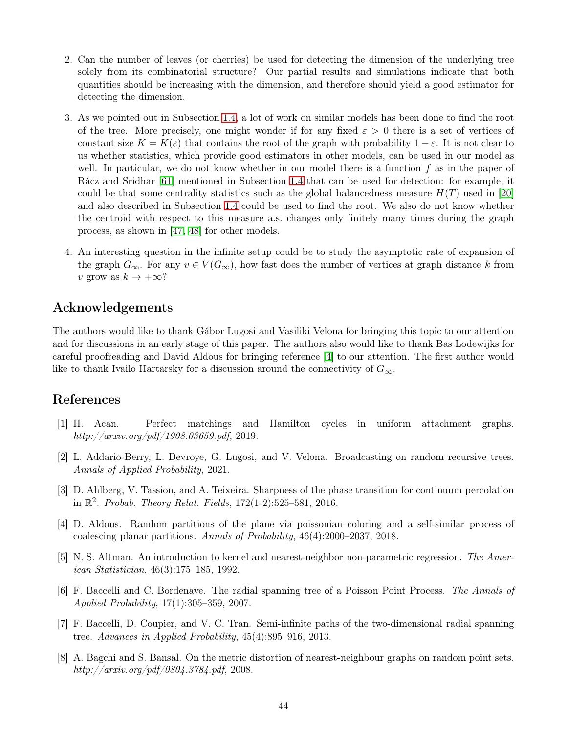2. Can the number of leaves (or cherries) be used for detecting the dimension of the underlying tree solely from its combinatorial structure? Our partial results and simulations indicate that both quantities should be increasing with the dimension, and therefore should yield a good estimator for detecting the dimension.

3. As we pointed out in Subsection 1.4, a lot of work on similar models has been done to find the root of the tree. More precisely, one might wonder if for any fixed $\varepsilon > 0$ there is a set of vertices of constant size $K = K(\varepsilon)$ that contains the root of the graph with probability $1 - \varepsilon$. It is not clear to us whether statistics, which provide good estimators in other models, can be used in our model as well. In particular, we do not know whether in our model there is a function $f$ as in the paper of Rácz and Sridhar [61] mentioned in Subsection 1.4 that can be used for detection: for example, it could be that some centrality statistics such as the global balancedness measure $H(T)$ used in [20] and also described in Subsection 1.4 could be used to find the root. We also do not know whether the centroid with respect to this measure a.s. changes only finitely many times during the graph process, as shown in [47, 48] for other models.

4. An interesting question in the infinite setup could be to study the asymptotic rate of expansion of the graph $G_\infty$. For any $v \in V(G_\infty)$, how fast does the number of vertices at graph distance $k$ from $v$ grow as $k \to +\infty$?

## Acknowledgements

The authors would like to thank Gábor Lugosi and Vasiliki Velona for bringing this topic to our attention and for discussions in an early stage of this paper. The authors also would like to thank Bas Lodewijks for careful proofreading and David Aldous for bringing reference [4] to our attention. The first author would like to thank Ivailo Hartarsky for a discussion around the connectivity of $G_\infty$.

## References

[1] H. Acan. Perfect matchings and Hamilton cycles in uniform attachment graphs. *http://arxiv.org/pdf/1908.03659.pdf*, 2019.

[2] L. Addario-Berry, L. Devroye, G. Lugosi, and V. Velona. Broadcasting on random recursive trees. *Annals of Applied Probability*, 2021.

[3] D. Ahlberg, V. Tassion, and A. Teixeira. Sharpness of the phase transition for continuum percolation in $\mathbb{R}^2$. *Probab. Theory Relat. Fields*, 172(1-2):525–581, 2016.

[4] D. Aldous. Random partitions of the plane via poissonian coloring and a self-similar process of coalescing planar partitions. *Annals of Probability*, 46(4):2000–2037, 2018.

[5] N. S. Altman. An introduction to kernel and nearest-neighbor non-parametric regression. *The American Statistician*, 46(3):175–185, 1992.

[6] F. Baccelli and C. Bordenave. The radial spanning tree of a Poisson Point Process. *The Annals of Applied Probability*, 17(1):305–359, 2007.

[7] F. Baccelli, D. Coupier, and V. C. Tran. Semi-infinite paths of the two-dimensional radial spanning tree. *Advances in Applied Probability*, 45(4):895–916, 2013.

[8] A. Bagchi and S. Bansal. On the metric distortion of nearest-neighbour graphs on random point sets. *http://arxiv.org/pdf/0804.3784.pdf*, 2008.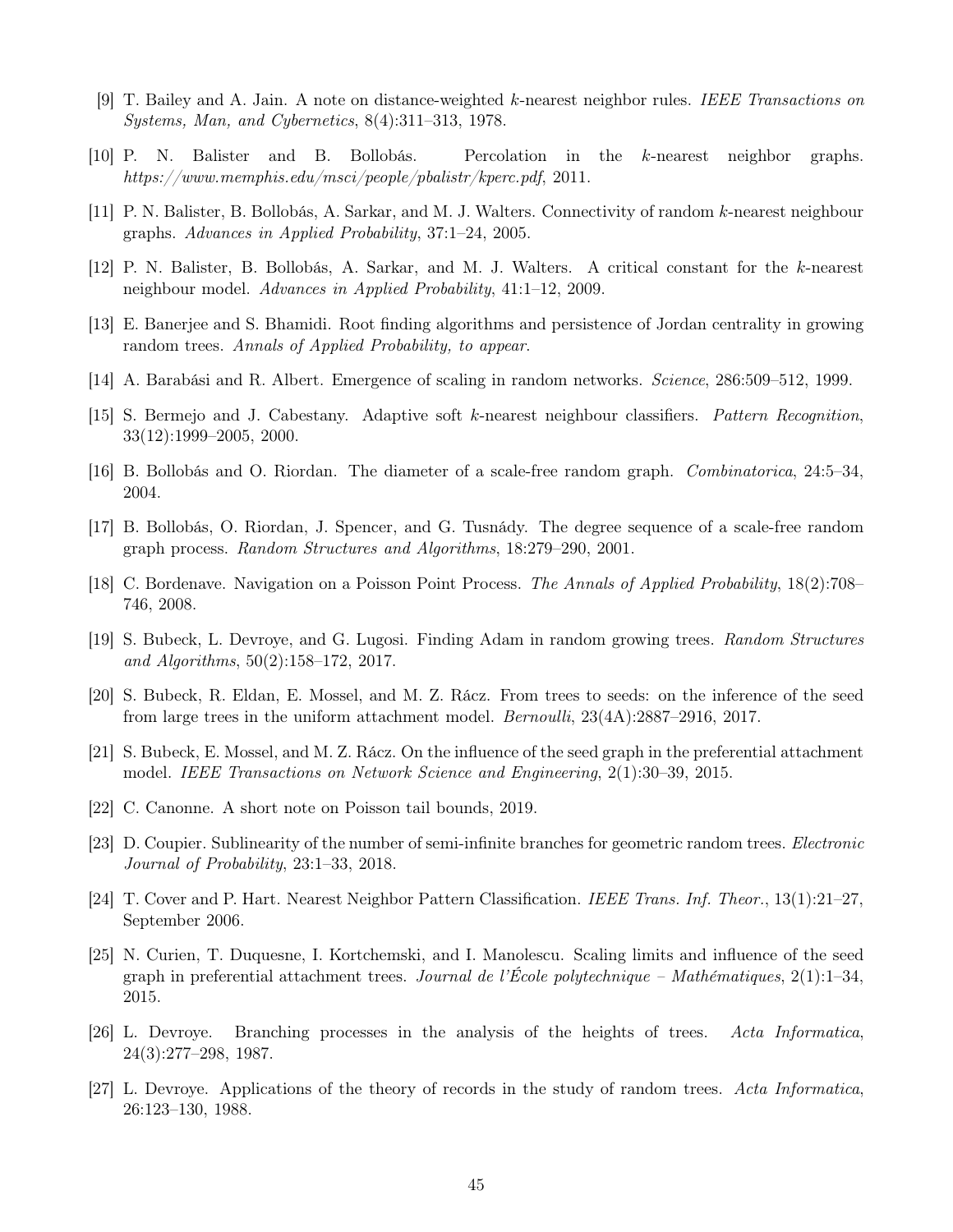[9] T. Bailey and A. Jain. A note on distance-weighted $k$-nearest neighbor rules. *IEEE Transactions on Systems, Man, and Cybernetics*, 8(4):311–313, 1978.

[10] P. N. Balister and B. Bollobás. Percolation in the $k$-nearest neighbor graphs. *https://www.memphis.edu/msci/people/pbalistr/kperc.pdf*, 2011.

[11] P. N. Balister, B. Bollobás, A. Sarkar, and M. J. Walters. Connectivity of random $k$-nearest neighbour graphs. *Advances in Applied Probability*, 37:1–24, 2005.

[12] P. N. Balister, B. Bollobás, A. Sarkar, and M. J. Walters. A critical constant for the $k$-nearest neighbour model. *Advances in Applied Probability*, 41:1–12, 2009.

[13] E. Banerjee and S. Bhamidi. Root finding algorithms and persistence of Jordan centrality in growing random trees. *Annals of Applied Probability, to appear*.

[14] A. Barabási and R. Albert. Emergence of scaling in random networks. *Science*, 286:509–512, 1999.

[15] S. Bermejo and J. Cabestany. Adaptive soft $k$-nearest neighbour classifiers. *Pattern Recognition*, 33(12):1999–2005, 2000.

[16] B. Bollobás and O. Riordan. The diameter of a scale-free random graph. *Combinatorica*, 24:5–34, 2004.

[17] B. Bollobás, O. Riordan, J. Spencer, and G. Tusnády. The degree sequence of a scale-free random graph process. *Random Structures and Algorithms*, 18:279–290, 2001.

[18] C. Bordenave. Navigation on a Poisson Point Process. *The Annals of Applied Probability*, 18(2):708–746, 2008.

[19] S. Bubeck, L. Devroye, and G. Lugosi. Finding Adam in random growing trees. *Random Structures and Algorithms*, 50(2):158–172, 2017.

[20] S. Bubeck, R. Eldan, E. Mossel, and M. Z. Rácz. From trees to seeds: on the inference of the seed from large trees in the uniform attachment model. *Bernoulli*, 23(4A):2887–2916, 2017.

[21] S. Bubeck, E. Mossel, and M. Z. Rácz. On the influence of the seed graph in the preferential attachment model. *IEEE Transactions on Network Science and Engineering*, 2(1):30–39, 2015.

[22] C. Canonne. A short note on Poisson tail bounds, 2019.

[23] D. Coupier. Sublinearity of the number of semi-infinite branches for geometric random trees. *Electronic Journal of Probability*, 23:1–33, 2018.

[24] T. Cover and P. Hart. Nearest Neighbor Pattern Classification. *IEEE Trans. Inf. Theor.*, 13(1):21–27, September 2006.

[25] N. Curien, T. Duquesne, I. Kortchemski, and I. Manolescu. Scaling limits and influence of the seed graph in preferential attachment trees. *Journal de l'École polytechnique – Mathématiques*, 2(1):1–34, 2015.

[26] L. Devroye. Branching processes in the analysis of the heights of trees. *Acta Informatica*, 24(3):277–298, 1987.

[27] L. Devroye. Applications of the theory of records in the study of random trees. *Acta Informatica*, 26:123–130, 1988.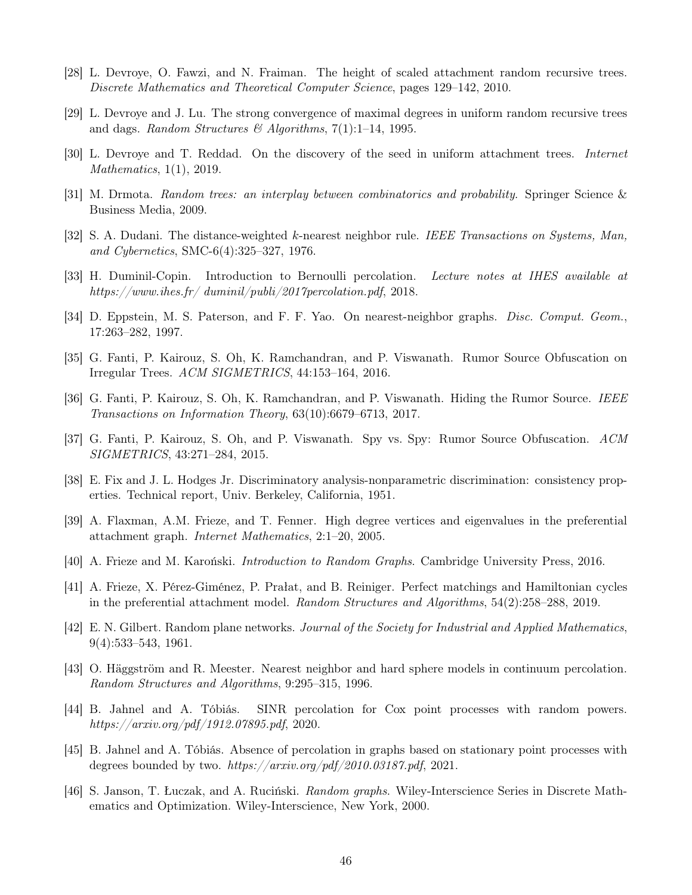[28] L. Devroye, O. Fawzi, and N. Fraiman. The height of scaled attachment random recursive trees. *Discrete Mathematics and Theoretical Computer Science*, pages 129–142, 2010.

[29] L. Devroye and J. Lu. The strong convergence of maximal degrees in uniform random recursive trees and dags. *Random Structures & Algorithms*, 7(1):1–14, 1995.

[30] L. Devroye and T. Reddad. On the discovery of the seed in uniform attachment trees. *Internet Mathematics*, 1(1), 2019.

[31] M. Drmota. *Random trees: an interplay between combinatorics and probability*. Springer Science & Business Media, 2009.

[32] S. A. Dudani. The distance-weighted $k$-nearest neighbor rule. *IEEE Transactions on Systems, Man, and Cybernetics*, SMC-6(4):325–327, 1976.

[33] H. Duminil-Copin. Introduction to Bernoulli percolation. *Lecture notes at IHES available at https://www.ihes.fr/ duminil/publi/2017percolation.pdf*, 2018.

[34] D. Eppstein, M. S. Paterson, and F. F. Yao. On nearest-neighbor graphs. *Disc. Comput. Geom.*, 17:263–282, 1997.

[35] G. Fanti, P. Kairouz, S. Oh, K. Ramchandran, and P. Viswanath. Rumor Source Obfuscation on Irregular Trees. *ACM SIGMETRICS*, 44:153–164, 2016.

[36] G. Fanti, P. Kairouz, S. Oh, K. Ramchandran, and P. Viswanath. Hiding the Rumor Source. *IEEE Transactions on Information Theory*, 63(10):6679–6713, 2017.

[37] G. Fanti, P. Kairouz, S. Oh, and P. Viswanath. Spy vs. Spy: Rumor Source Obfuscation. *ACM SIGMETRICS*, 43:271–284, 2015.

[38] E. Fix and J. L. Hodges Jr. Discriminatory analysis-nonparametric discrimination: consistency properties. Technical report, Univ. Berkeley, California, 1951.

[39] A. Flaxman, A.M. Frieze, and T. Fenner. High degree vertices and eigenvalues in the preferential attachment graph. *Internet Mathematics*, 2:1–20, 2005.

[40] A. Frieze and M. Karoński. *Introduction to Random Graphs*. Cambridge University Press, 2016.

[41] A. Frieze, X. Pérez-Giménez, P. Prałat, and B. Reiniger. Perfect matchings and Hamiltonian cycles in the preferential attachment model. *Random Structures and Algorithms*, 54(2):258–288, 2019.

[42] E. N. Gilbert. Random plane networks. *Journal of the Society for Industrial and Applied Mathematics*, 9(4):533–543, 1961.

[43] O. Häggström and R. Meester. Nearest neighbor and hard sphere models in continuum percolation. *Random Structures and Algorithms*, 9:295–315, 1996.

[44] B. Jahnel and A. Tóbiás. SINR percolation for Cox point processes with random powers. *https://arxiv.org/pdf/1912.07895.pdf*, 2020.

[45] B. Jahnel and A. Tóbiás. Absence of percolation in graphs based on stationary point processes with degrees bounded by two. *https://arxiv.org/pdf/2010.03187.pdf*, 2021.

[46] S. Janson, T. Łuczak, and A. Ruciński. *Random graphs*. Wiley-Interscience Series in Discrete Mathematics and Optimization. Wiley-Interscience, New York, 2000.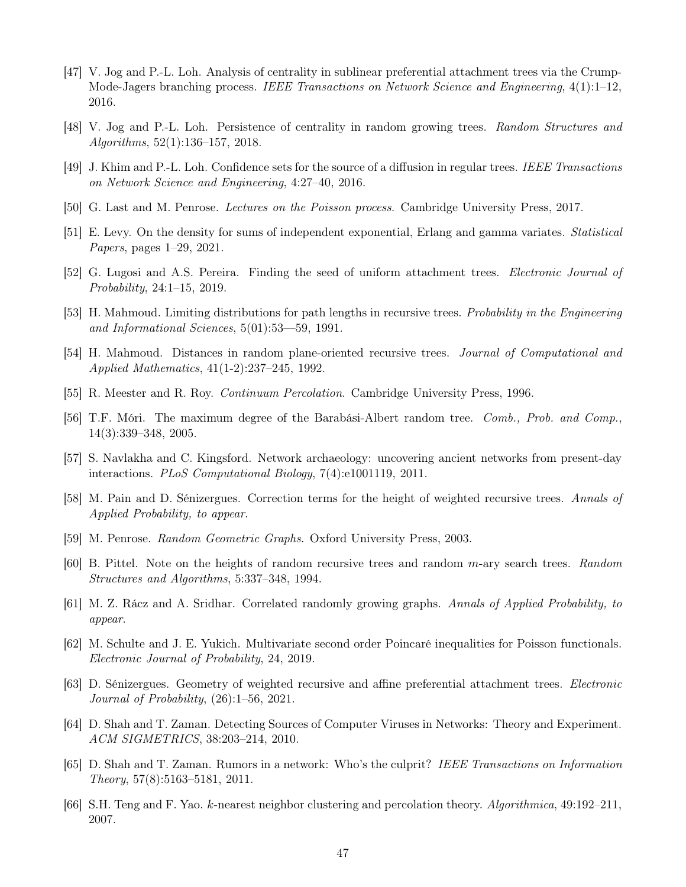[47] V. Jog and P.-L. Loh. Analysis of centrality in sublinear preferential attachment trees via the Crump-Mode-Jagers branching process. *IEEE Transactions on Network Science and Engineering*, 4(1):1–12, 2016.

[48] V. Jog and P.-L. Loh. Persistence of centrality in random growing trees. *Random Structures and Algorithms*, 52(1):136–157, 2018.

[49] J. Khim and P.-L. Loh. Confidence sets for the source of a diffusion in regular trees. *IEEE Transactions on Network Science and Engineering*, 4:27–40, 2016.

[50] G. Last and M. Penrose. *Lectures on the Poisson process*. Cambridge University Press, 2017.

[51] E. Levy. On the density for sums of independent exponential, Erlang and gamma variates. *Statistical Papers*, pages 1–29, 2021.

[52] G. Lugosi and A.S. Pereira. Finding the seed of uniform attachment trees. *Electronic Journal of Probability*, 24:1–15, 2019.

[53] H. Mahmoud. Limiting distributions for path lengths in recursive trees. *Probability in the Engineering and Informational Sciences*, 5(01):53—59, 1991.

[54] H. Mahmoud. Distances in random plane-oriented recursive trees. *Journal of Computational and Applied Mathematics*, 41(1-2):237–245, 1992.

[55] R. Meester and R. Roy. *Continuum Percolation*. Cambridge University Press, 1996.

[56] T.F. Móri. The maximum degree of the Barabási-Albert random tree. *Comb., Prob. and Comp.*, 14(3):339–348, 2005.

[57] S. Navlakha and C. Kingsford. Network archaeology: uncovering ancient networks from present-day interactions. *PLoS Computational Biology*, 7(4):e1001119, 2011.

[58] M. Pain and D. Sénizergues. Correction terms for the height of weighted recursive trees. *Annals of Applied Probability, to appear*.

[59] M. Penrose. *Random Geometric Graphs*. Oxford University Press, 2003.

[60] B. Pittel. Note on the heights of random recursive trees and random $m$-ary search trees. *Random Structures and Algorithms*, 5:337–348, 1994.

[61] M. Z. Rácz and A. Sridhar. Correlated randomly growing graphs. *Annals of Applied Probability, to appear*.

[62] M. Schulte and J. E. Yukich. Multivariate second order Poincaré inequalities for Poisson functionals. *Electronic Journal of Probability*, 24, 2019.

[63] D. Sénizergues. Geometry of weighted recursive and affine preferential attachment trees. *Electronic Journal of Probability*, (26):1–56, 2021.

[64] D. Shah and T. Zaman. Detecting Sources of Computer Viruses in Networks: Theory and Experiment. *ACM SIGMETRICS*, 38:203–214, 2010.

[65] D. Shah and T. Zaman. Rumors in a network: Who's the culprit? *IEEE Transactions on Information Theory*, 57(8):5163–5181, 2011.

[66] S.H. Teng and F. Yao. $k$-nearest neighbor clustering and percolation theory. *Algorithmica*, 49:192–211, 2007.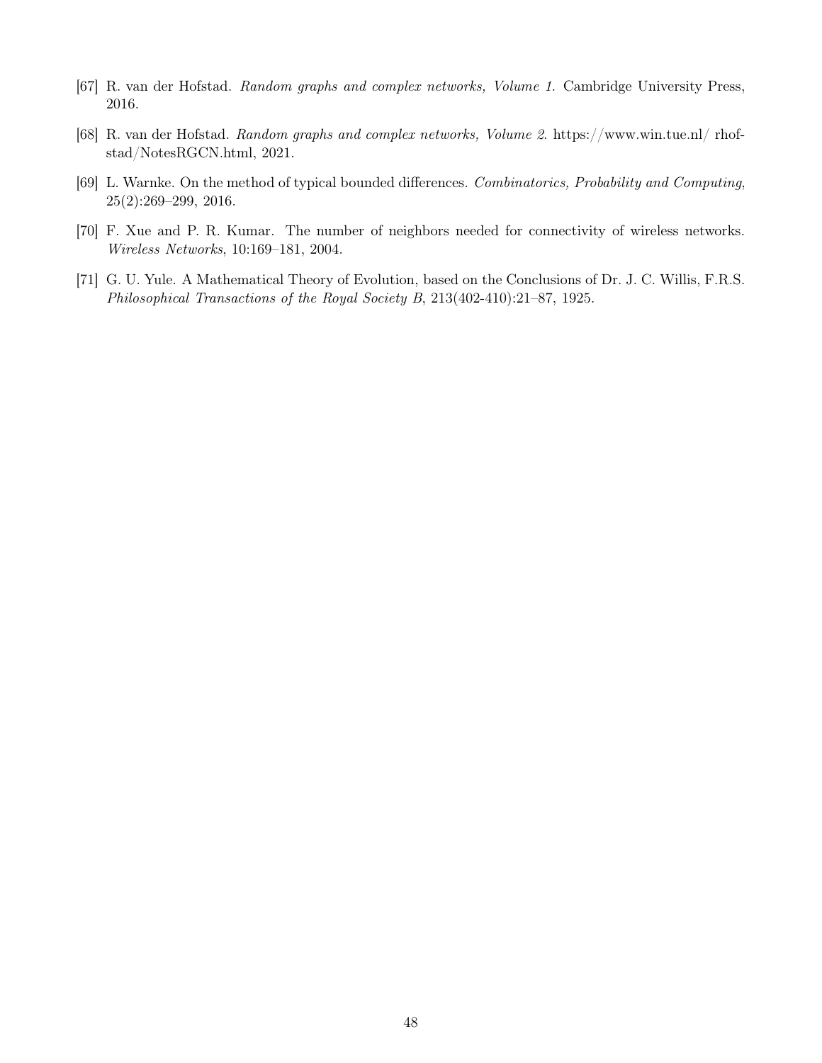[67] R. van der Hofstad. *Random graphs and complex networks, Volume 1.* Cambridge University Press, 2016.

[68] R. van der Hofstad. *Random graphs and complex networks, Volume 2.* https://www.win.tue.nl/ rhofstad/NotesRGCN.html, 2021.

[69] L. Warnke. On the method of typical bounded differences. *Combinatorics, Probability and Computing*, 25(2):269–299, 2016.

[70] F. Xue and P. R. Kumar. The number of neighbors needed for connectivity of wireless networks. *Wireless Networks*, 10:169–181, 2004.

[71] G. U. Yule. A Mathematical Theory of Evolution, based on the Conclusions of Dr. J. C. Willis, F.R.S. *Philosophical Transactions of the Royal Society B*, 213(402-410):21–87, 1925.